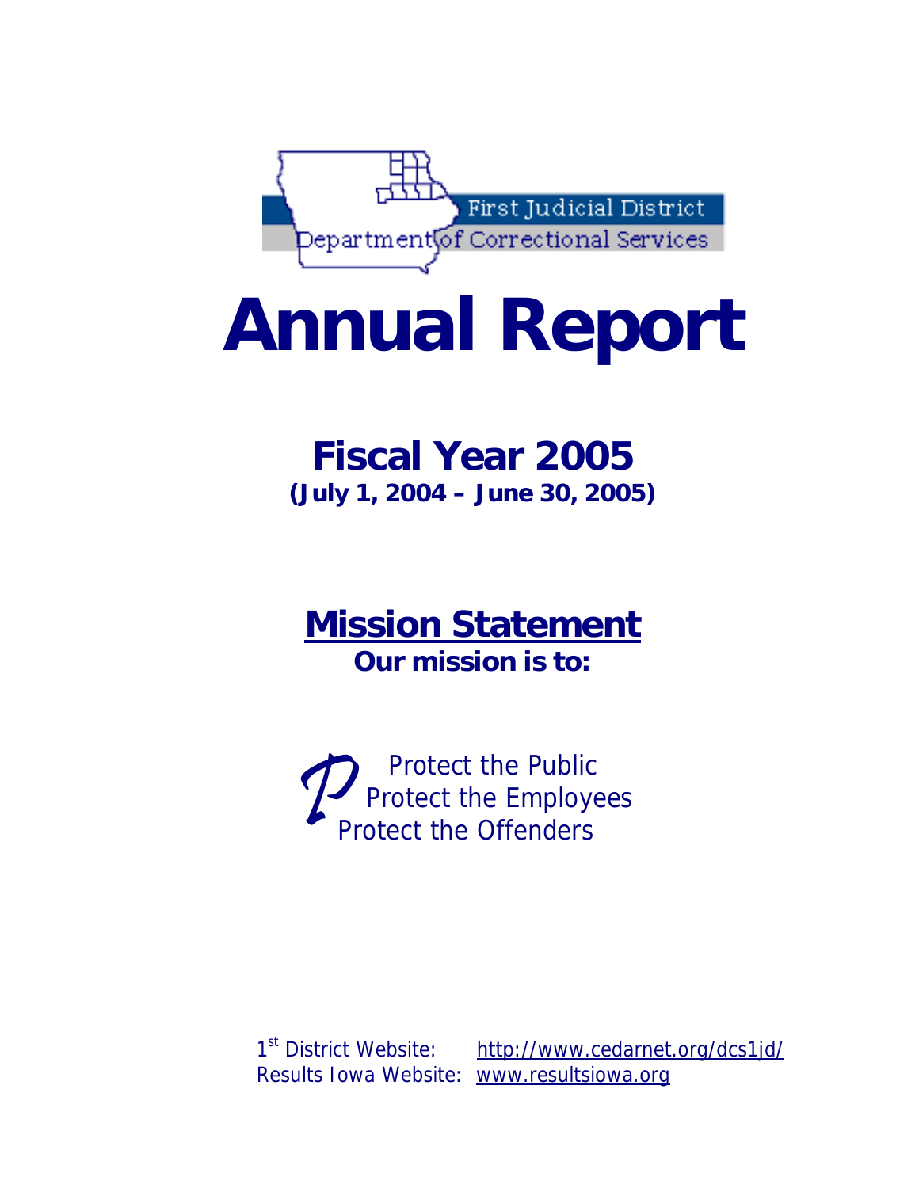First Judicial District

Department of Correctional Services

# Annual Report

## Fiscal Year 2005

**(July 1, 2004 – June 30, 2005)**

## Mission Statement

**Our mission is to:**

Protect the Public
Protect the Employees
Protect the Offenders

1st District Website: http://www.cedarnet.org/dcs1jd/
Results Iowa Website: www.resultsiowa.org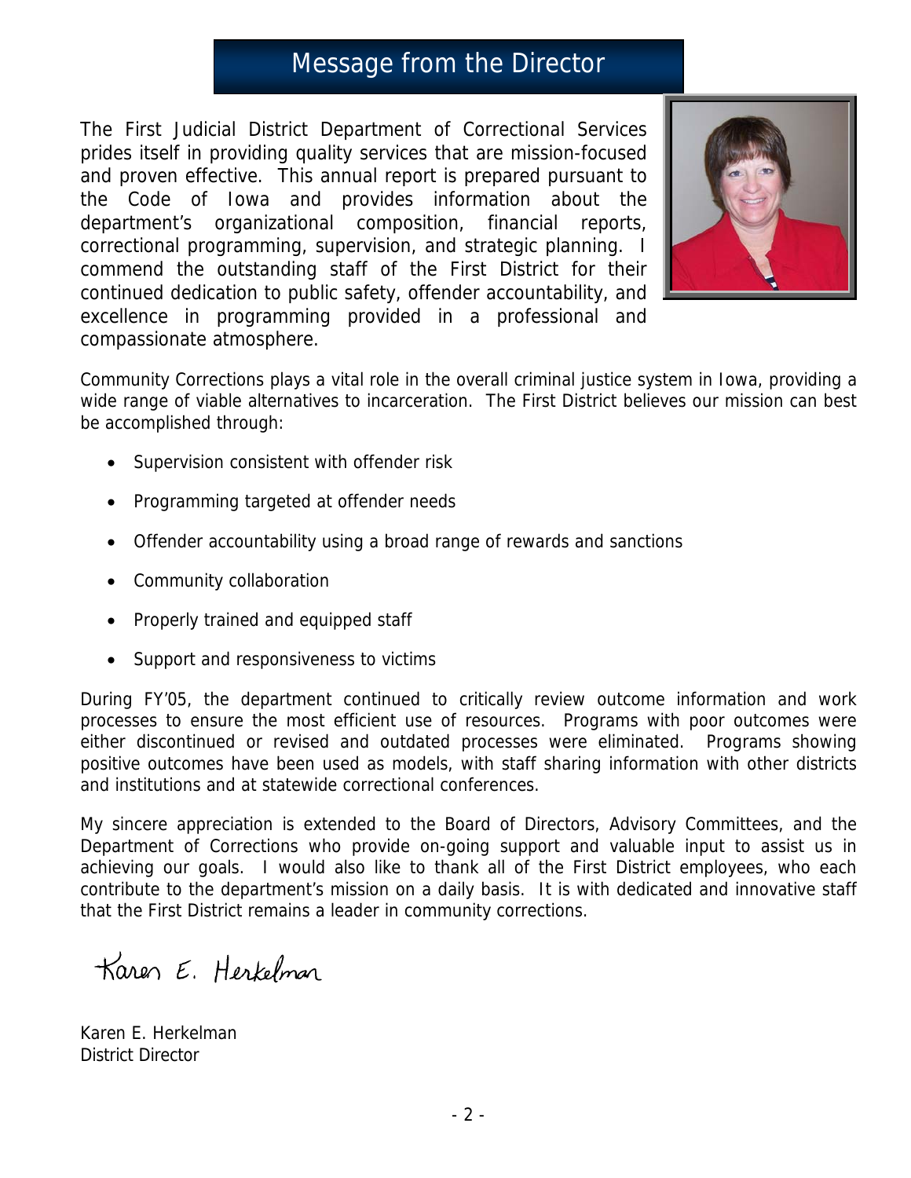# Message from the Director

The First Judicial District Department of Correctional Services prides itself in providing quality services that are mission-focused and proven effective. This annual report is prepared pursuant to the Code of Iowa and provides information about the department's organizational composition, financial reports, correctional programming, supervision, and strategic planning. I commend the outstanding staff of the First District for their continued dedication to public safety, offender accountability, and excellence in programming provided in a professional and compassionate atmosphere.

Community Corrections plays a vital role in the overall criminal justice system in Iowa, providing a wide range of viable alternatives to incarceration. The First District believes our mission can best be accomplished through:

- Supervision consistent with offender risk
- Programming targeted at offender needs
- Offender accountability using a broad range of rewards and sanctions
- Community collaboration
- Properly trained and equipped staff
- Support and responsiveness to victims

During FY'05, the department continued to critically review outcome information and work processes to ensure the most efficient use of resources. Programs with poor outcomes were either discontinued or revised and outdated processes were eliminated. Programs showing positive outcomes have been used as models, with staff sharing information with other districts and institutions and at statewide correctional conferences.

My sincere appreciation is extended to the Board of Directors, Advisory Committees, and the Department of Corrections who provide on-going support and valuable input to assist us in achieving our goals. I would also like to thank all of the First District employees, who each contribute to the department's mission on a daily basis. It is with dedicated and innovative staff that the First District remains a leader in community corrections.

*Karen E. Herkelman*

Karen E. Herkelman
District Director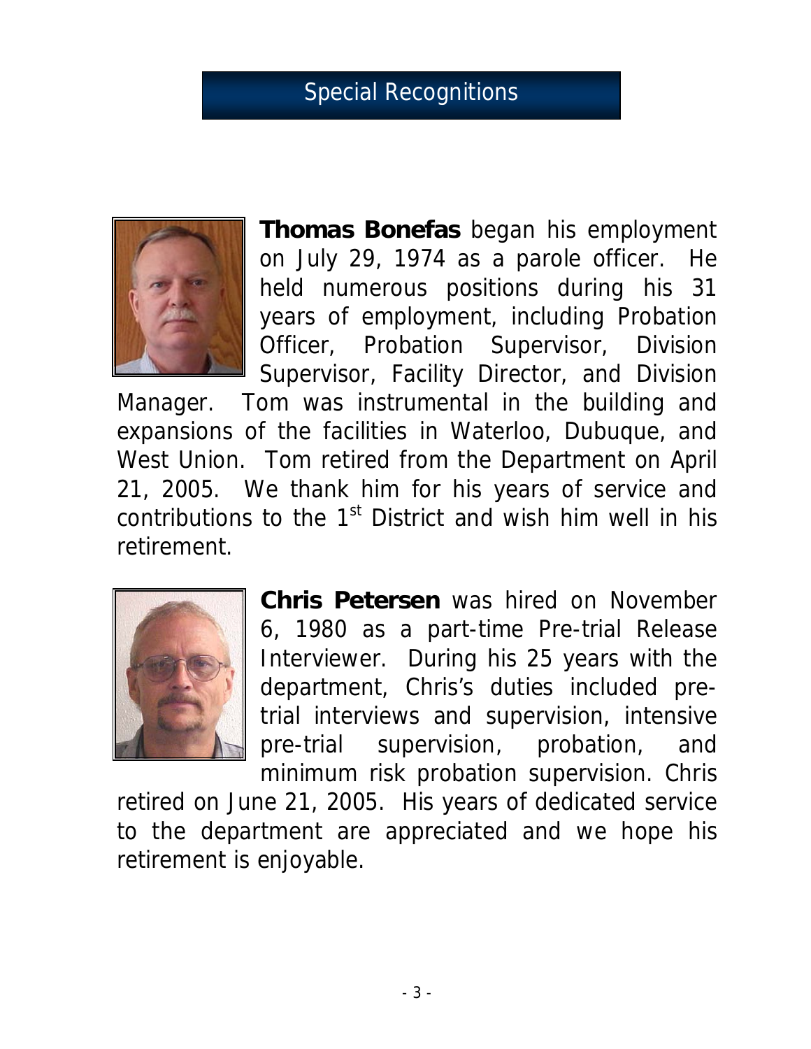# Special Recognitions

**Thomas Bonefas** began his employment on July 29, 1974 as a parole officer. He held numerous positions during his 31 years of employment, including Probation Officer, Probation Supervisor, Division Supervisor, Facility Director, and Division Manager. Tom was instrumental in the building and expansions of the facilities in Waterloo, Dubuque, and West Union. Tom retired from the Department on April 21, 2005. We thank him for his years of service and contributions to the 1st District and wish him well in his retirement.

**Chris Petersen** was hired on November 6, 1980 as a part-time Pre-trial Release Interviewer. During his 25 years with the department, Chris's duties included pre-trial interviews and supervision, intensive pre-trial supervision, probation, and minimum risk probation supervision. Chris retired on June 21, 2005. His years of dedicated service to the department are appreciated and we hope his retirement is enjoyable.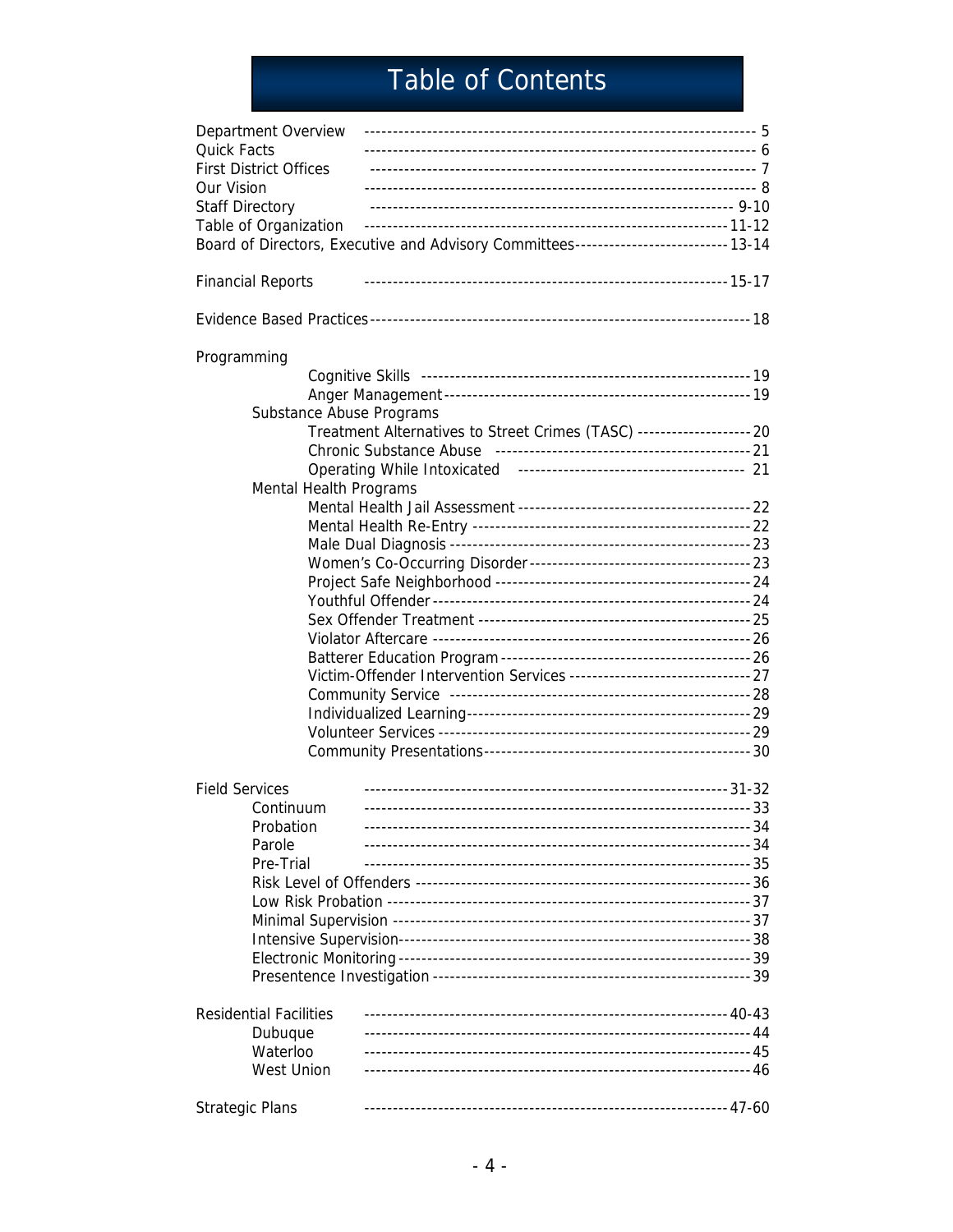# Table of Contents

- Department Overview ---------- 5
- Quick Facts ---------- 6
- First District Offices ---------- 7
- Our Vision ---------- 8
- Staff Directory ---------- 9-10
- Table of Organization ---------- 11-12
- Board of Directors, Executive and Advisory Committees ---------- 13-14

- Financial Reports ---------- 15-17

- Evidence Based Practices ---------- 18

- Programming
  - Cognitive Skills ---------- 19
  - Anger Management ---------- 19
  - Substance Abuse Programs
    - Treatment Alternatives to Street Crimes (TASC) ---------- 20
    - Chronic Substance Abuse ---------- 21
    - Operating While Intoxicated ---------- 21
  - Mental Health Programs
    - Mental Health Jail Assessment ---------- 22
    - Mental Health Re-Entry ---------- 22
    - Male Dual Diagnosis ---------- 23
    - Women's Co-Occurring Disorder ---------- 23
    - Project Safe Neighborhood ---------- 24
    - Youthful Offender ---------- 24
    - Sex Offender Treatment ---------- 25
    - Violator Aftercare ---------- 26
    - Batterer Education Program ---------- 26
    - Victim-Offender Intervention Services ---------- 27
    - Community Service ---------- 28
    - Individualized Learning ---------- 29
    - Volunteer Services ---------- 29
    - Community Presentations ---------- 30

- Field Services ---------- 31-32
  - Continuum ---------- 33
  - Probation ---------- 34
  - Parole ---------- 34
  - Pre-Trial ---------- 35
  - Risk Level of Offenders ---------- 36
  - Low Risk Probation ---------- 37
  - Minimal Supervision ---------- 37
  - Intensive Supervision ---------- 38
  - Electronic Monitoring ---------- 39
  - Presentence Investigation ---------- 39

- Residential Facilities ---------- 40-43
  - Dubuque ---------- 44
  - Waterloo ---------- 45
  - West Union ---------- 46

- Strategic Plans ---------- 47-60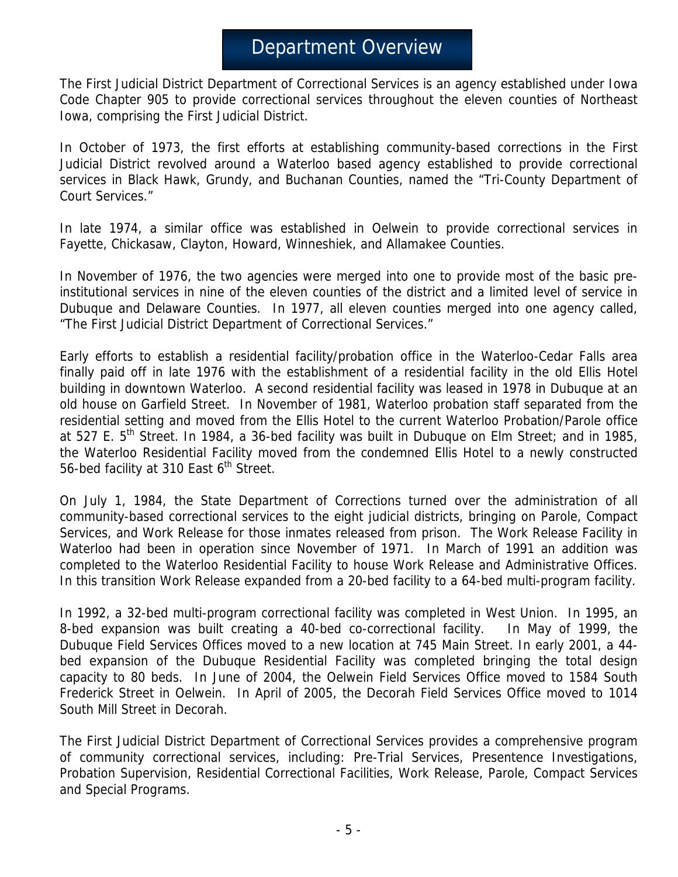# Department Overview

The First Judicial District Department of Correctional Services is an agency established under Iowa Code Chapter 905 to provide correctional services throughout the eleven counties of Northeast Iowa, comprising the First Judicial District.

In October of 1973, the first efforts at establishing community-based corrections in the First Judicial District revolved around a Waterloo based agency established to provide correctional services in Black Hawk, Grundy, and Buchanan Counties, named the "Tri-County Department of Court Services."

In late 1974, a similar office was established in Oelwein to provide correctional services in Fayette, Chickasaw, Clayton, Howard, Winneshiek, and Allamakee Counties.

In November of 1976, the two agencies were merged into one to provide most of the basic pre-institutional services in nine of the eleven counties of the district and a limited level of service in Dubuque and Delaware Counties. In 1977, all eleven counties merged into one agency called, "The First Judicial District Department of Correctional Services."

Early efforts to establish a residential facility/probation office in the Waterloo-Cedar Falls area finally paid off in late 1976 with the establishment of a residential facility in the old Ellis Hotel building in downtown Waterloo. A second residential facility was leased in 1978 in Dubuque at an old house on Garfield Street. In November of 1981, Waterloo probation staff separated from the residential setting and moved from the Ellis Hotel to the current Waterloo Probation/Parole office at 527 E. 5th Street. In 1984, a 36-bed facility was built in Dubuque on Elm Street; and in 1985, the Waterloo Residential Facility moved from the condemned Ellis Hotel to a newly constructed 56-bed facility at 310 East 6th Street.

On July 1, 1984, the State Department of Corrections turned over the administration of all community-based correctional services to the eight judicial districts, bringing on Parole, Compact Services, and Work Release for those inmates released from prison. The Work Release Facility in Waterloo had been in operation since November of 1971. In March of 1991 an addition was completed to the Waterloo Residential Facility to house Work Release and Administrative Offices. In this transition Work Release expanded from a 20-bed facility to a 64-bed multi-program facility.

In 1992, a 32-bed multi-program correctional facility was completed in West Union. In 1995, an 8-bed expansion was built creating a 40-bed co-correctional facility. In May of 1999, the Dubuque Field Services Offices moved to a new location at 745 Main Street. In early 2001, a 44-bed expansion of the Dubuque Residential Facility was completed bringing the total design capacity to 80 beds. In June of 2004, the Oelwein Field Services Office moved to 1584 South Frederick Street in Oelwein. In April of 2005, the Decorah Field Services Office moved to 1014 South Mill Street in Decorah.

The First Judicial District Department of Correctional Services provides a comprehensive program of community correctional services, including: Pre-Trial Services, Presentence Investigations, Probation Supervision, Residential Correctional Facilities, Work Release, Parole, Compact Services and Special Programs.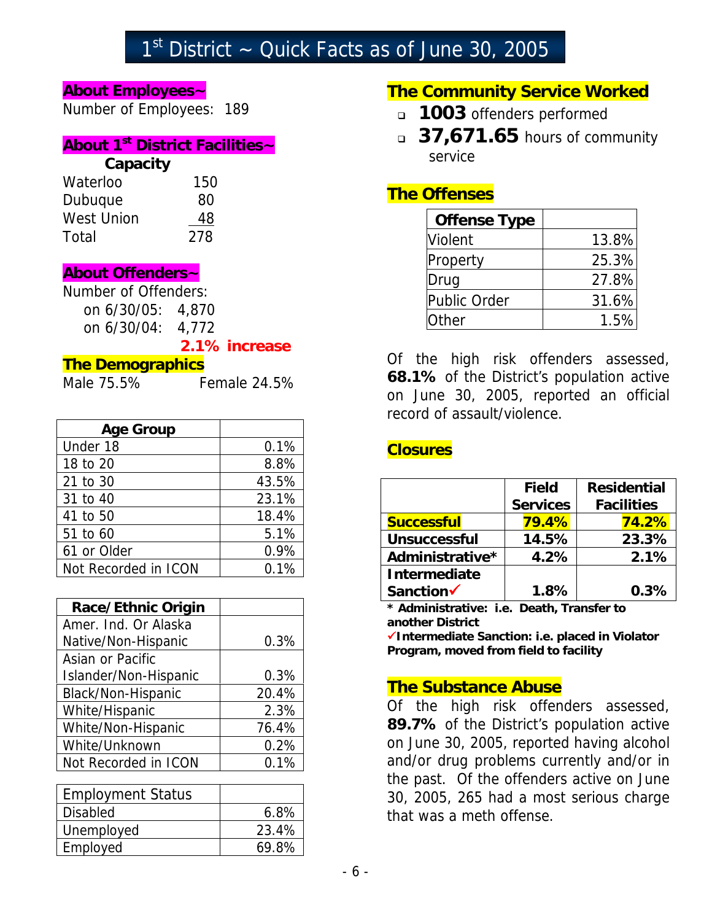# 1st District ~ Quick Facts as of June 30, 2005

## About Employees~

Number of Employees: 189

## About 1st District Facilities~

| Capacity | |
|---|---|
| Waterloo | 150 |
| Dubuque | 80 |
| West Union | 48 |
| Total | 278 |

## About Offenders~

Number of Offenders:

on 6/30/05: 4,870

on 6/30/04: 4,772

**2.1% increase**

## The Demographics

Male 75.5% Female 24.5%

| Age Group | |
|---|---|
| Under 18 | 0.1% |
| 18 to 20 | 8.8% |
| 21 to 30 | 43.5% |
| 31 to 40 | 23.1% |
| 41 to 50 | 18.4% |
| 51 to 60 | 5.1% |
| 61 or Older | 0.9% |
| Not Recorded in ICON | 0.1% |

| Race/Ethnic Origin | |
|---|---|
| Amer. Ind. Or Alaska Native/Non-Hispanic | 0.3% |
| Asian or Pacific Islander/Non-Hispanic | 0.3% |
| Black/Non-Hispanic | 20.4% |
| White/Hispanic | 2.3% |
| White/Non-Hispanic | 76.4% |
| White/Unknown | 0.2% |
| Not Recorded in ICON | 0.1% |

| Employment Status | |
|---|---|
| Disabled | 6.8% |
| Unemployed | 23.4% |
| Employed | 69.8% |

## The Community Service Worked

- **1003** offenders performed
- **37,671.65** hours of community service

## The Offenses

| Offense Type | |
|---|---|
| Violent | 13.8% |
| Property | 25.3% |
| Drug | 27.8% |
| Public Order | 31.6% |
| Other | 1.5% |

Of the high risk offenders assessed, **68.1%** of the District's population active on June 30, 2005, reported an official record of assault/violence.

## Closures

| | Field Services | Residential Facilities |
|---|---|---|
| **Successful** | **79.4%** | **74.2%** |
| **Unsuccessful** | **14.5%** | **23.3%** |
| **Administrative*** | **4.2%** | **2.1%** |
| **Intermediate Sanction✓** | **1.8%** | **0.3%** |

**\* Administrative: i.e. Death, Transfer to another District**

**✓Intermediate Sanction: i.e. placed in Violator Program, moved from field to facility**

## The Substance Abuse

Of the high risk offenders assessed, **89.7%** of the District's population active on June 30, 2005, reported having alcohol and/or drug problems currently and/or in the past. Of the offenders active on June 30, 2005, 265 had a most serious charge that was a meth offense.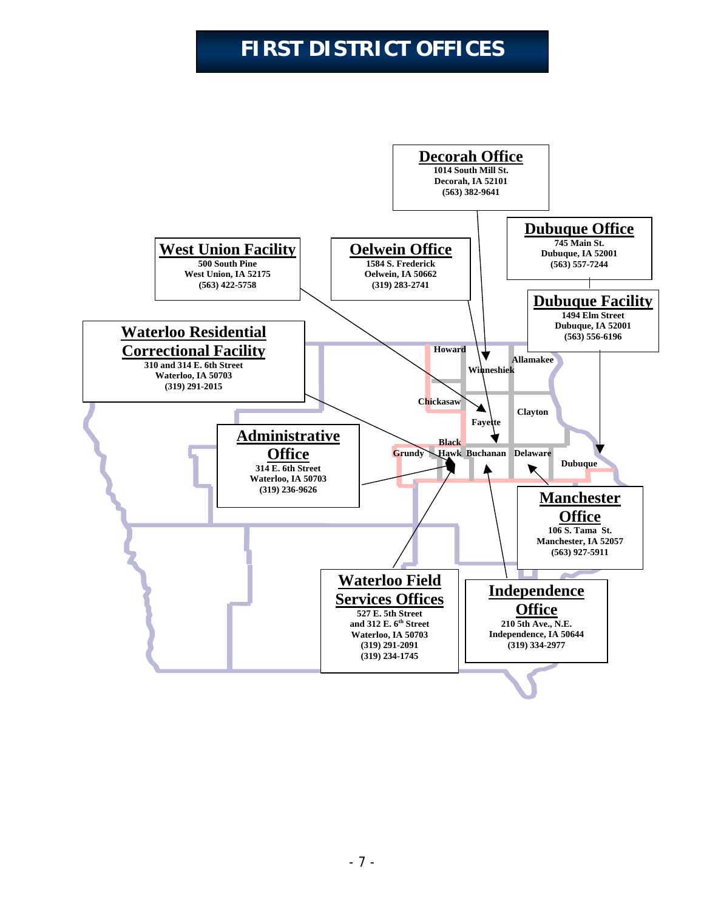# FIRST DISTRICT OFFICES

**Decorah Office**
1014 South Mill St.
Decorah, IA 52101
(563) 382-9641

**Dubuque Office**
745 Main St.
Dubuque, IA 52001
(563) 557-7244

**West Union Facility**
500 South Pine
West Union, IA 52175
(563) 422-5758

**Oelwein Office**
1584 S. Frederick
Oelwein, IA 50662
(319) 283-2741

**Dubuque Facility**
1494 Elm Street
Dubuque, IA 52001
(563) 556-6196

**Waterloo Residential Correctional Facility**
310 and 314 E. 6th Street
Waterloo, IA 50703
(319) 291-2015

Howard, Winneshiek, Allamakee, Chickasaw, Fayette, Clayton, Grundy, Black Hawk, Buchanan, Delaware, Dubuque

**Administrative Office**
314 E. 6th Street
Waterloo, IA 50703
(319) 236-9626

**Manchester Office**
106 S. Tama St.
Manchester, IA 52057
(563) 927-5911

**Waterloo Field Services Offices**
527 E. 5th Street
and 312 E. 6th Street
Waterloo, IA 50703
(319) 291-2091
(319) 234-1745

**Independence Office**
210 5th Ave., N.E.
Independence, IA 50644
(319) 334-2977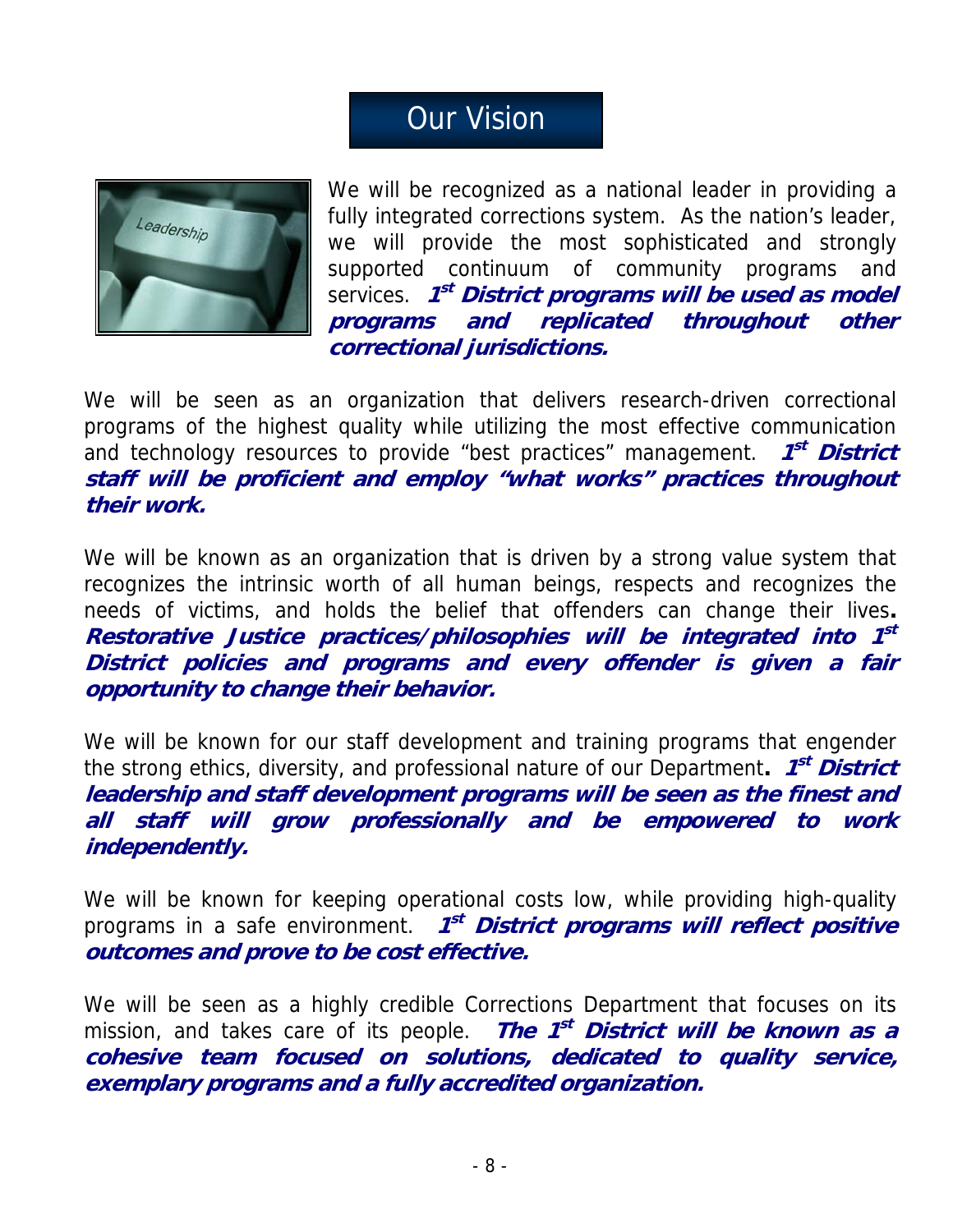# Our Vision

We will be recognized as a national leader in providing a fully integrated corrections system. As the nation's leader, we will provide the most sophisticated and strongly supported continuum of community programs and services. ***1st District programs will be used as model programs and replicated throughout other correctional jurisdictions.***

We will be seen as an organization that delivers research-driven correctional programs of the highest quality while utilizing the most effective communication and technology resources to provide "best practices" management. ***1st District staff will be proficient and employ "what works" practices throughout their work.***

We will be known as an organization that is driven by a strong value system that recognizes the intrinsic worth of all human beings, respects and recognizes the needs of victims, and holds the belief that offenders can change their lives**.** ***Restorative Justice practices/philosophies will be integrated into 1st District policies and programs and every offender is given a fair opportunity to change their behavior.***

We will be known for our staff development and training programs that engender the strong ethics, diversity, and professional nature of our Department**.** ***1st District leadership and staff development programs will be seen as the finest and all staff will grow professionally and be empowered to work independently.***

We will be known for keeping operational costs low, while providing high-quality programs in a safe environment. ***1st District programs will reflect positive outcomes and prove to be cost effective.***

We will be seen as a highly credible Corrections Department that focuses on its mission, and takes care of its people. ***The 1st District will be known as a cohesive team focused on solutions, dedicated to quality service, exemplary programs and a fully accredited organization.***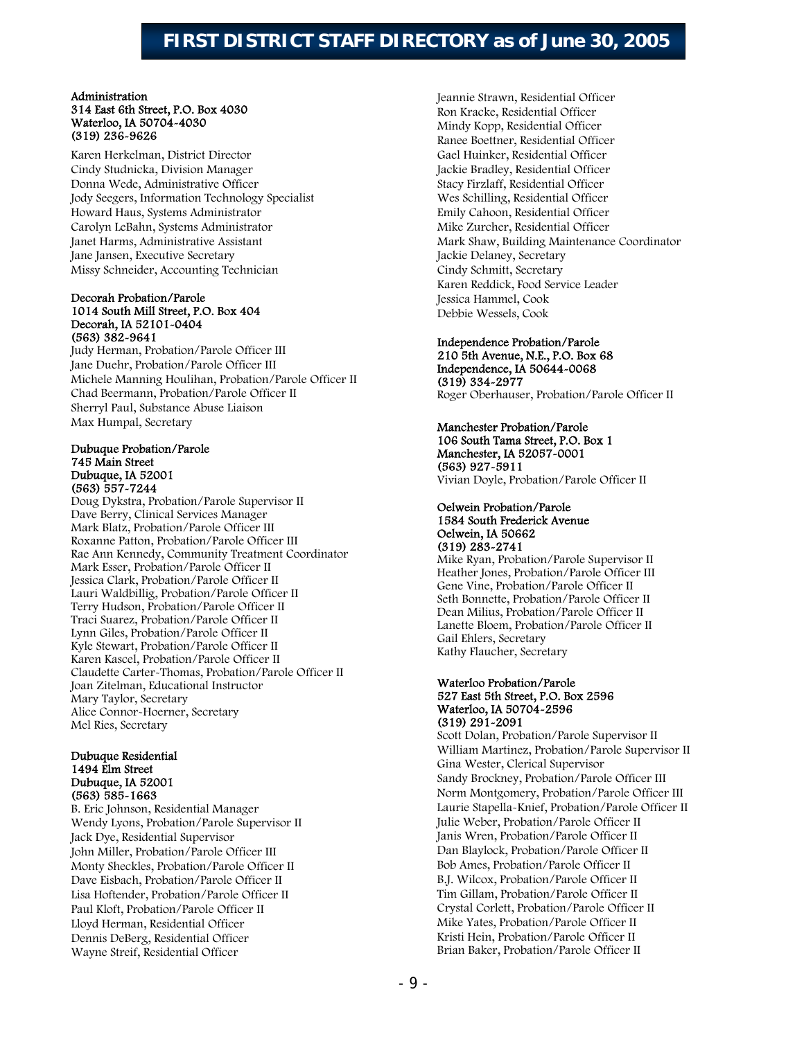# FIRST DISTRICT STAFF DIRECTORY as of June 30, 2005

**Administration**
**314 East 6th Street, P.O. Box 4030**
**Waterloo, IA 50704-4030**
**(319) 236-9626**

Karen Herkelman, District Director
Cindy Studnicka, Division Manager
Donna Wede, Administrative Officer
Jody Seegers, Information Technology Specialist
Howard Haus, Systems Administrator
Carolyn LeBahn, Systems Administrator
Janet Harms, Administrative Assistant
Jane Jansen, Executive Secretary
Missy Schneider, Accounting Technician

**Decorah Probation/Parole**
**1014 South Mill Street, P.O. Box 404**
**Decorah, IA 52101-0404**
**(563) 382-9641**

Judy Herman, Probation/Parole Officer III
Jane Duehr, Probation/Parole Officer III
Michele Manning Houlihan, Probation/Parole Officer II
Chad Beermann, Probation/Parole Officer II
Sherryl Paul, Substance Abuse Liaison
Max Humpal, Secretary

**Dubuque Probation/Parole**
**745 Main Street**
**Dubuque, IA 52001**
**(563) 557-7244**

Doug Dykstra, Probation/Parole Supervisor II
Dave Berry, Clinical Services Manager
Mark Blatz, Probation/Parole Officer III
Roxanne Patton, Probation/Parole Officer III
Rae Ann Kennedy, Community Treatment Coordinator
Mark Esser, Probation/Parole Officer II
Jessica Clark, Probation/Parole Officer II
Lauri Waldbillig, Probation/Parole Officer II
Terry Hudson, Probation/Parole Officer II
Traci Suarez, Probation/Parole Officer II
Lynn Giles, Probation/Parole Officer II
Kyle Stewart, Probation/Parole Officer II
Karen Kascel, Probation/Parole Officer II
Claudette Carter-Thomas, Probation/Parole Officer II
Joan Zitelman, Educational Instructor
Mary Taylor, Secretary
Alice Connor-Hoerner, Secretary
Mel Ries, Secretary

**Dubuque Residential**
**1494 Elm Street**
**Dubuque, IA 52001**
**(563) 585-1663**

B. Eric Johnson, Residential Manager
Wendy Lyons, Probation/Parole Supervisor II
Jack Dye, Residential Supervisor
John Miller, Probation/Parole Officer III
Monty Sheckles, Probation/Parole Officer II
Dave Eisbach, Probation/Parole Officer II
Lisa Hoftender, Probation/Parole Officer II
Paul Kloft, Probation/Parole Officer II
Lloyd Herman, Residential Officer
Dennis DeBerg, Residential Officer
Wayne Streif, Residential Officer
Jeannie Strawn, Residential Officer
Ron Kracke, Residential Officer
Mindy Kopp, Residential Officer
Ranee Boettner, Residential Officer
Gael Huinker, Residential Officer
Jackie Bradley, Residential Officer
Stacy Firzlaff, Residential Officer
Wes Schilling, Residential Officer
Emily Cahoon, Residential Officer
Mike Zurcher, Residential Officer
Mark Shaw, Building Maintenance Coordinator
Jackie Delaney, Secretary
Cindy Schmitt, Secretary
Karen Reddick, Food Service Leader
Jessica Hammel, Cook
Debbie Wessels, Cook

**Independence Probation/Parole**
**210 5th Avenue, N.E., P.O. Box 68**
**Independence, IA 50644-0068**
**(319) 334-2977**

Roger Oberhauser, Probation/Parole Officer II

**Manchester Probation/Parole**
**106 South Tama Street, P.O. Box 1**
**Manchester, IA 52057-0001**
**(563) 927-5911**

Vivian Doyle, Probation/Parole Officer II

**Oelwein Probation/Parole**
**1584 South Frederick Avenue**
**Oelwein, IA 50662**
**(319) 283-2741**

Mike Ryan, Probation/Parole Supervisor II
Heather Jones, Probation/Parole Officer III
Gene Vine, Probation/Parole Officer II
Seth Bonnette, Probation/Parole Officer II
Dean Milius, Probation/Parole Officer II
Lanette Bloem, Probation/Parole Officer II
Gail Ehlers, Secretary
Kathy Flaucher, Secretary

**Waterloo Probation/Parole**
**527 East 5th Street, P.O. Box 2596**
**Waterloo, IA 50704-2596**
**(319) 291-2091**

Scott Dolan, Probation/Parole Supervisor II
William Martinez, Probation/Parole Supervisor II
Gina Wester, Clerical Supervisor
Sandy Brockney, Probation/Parole Officer III
Norm Montgomery, Probation/Parole Officer III
Laurie Stapella-Knief, Probation/Parole Officer II
Julie Weber, Probation/Parole Officer II
Janis Wren, Probation/Parole Officer II
Dan Blaylock, Probation/Parole Officer II
Bob Ames, Probation/Parole Officer II
B.J. Wilcox, Probation/Parole Officer II
Tim Gillam, Probation/Parole Officer II
Crystal Corlett, Probation/Parole Officer II
Mike Yates, Probation/Parole Officer II
Kristi Hein, Probation/Parole Officer II
Brian Baker, Probation/Parole Officer II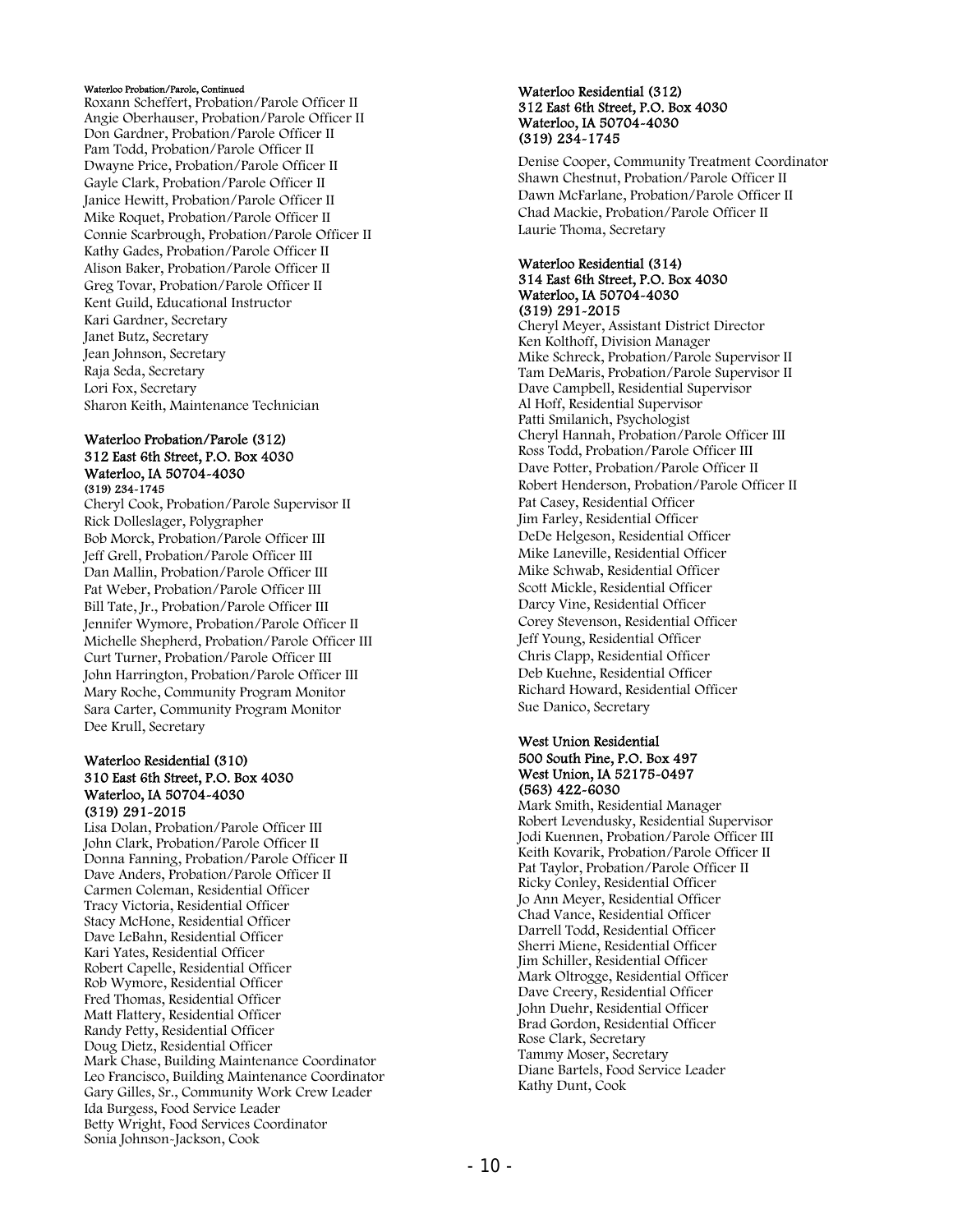Waterloo Probation/Parole, Continued

Roxann Scheffert, Probation/Parole Officer II
Angie Oberhauser, Probation/Parole Officer II
Don Gardner, Probation/Parole Officer II
Pam Todd, Probation/Parole Officer II
Dwayne Price, Probation/Parole Officer II
Gayle Clark, Probation/Parole Officer II
Janice Hewitt, Probation/Parole Officer II
Mike Roquet, Probation/Parole Officer II
Connie Scarbrough, Probation/Parole Officer II
Kathy Gades, Probation/Parole Officer II
Alison Baker, Probation/Parole Officer II
Greg Tovar, Probation/Parole Officer II
Kent Guild, Educational Instructor
Kari Gardner, Secretary
Janet Butz, Secretary
Jean Johnson, Secretary
Raja Seda, Secretary
Lori Fox, Secretary
Sharon Keith, Maintenance Technician

**Waterloo Probation/Parole (312)**
**312 East 6th Street, P.O. Box 4030**
**Waterloo, IA 50704-4030**
**(319) 234-1745**

Cheryl Cook, Probation/Parole Supervisor II
Rick Dolleslager, Polygrapher
Bob Morck, Probation/Parole Officer III
Jeff Grell, Probation/Parole Officer III
Dan Mallin, Probation/Parole Officer III
Pat Weber, Probation/Parole Officer III
Bill Tate, Jr., Probation/Parole Officer III
Jennifer Wymore, Probation/Parole Officer II
Michelle Shepherd, Probation/Parole Officer III
Curt Turner, Probation/Parole Officer III
John Harrington, Probation/Parole Officer III
Mary Roche, Community Program Monitor
Sara Carter, Community Program Monitor
Dee Krull, Secretary

**Waterloo Residential (310)**
**310 East 6th Street, P.O. Box 4030**
**Waterloo, IA 50704-4030**
**(319) 291-2015**

Lisa Dolan, Probation/Parole Officer III
John Clark, Probation/Parole Officer II
Donna Fanning, Probation/Parole Officer II
Dave Anders, Probation/Parole Officer II
Carmen Coleman, Residential Officer
Tracy Victoria, Residential Officer
Stacy McHone, Residential Officer
Dave LeBahn, Residential Officer
Kari Yates, Residential Officer
Robert Capelle, Residential Officer
Rob Wymore, Residential Officer
Fred Thomas, Residential Officer
Matt Flattery, Residential Officer
Randy Petty, Residential Officer
Doug Dietz, Residential Officer
Mark Chase, Building Maintenance Coordinator
Leo Francisco, Building Maintenance Coordinator
Gary Gilles, Sr., Community Work Crew Leader
Ida Burgess, Food Service Leader
Betty Wright, Food Services Coordinator
Sonia Johnson-Jackson, Cook

**Waterloo Residential (312)**
**312 East 6th Street, P.O. Box 4030**
**Waterloo, IA 50704-4030**
**(319) 234-1745**

Denise Cooper, Community Treatment Coordinator
Shawn Chestnut, Probation/Parole Officer II
Dawn McFarlane, Probation/Parole Officer II
Chad Mackie, Probation/Parole Officer II
Laurie Thoma, Secretary

**Waterloo Residential (314)**
**314 East 6th Street, P.O. Box 4030**
**Waterloo, IA 50704-4030**
**(319) 291-2015**

Cheryl Meyer, Assistant District Director
Ken Kolthoff, Division Manager
Mike Schreck, Probation/Parole Supervisor II
Tam DeMaris, Probation/Parole Supervisor II
Dave Campbell, Residential Supervisor
Al Hoff, Residential Supervisor
Patti Smilanich, Psychologist
Cheryl Hannah, Probation/Parole Officer III
Ross Todd, Probation/Parole Officer III
Dave Potter, Probation/Parole Officer II
Robert Henderson, Probation/Parole Officer II
Pat Casey, Residential Officer
Jim Farley, Residential Officer
DeDe Helgeson, Residential Officer
Mike Laneville, Residential Officer
Mike Schwab, Residential Officer
Scott Mickle, Residential Officer
Darcy Vine, Residential Officer
Corey Stevenson, Residential Officer
Jeff Young, Residential Officer
Chris Clapp, Residential Officer
Deb Kuehne, Residential Officer
Richard Howard, Residential Officer
Sue Danico, Secretary

**West Union Residential**
**500 South Pine, P.O. Box 497**
**West Union, IA 52175-0497**
**(563) 422-6030**

Mark Smith, Residential Manager
Robert Levendusky, Residential Supervisor
Jodi Kuennen, Probation/Parole Officer III
Keith Kovarik, Probation/Parole Officer II
Pat Taylor, Probation/Parole Officer II
Ricky Conley, Residential Officer
Jo Ann Meyer, Residential Officer
Chad Vance, Residential Officer
Darrell Todd, Residential Officer
Sherri Miene, Residential Officer
Jim Schiller, Residential Officer
Mark Oltrogge, Residential Officer
Dave Creery, Residential Officer
John Duehr, Residential Officer
Brad Gordon, Residential Officer
Rose Clark, Secretary
Tammy Moser, Secretary
Diane Bartels, Food Service Leader
Kathy Dunt, Cook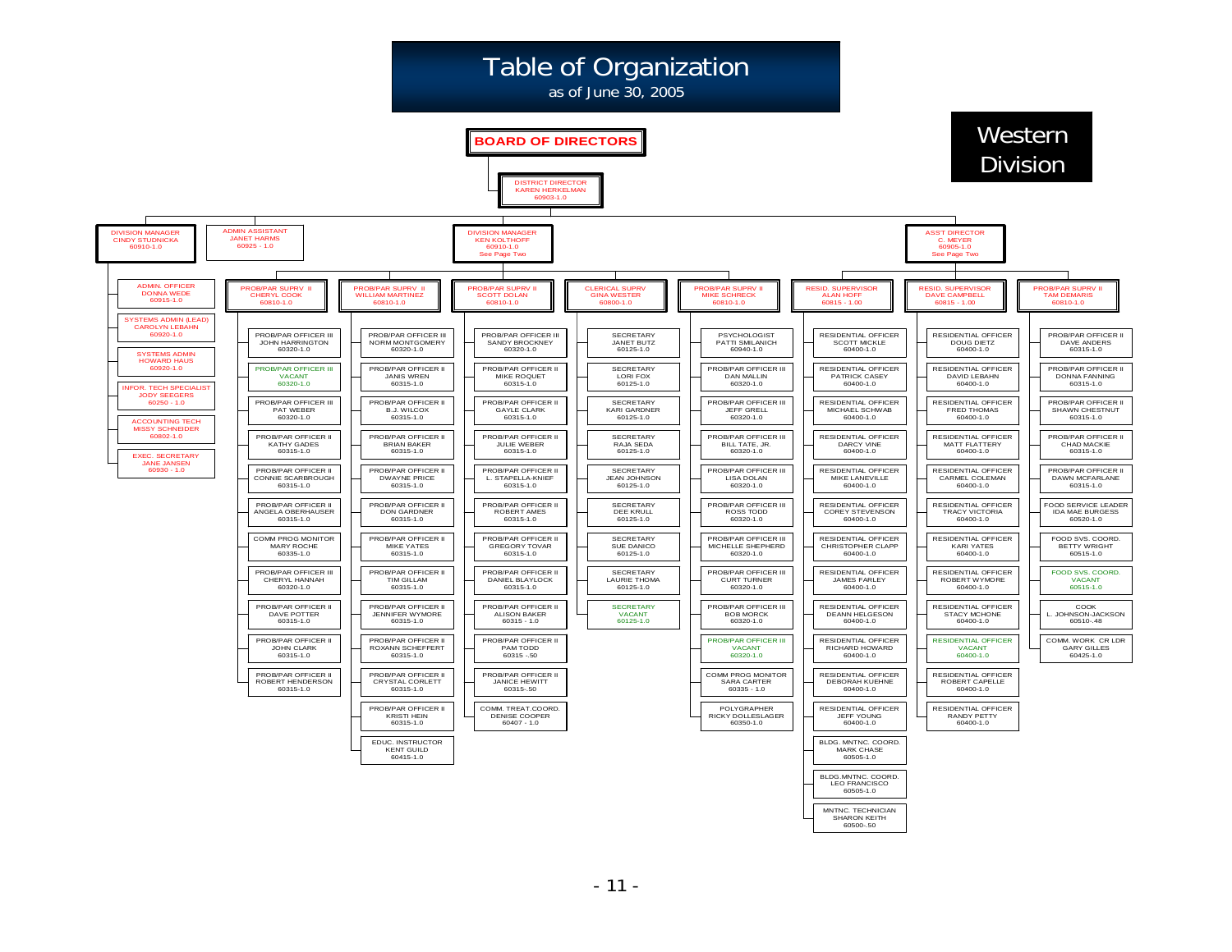# Table of Organization

as of June 30, 2005

**Western Division**

**BOARD OF DIRECTORS**

- DISTRICT DIRECTOR — KAREN HERKELMAN — 60903-1.0
  - DIVISION MANAGER — CINDY STUDNICKA — 60910-1.0
    - ADMIN. OFFICER — DONNA WEDE — 60915-1.0
    - SYSTEMS ADMIN (LEAD) — CAROLYN LEBAHN — 60920-1.0
    - SYSTEMS ADMIN — HOWARD HAUS — 60920-1.0
    - INFOR. TECH SPECIALIST — JODY SEEGERS — 60250 - 1.0
    - ACCOUNTING TECH — MISSY SCHNEIDER — 60802-1.0
    - EXEC. SECRETARY — JANE JANSEN — 60930 - 1.0
  - ADMIN ASSISTANT — JANET HARMS — 60925 - 1.0
  - DIVISION MANAGER — KEN KOLTHOFF — 60910-1.0 — See Page Two
    - PROB/PAR SUPRV II — CHERYL COOK — 60810-1.0
      - PROB/PAR OFFICER III — JOHN HARRINGTON — 60320-1.0
      - PROB/PAR OFFICER III — VACANT — 60320-1.0
      - PROB/PAR OFFICER III — PAT WEBER — 60320-1.0
      - PROB/PAR OFFICER II — KATHY GADES — 60315-1.0
      - PROB/PAR OFFICER II — CONNIE SCARBROUGH — 60315-1.0
      - PROB/PAR OFFICER II — ANGELA OBERHAUSER — 60315-1.0
      - COMM PROG MONITOR — MARY ROCHE — 60335-1.0
      - PROB/PAR OFFICER III — CHERYL HANNAH — 60320-1.0
      - PROB/PAR OFFICER II — DAVE POTTER — 60315-1.0
      - PROB/PAR OFFICER II — JOHN CLARK — 60315-1.0
      - PROB/PAR OFFICER II — ROBERT HENDERSON — 60315-1.0
    - PROB/PAR SUPRV II — WILLIAM MARTINEZ — 60810-1.0
      - PROB/PAR OFFICER III — NORM MONTGOMERY — 60320-1.0
      - PROB/PAR OFFICER II — JANIS WREN — 60315-1.0
      - PROB/PAR OFFICER II — B.J. WILCOX — 60315-1.0
      - PROB/PAR OFFICER II — BRIAN BAKER — 60315-1.0
      - PROB/PAR OFFICER II — DWAYNE PRICE — 60315-1.0
      - PROB/PAR OFFICER II — DON GARDNER — 60315-1.0
      - PROB/PAR OFFICER II — MIKE YATES — 60315-1.0
      - PROB/PAR OFFICER II — TIM GILLAM — 60315-1.0
      - PROB/PAR OFFICER II — JENNIFER WYMORE — 60315-1.0
      - PROB/PAR OFFICER II — ROXANN SCHEFFERT — 60315-1.0
      - PROB/PAR OFFICER II — CRYSTAL CORLETT — 60315-1.0
      - PROB/PAR OFFICER II — KRISTI HEIN — 60315-1.0
      - EDUC. INSTRUCTOR — KENT GUILD — 60415-1.0
    - PROB/PAR SUPRV II — SCOTT DOLAN — 60810-1.0
      - PROB/PAR OFFICER III — SANDY BROCKNEY — 60320-1.0
      - PROB/PAR OFFICER II — MIKE ROQUET — 60315-1.0
      - PROB/PAR OFFICER II — GAYLE CLARK — 60315-1.0
      - PROB/PAR OFFICER II — JULIE WEBER — 60315-1.0
      - PROB/PAR OFFICER II — L. STAPELLA-KNIEF — 60315-1.0
      - PROB/PAR OFFICER II — ROBERT AMES — 60315-1.0
      - PROB/PAR OFFICER II — GREGORY TOVAR — 60315-1.0
      - PROB/PAR OFFICER II — DANIEL BLAYLOCK — 60315-1.0
      - PROB/PAR OFFICER II — ALISON BAKER — 60315 - 1.0
      - PROB/PAR OFFICER II — PAM TODD — 60315 -.50
      - PROB/PAR OFFICER II — JANICE HEWITT — 60315-.50
      - COMM. TREAT.COORD. — DENISE COOPER — 60407 - 1.0
    - CLERICAL SUPRV — GINA WESTER — 60800-1.0
      - SECRETARY — JANET BUTZ — 60125-1.0
      - SECRETARY — LORI FOX — 60125-1.0
      - SECRETARY — KARI GARDNER — 60125-1.0
      - SECRETARY — RAJA SEDA — 60125-1.0
      - SECRETARY — JEAN JOHNSON — 60125-1.0
      - SECRETARY — DEE KRULL — 60125-1.0
      - SECRETARY — SUE DANICO — 60125-1.0
      - SECRETARY — LAURIE THOMA — 60125-1.0
      - SECRETARY — VACANT — 60125-1.0
    - PROB/PAR SUPRV II — MIKE SCHRECK — 60810-1.0
      - PSYCHOLOGIST — PATTI SMILANICH — 60940-1.0
      - PROB/PAR OFFICER III — DAN MALLIN — 60320-1.0
      - PROB/PAR OFFICER III — JEFF GRELL — 60320-1.0
      - PROB/PAR OFFICER III — BILL TATE, JR. — 60320-1.0
      - PROB/PAR OFFICER III — LISA DOLAN — 60320-1.0
      - PROB/PAR OFFICER III — ROSS TODD — 60320-1.0
      - PROB/PAR OFFICER III — MICHELLE SHEPHERD — 60320-1.0
      - PROB/PAR OFFICER III — CURT TURNER — 60320-1.0
      - PROB/PAR OFFICER III — BOB MORCK — 60320-1.0
      - PROB/PAR OFFICER III — VACANT — 60320-1.0
      - COMM PROG MONITOR — SARA CARTER — 60335 - 1.0
      - POLYGRAPHER — RICKY DOLLESLAGER — 60350-1.0
  - ASST DIRECTOR — C. MEYER — 60905-1.0 — See Page Two
    - RESID. SUPERVISOR — ALAN HOFF — 60815 - 1.00
      - RESIDENTIAL OFFICER — SCOTT MICKLE — 60400-1.0
      - RESIDENTIAL OFFICER — PATRICK CASEY — 60400-1.0
      - RESIDENTIAL OFFICER — MICHAEL SCHWAB — 60400-1.0
      - RESIDENTIAL OFFICER — DARCY VINE — 60400-1.0
      - RESIDENTIAL OFFICER — MIKE LANEVILLE — 60400-1.0
      - RESIDENTIAL OFFICER — COREY STEVENSON — 60400-1.0
      - RESIDENTIAL OFFICER — CHRISTOPHER CLAPP — 60400-1.0
      - RESIDENTIAL OFFICER — JAMES FARLEY — 60400-1.0
      - RESIDENTIAL OFFICER — DEANN HELGESON — 60400-1.0
      - RESIDENTIAL OFFICER — RICHARD HOWARD — 60400-1.0
      - RESIDENTIAL OFFICER — DEBORAH KUEHNE — 60400-1.0
      - RESIDENTIAL OFFICER — JEFF YOUNG — 60400-1.0
      - BLDG. MNTNC. COORD. — MARK CHASE — 60505-1.0
      - BLDG.MNTNC. COORD. — LEO FRANCISCO — 60505-1.0
      - MNTNC. TECHNICIAN — SHARON KEITH — 60500-.50
    - RESID. SUPERVISOR — DAVE CAMPBELL — 60815 - 1.00
      - RESIDENTIAL OFFICER — DOUG DIETZ — 60400-1.0
      - RESIDENTIAL OFFICER — DAVID LEBAHN — 60400-1.0
      - RESIDENTIAL OFFICER — FRED THOMAS — 60400-1.0
      - RESIDENTIAL OFFICER — MATT FLATTERY — 60400-1.0
      - RESIDENTIAL OFFICER — CARMEL COLEMAN — 60400-1.0
      - RESIDENTIAL OFFICER — TRACY VICTORIA — 60400-1.0
      - RESIDENTIAL OFFICER — KARI YATES — 60400-1.0
      - RESIDENTIAL OFFICER — ROBERT WYMORE — 60400-1.0
      - RESIDENTIAL OFFICER — STACY MCHONE — 60400-1.0
      - RESIDENTIAL OFFICER — VACANT — 60400-1.0
      - RESIDENTIAL OFFICER — ROBERT CAPELLE — 60400-1.0
      - RESIDENTIAL OFFICER — RANDY PETTY — 60400-1.0
    - PROB/PAR SUPRV II — TAM DEMARIS — 60810-1.0
      - PROB/PAR OFFICER II — DAVE ANDERS — 60315-1.0
      - PROB/PAR OFFICER II — DONNA FANNING — 60315-1.0
      - PROB/PAR OFFICER II — SHAWN CHESTNUT — 60315-1.0
      - PROB/PAR OFFICER II — CHAD MACKIE — 60315-1.0
      - PROB/PAR OFFICER II — DAWN MCFARLANE — 60315-1.0
      - FOOD SERVICE LEADER — IDA MAE BURGESS — 60520-1.0
      - FOOD SVS. COORD. — BETTY WRIGHT — 60515-1.0
      - FOOD SVS. COORD. — VACANT — 60515-1.0
      - COOK — L. JOHNSON-JACKSON — 60510-.48
      - COMM. WORK CR LDR — GARY GILLES — 60425-1.0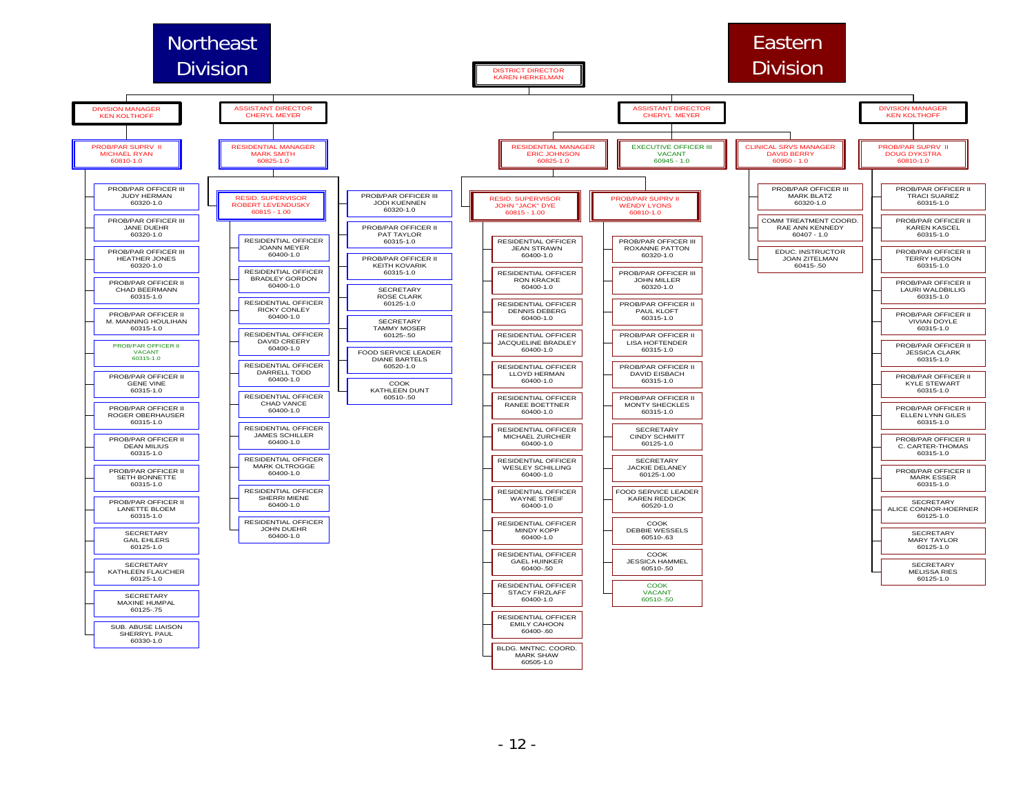# Northeast Division

# Eastern Division

**DISTRICT DIRECTOR**
KAREN HERKELMAN

## Northeast Division

**DIVISION MANAGER** – KEN KOLTHOFF

- **PROB/PAR SUPRV II** – MICHAEL RYAN – 60810-1.0
  - PROB/PAR OFFICER III – JUDY HERMAN – 60320-1.0
  - PROB/PAR OFFICER III – JANE DUEHR – 60320-1.0
  - PROB/PAR OFFICER III – HEATHER JONES – 60320-1.0
  - PROB/PAR OFFICER II – CHAD BEERMANN – 60315-1.0
  - PROB/PAR OFFICER II – M. MANNING HOULIHAN – 60315-1.0
  - PROB/PAR OFFICER II – VACANT – 60315-1.0
  - PROB/PAR OFFICER II – GENE VINE – 60315-1.0
  - PROB/PAR OFFICER II – ROGER OBERHAUSER – 60315-1.0
  - PROB/PAR OFFICER II – DEAN MILIUS – 60315-1.0
  - PROB/PAR OFFICER II – SETH BONNETTE – 60315-1.0
  - PROB/PAR OFFICER II – LANETTE BLOEM – 60315-1.0
  - SECRETARY – GAIL EHLERS – 60125-1.0
  - SECRETARY – KATHLEEN FLAUCHER – 60125-1.0
  - SECRETARY – MAXINE HUMPAL – 60125-.75
  - SUB. ABUSE LIAISON – SHERRYL PAUL – 60330-1.0

**ASSISTANT DIRECTOR** – CHERYL MEYER

- **RESIDENTIAL MANAGER** – MARK SMITH – 60825-1.0
  - **RESID. SUPERVISOR** – ROBERT LEVENDUSKY – 60815 - 1.00
    - RESIDENTIAL OFFICER – JOANN MEYER – 60400-1.0
    - RESIDENTIAL OFFICER – BRADLEY GORDON – 60400-1.0
    - RESIDENTIAL OFFICER – RICKY CONLEY – 60400-1.0
    - RESIDENTIAL OFFICER – DAVID CREERY – 60400-1.0
    - RESIDENTIAL OFFICER – DARRELL TODD – 60400-1.0
    - RESIDENTIAL OFFICER – CHAD VANCE – 60400-1.0
    - RESIDENTIAL OFFICER – JAMES SCHILLER – 60400-1.0
    - RESIDENTIAL OFFICER – MARK OLTROGGE – 60400-1.0
    - RESIDENTIAL OFFICER – SHERRI MIENE – 60400-1.0
    - RESIDENTIAL OFFICER – JOHN DUEHR – 60400-1.0
  - PROB/PAR OFFICER III – JODI KUENNEN – 60320-1.0
  - PROB/PAR OFFICER II – PAT TAYLOR – 60315-1.0
  - PROB/PAR OFFICER II – KEITH KOVARIK – 60315-1.0
  - SECRETARY – ROSE CLARK – 60125-1.0
  - SECRETARY – TAMMY MOSER – 60125-.50
  - FOOD SERVICE LEADER – DIANE BARTELS – 60520-1.0
  - COOK – KATHLEEN DUNT – 60510-.50

## Eastern Division

**ASSISTANT DIRECTOR** – CHERYL MEYER

- **RESIDENTIAL MANAGER** – ERIC JOHNSON – 60825-1.0
  - **RESID. SUPERVISOR** – JOHN "JACK" DYE – 60815 - 1.00
    - RESIDENTIAL OFFICER – JEAN STRAWN – 60400-1.0
    - RESIDENTIAL OFFICER – RON KRACKE – 60400-1.0
    - RESIDENTIAL OFFICER – DENNIS DEBERG – 60400-1.0
    - RESIDENTIAL OFFICER – JACQUELINE BRADLEY – 60400-1.0
    - RESIDENTIAL OFFICER – LLOYD HERMAN – 60400-1.0
    - RESIDENTIAL OFFICER – RANEE BOETTNER – 60400-1.0
    - RESIDENTIAL OFFICER – MICHAEL ZURCHER – 60400-1.0
    - RESIDENTIAL OFFICER – WESLEY SCHILLING – 60400-1.0
    - RESIDENTIAL OFFICER – WAYNE STREIF – 60400-1.0
    - RESIDENTIAL OFFICER – MINDY KOPP – 60400-1.0
    - RESIDENTIAL OFFICER – GAEL HUINKER – 60400-.50
    - RESIDENTIAL OFFICER – STACY FIRZLAFF – 60400-1.0
    - RESIDENTIAL OFFICER – EMILY CAHOON – 60400-.60
    - BLDG. MNTNC. COORD. – MARK SHAW – 60505-1.0
  - **PROB/PAR SUPRV II** – WENDY LYONS – 60810-1.0
    - PROB/PAR OFFICER III – ROXANNE PATTON – 60320-1.0
    - PROB/PAR OFFICER III – JOHN MILLER – 60320-1.0
    - PROB/PAR OFFICER II – PAUL KLOFT – 60315-1.0
    - PROB/PAR OFFICER II – LISA HOFTENDER – 60315-1.0
    - PROB/PAR OFFICER II – DAVID EISBACH – 60315-1.0
    - PROB/PAR OFFICER II – MONTY SHECKLES – 60315-1.0
    - SECRETARY – CINDY SCHMITT – 60125-1.0
    - SECRETARY – JACKIE DELANEY – 60125-1.00
    - FOOD SERVICE LEADER – KAREN REDDICK – 60520-1.0
    - COOK – DEBBIE WESSELS – 60510-.63
    - COOK – JESSICA HAMMEL – 60510-.50
    - COOK – VACANT – 60510-.50
- **EXECUTIVE OFFICER III** – VACANT – 60945 - 1.0
- **CLINICAL SRVS MANAGER** – DAVID BERRY – 60950 - 1.0
  - PROB/PAR OFFICER III – MARK BLATZ – 60320-1.0
  - COMM TREATMENT COORD. – RAE ANN KENNEDY – 60407 - 1.0
  - EDUC. INSTRUCTOR – JOAN ZITELMAN – 60415-.50

**DIVISION MANAGER** – KEN KOLTHOFF

- **PROB/PAR SUPRV II** – DOUG DYKSTRA – 60810-1.0
  - PROB/PAR OFFICER II – TRACI SUAREZ – 60315-1.0
  - PROB/PAR OFFICER II – KAREN KASCEL – 60315-1.0
  - PROB/PAR OFFICER II – TERRY HUDSON – 60315-1.0
  - PROB/PAR OFFICER II – LAURI WALDBILLIG – 60315-1.0
  - PROB/PAR OFFICER II – VIVIAN DOYLE – 60315-1.0
  - PROB/PAR OFFICER II – JESSICA CLARK – 60315-1.0
  - PROB/PAR OFFICER II – KYLE STEWART – 60315-1.0
  - PROB/PAR OFFICER II – ELLEN LYNN GILES – 60315-1.0
  - PROB/PAR OFFICER II – C. CARTER-THOMAS – 60315-1.0
  - PROB/PAR OFFICER II – MARK ESSER – 60315-1.0
  - SECRETARY – ALICE CONNOR-HOERNER – 60125-1.0
  - SECRETARY – MARY TAYLOR – 60125-1.0
  - SECRETARY – MELISSA RIES – 60125-1.0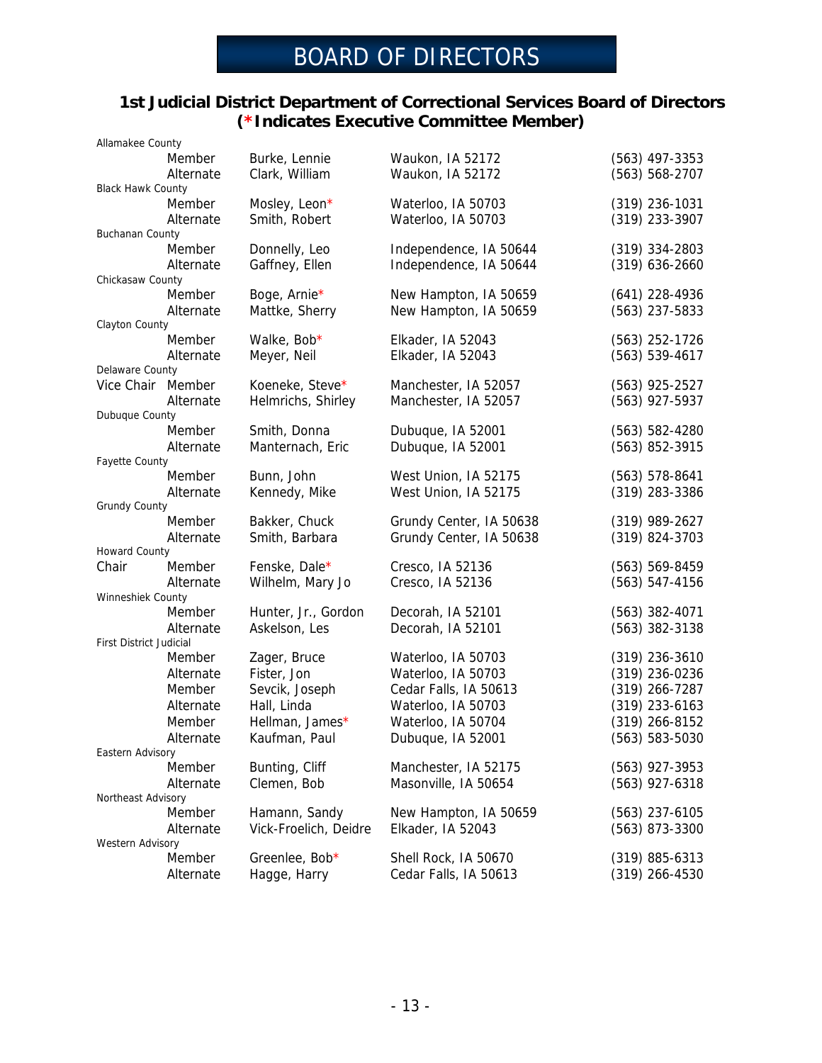# BOARD OF DIRECTORS

## 1st Judicial District Department of Correctional Services Board of Directors (*Indicates Executive Committee Member)

| | Role | Name | City | Phone |
|---|---|---|---|---|
| **Allamakee County** | | | | |
| | Member | Burke, Lennie | Waukon, IA 52172 | (563) 497-3353 |
| | Alternate | Clark, William | Waukon, IA 52172 | (563) 568-2707 |
| **Black Hawk County** | | | | |
| | Member | Mosley, Leon* | Waterloo, IA 50703 | (319) 236-1031 |
| | Alternate | Smith, Robert | Waterloo, IA 50703 | (319) 233-3907 |
| **Buchanan County** | | | | |
| | Member | Donnelly, Leo | Independence, IA 50644 | (319) 334-2803 |
| | Alternate | Gaffney, Ellen | Independence, IA 50644 | (319) 636-2660 |
| **Chickasaw County** | | | | |
| | Member | Boge, Arnie* | New Hampton, IA 50659 | (641) 228-4936 |
| | Alternate | Mattke, Sherry | New Hampton, IA 50659 | (563) 237-5833 |
| **Clayton County** | | | | |
| | Member | Walke, Bob* | Elkader, IA 52043 | (563) 252-1726 |
| | Alternate | Meyer, Neil | Elkader, IA 52043 | (563) 539-4617 |
| **Delaware County** | | | | |
| Vice Chair | Member | Koeneke, Steve* | Manchester, IA 52057 | (563) 925-2527 |
| | Alternate | Helmrichs, Shirley | Manchester, IA 52057 | (563) 927-5937 |
| **Dubuque County** | | | | |
| | Member | Smith, Donna | Dubuque, IA 52001 | (563) 582-4280 |
| | Alternate | Manternach, Eric | Dubuque, IA 52001 | (563) 852-3915 |
| **Fayette County** | | | | |
| | Member | Bunn, John | West Union, IA 52175 | (563) 578-8641 |
| | Alternate | Kennedy, Mike | West Union, IA 52175 | (319) 283-3386 |
| **Grundy County** | | | | |
| | Member | Bakker, Chuck | Grundy Center, IA 50638 | (319) 989-2627 |
| | Alternate | Smith, Barbara | Grundy Center, IA 50638 | (319) 824-3703 |
| **Howard County** | | | | |
| Chair | Member | Fenske, Dale* | Cresco, IA 52136 | (563) 569-8459 |
| | Alternate | Wilhelm, Mary Jo | Cresco, IA 52136 | (563) 547-4156 |
| **Winneshiek County** | | | | |
| | Member | Hunter, Jr., Gordon | Decorah, IA 52101 | (563) 382-4071 |
| | Alternate | Askelson, Les | Decorah, IA 52101 | (563) 382-3138 |
| **First District Judicial** | | | | |
| | Member | Zager, Bruce | Waterloo, IA 50703 | (319) 236-3610 |
| | Alternate | Fister, Jon | Waterloo, IA 50703 | (319) 236-0236 |
| | Member | Sevcik, Joseph | Cedar Falls, IA 50613 | (319) 266-7287 |
| | Alternate | Hall, Linda | Waterloo, IA 50703 | (319) 233-6163 |
| | Member | Hellman, James* | Waterloo, IA 50704 | (319) 266-8152 |
| | Alternate | Kaufman, Paul | Dubuque, IA 52001 | (563) 583-5030 |
| **Eastern Advisory** | | | | |
| | Member | Bunting, Cliff | Manchester, IA 52175 | (563) 927-3953 |
| | Alternate | Clemen, Bob | Masonville, IA 50654 | (563) 927-6318 |
| **Northeast Advisory** | | | | |
| | Member | Hamann, Sandy | New Hampton, IA 50659 | (563) 237-6105 |
| | Alternate | Vick-Froelich, Deidre | Elkader, IA 52043 | (563) 873-3300 |
| **Western Advisory** | | | | |
| | Member | Greenlee, Bob* | Shell Rock, IA 50670 | (319) 885-6313 |
| | Alternate | Hagge, Harry | Cedar Falls, IA 50613 | (319) 266-4530 |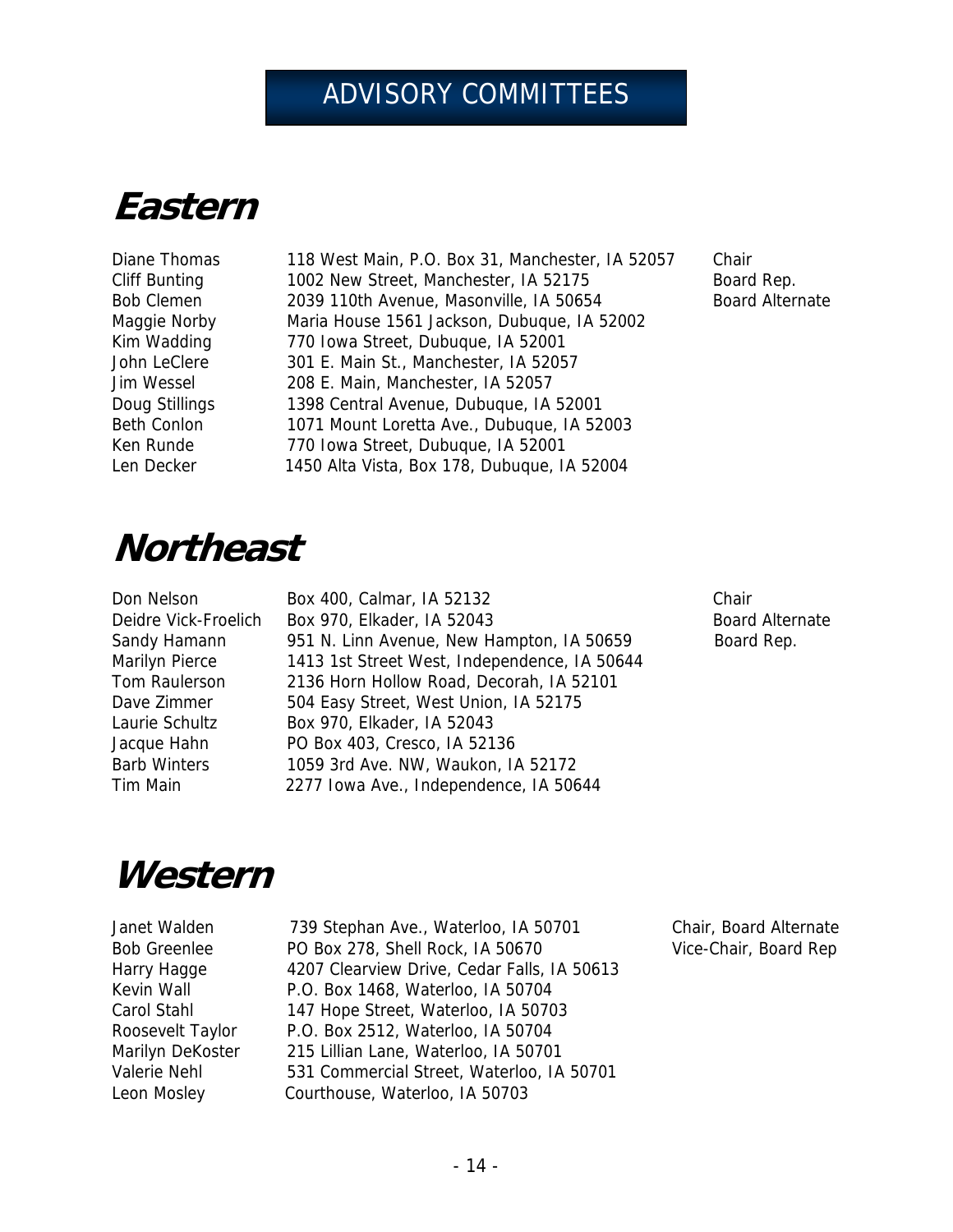# ADVISORY COMMITTEES

## Eastern

| Name | Address | Role |
|---|---|---|
| Diane Thomas | 118 West Main, P.O. Box 31, Manchester, IA 52057 | Chair |
| Cliff Bunting | 1002 New Street, Manchester, IA 52175 | Board Rep. |
| Bob Clemen | 2039 110th Avenue, Masonville, IA 50654 | Board Alternate |
| Maggie Norby | Maria House 1561 Jackson, Dubuque, IA 52002 | |
| Kim Wadding | 770 Iowa Street, Dubuque, IA 52001 | |
| John LeClere | 301 E. Main St., Manchester, IA 52057 | |
| Jim Wessel | 208 E. Main, Manchester, IA 52057 | |
| Doug Stillings | 1398 Central Avenue, Dubuque, IA 52001 | |
| Beth Conlon | 1071 Mount Loretta Ave., Dubuque, IA 52003 | |
| Ken Runde | 770 Iowa Street, Dubuque, IA 52001 | |
| Len Decker | 1450 Alta Vista, Box 178, Dubuque, IA 52004 | |

## Northeast

| Name | Address | Role |
|---|---|---|
| Don Nelson | Box 400, Calmar, IA 52132 | Chair |
| Deidre Vick-Froelich | Box 970, Elkader, IA 52043 | Board Alternate |
| Sandy Hamann | 951 N. Linn Avenue, New Hampton, IA 50659 | Board Rep. |
| Marilyn Pierce | 1413 1st Street West, Independence, IA 50644 | |
| Tom Raulerson | 2136 Horn Hollow Road, Decorah, IA 52101 | |
| Dave Zimmer | 504 Easy Street, West Union, IA 52175 | |
| Laurie Schultz | Box 970, Elkader, IA 52043 | |
| Jacque Hahn | PO Box 403, Cresco, IA 52136 | |
| Barb Winters | 1059 3rd Ave. NW, Waukon, IA 52172 | |
| Tim Main | 2277 Iowa Ave., Independence, IA 50644 | |

## Western

| Name | Address | Role |
|---|---|---|
| Janet Walden | 739 Stephan Ave., Waterloo, IA 50701 | Chair, Board Alternate |
| Bob Greenlee | PO Box 278, Shell Rock, IA 50670 | Vice-Chair, Board Rep |
| Harry Hagge | 4207 Clearview Drive, Cedar Falls, IA 50613 | |
| Kevin Wall | P.O. Box 1468, Waterloo, IA 50704 | |
| Carol Stahl | 147 Hope Street, Waterloo, IA 50703 | |
| Roosevelt Taylor | P.O. Box 2512, Waterloo, IA 50704 | |
| Marilyn DeKoster | 215 Lillian Lane, Waterloo, IA 50701 | |
| Valerie Nehl | 531 Commercial Street, Waterloo, IA 50701 | |
| Leon Mosley | Courthouse, Waterloo, IA 50703 | |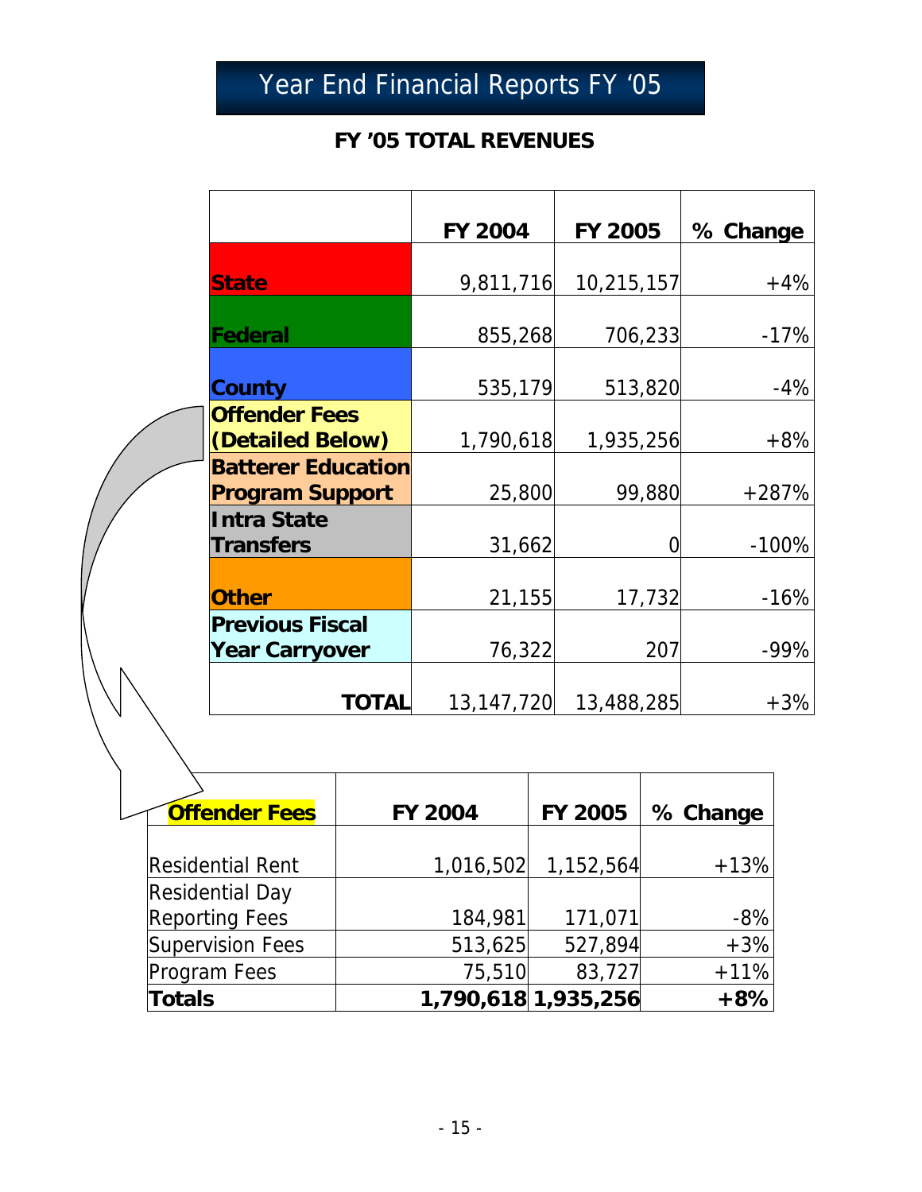# Year End Financial Reports FY '05

## FY '05 TOTAL REVENUES

| | FY 2004 | FY 2005 | % Change |
|---|---|---|---|
| **State** | 9,811,716 | 10,215,157 | +4% |
| **Federal** | 855,268 | 706,233 | -17% |
| **County** | 535,179 | 513,820 | -4% |
| **Offender Fees (Detailed Below)** | 1,790,618 | 1,935,256 | +8% |
| **Batterer Education Program Support** | 25,800 | 99,880 | +287% |
| **Intra State Transfers** | 31,662 | 0 | -100% |
| **Other** | 21,155 | 17,732 | -16% |
| **Previous Fiscal Year Carryover** | 76,322 | 207 | -99% |
| **TOTAL** | 13,147,720 | 13,488,285 | +3% |

| **Offender Fees** | **FY 2004** | **FY 2005** | **% Change** |
|---|---|---|---|
| Residential Rent | 1,016,502 | 1,152,564 | +13% |
| Residential Day Reporting Fees | 184,981 | 171,071 | -8% |
| Supervision Fees | 513,625 | 527,894 | +3% |
| Program Fees | 75,510 | 83,727 | +11% |
| **Totals** | **1,790,618** | **1,935,256** | **+8%** |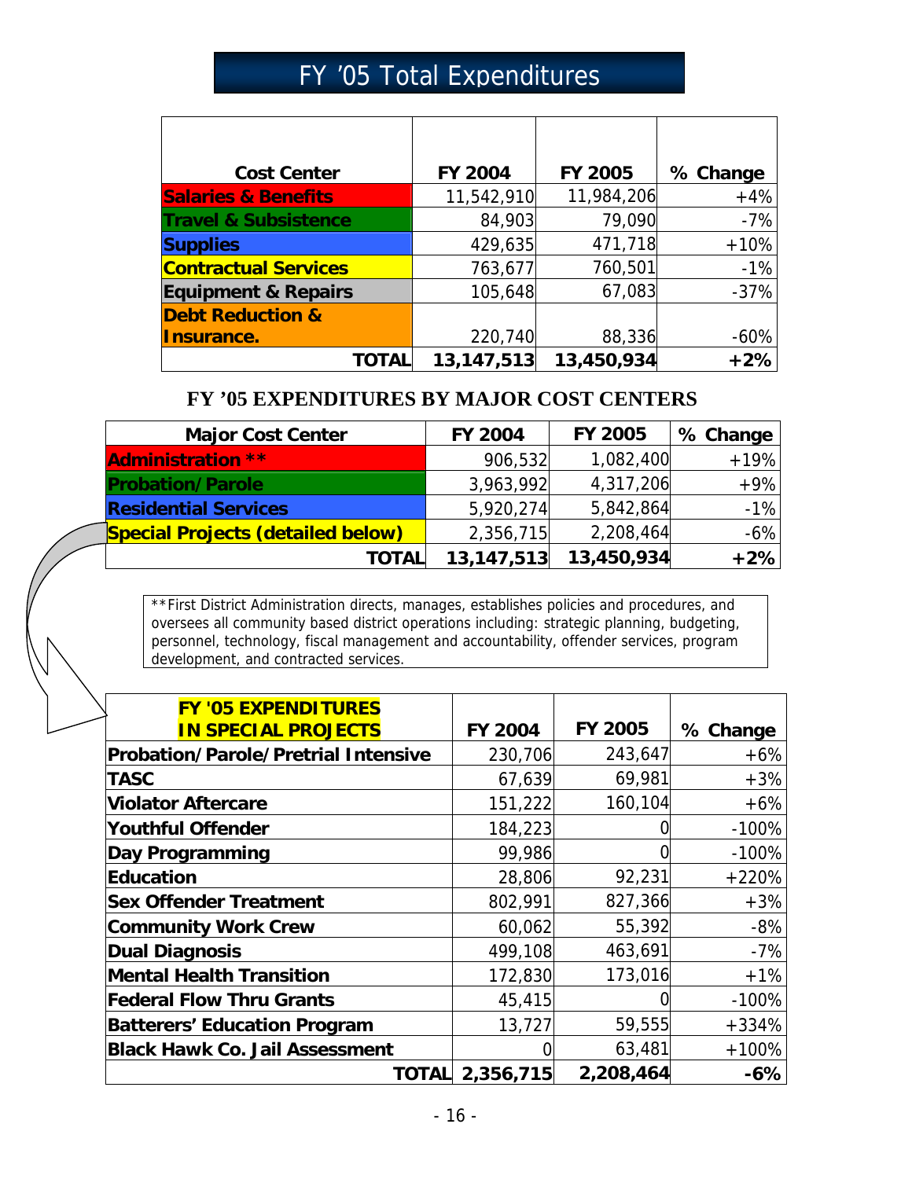# FY ’05 Total Expenditures

| Cost Center | FY 2004 | FY 2005 | % Change |
|---|---|---|---|
| **Salaries & Benefits** | 11,542,910 | 11,984,206 | +4% |
| **Travel & Subsistence** | 84,903 | 79,090 | -7% |
| **Supplies** | 429,635 | 471,718 | +10% |
| **Contractual Services** | 763,677 | 760,501 | -1% |
| **Equipment & Repairs** | 105,648 | 67,083 | -37% |
| **Debt Reduction & Insurance.** | 220,740 | 88,336 | -60% |
| **TOTAL** | **13,147,513** | **13,450,934** | **+2%** |

## FY ’05 EXPENDITURES BY MAJOR COST CENTERS

| Major Cost Center | FY 2004 | FY 2005 | % Change |
|---|---|---|---|
| **Administration \*\*** | 906,532 | 1,082,400 | +19% |
| **Probation/Parole** | 3,963,992 | 4,317,206 | +9% |
| **Residential Services** | 5,920,274 | 5,842,864 | -1% |
| **Special Projects (detailed below)** | 2,356,715 | 2,208,464 | -6% |
| **TOTAL** | **13,147,513** | **13,450,934** | **+2%** |

**First District Administration directs, manages, establishes policies and procedures, and oversees all community based district operations including: strategic planning, budgeting, personnel, technology, fiscal management and accountability, offender services, program development, and contracted services.

| FY '05 EXPENDITURES IN SPECIAL PROJECTS | FY 2004 | FY 2005 | % Change |
|---|---|---|---|
| **Probation/Parole/Pretrial Intensive** | 230,706 | 243,647 | +6% |
| **TASC** | 67,639 | 69,981 | +3% |
| **Violator Aftercare** | 151,222 | 160,104 | +6% |
| **Youthful Offender** | 184,223 | 0 | -100% |
| **Day Programming** | 99,986 | 0 | -100% |
| **Education** | 28,806 | 92,231 | +220% |
| **Sex Offender Treatment** | 802,991 | 827,366 | +3% |
| **Community Work Crew** | 60,062 | 55,392 | -8% |
| **Dual Diagnosis** | 499,108 | 463,691 | -7% |
| **Mental Health Transition** | 172,830 | 173,016 | +1% |
| **Federal Flow Thru Grants** | 45,415 | 0 | -100% |
| **Batterers’ Education Program** | 13,727 | 59,555 | +334% |
| **Black Hawk Co. Jail Assessment** | 0 | 63,481 | +100% |
| **TOTAL** | **2,356,715** | **2,208,464** | **-6%** |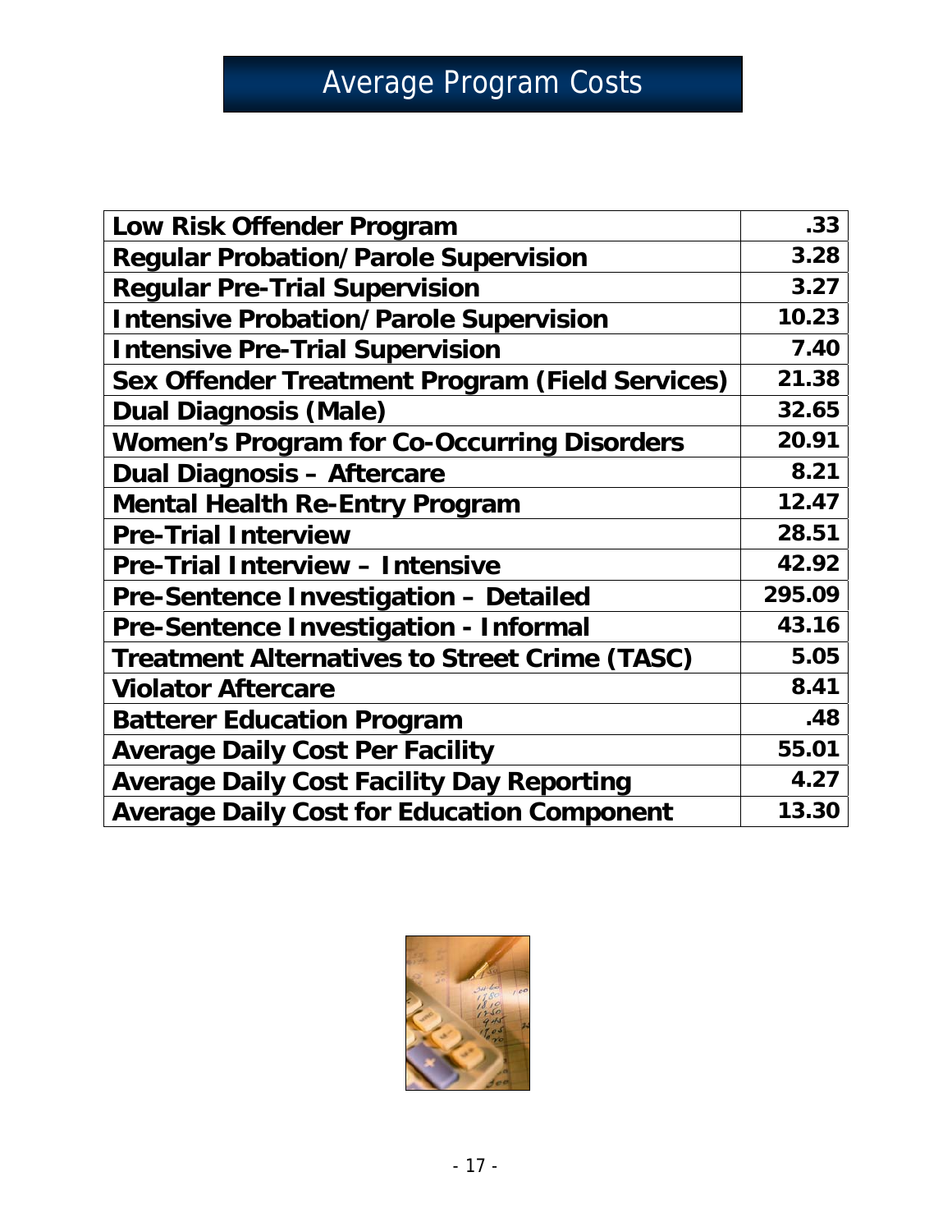# Average Program Costs

| | |
|---|---|
| **Low Risk Offender Program** | **.33** |
| **Regular Probation/Parole Supervision** | **3.28** |
| **Regular Pre-Trial Supervision** | **3.27** |
| **Intensive Probation/Parole Supervision** | **10.23** |
| **Intensive Pre-Trial Supervision** | **7.40** |
| **Sex Offender Treatment Program (Field Services)** | **21.38** |
| **Dual Diagnosis (Male)** | **32.65** |
| **Women's Program for Co-Occurring Disorders** | **20.91** |
| **Dual Diagnosis – Aftercare** | **8.21** |
| **Mental Health Re-Entry Program** | **12.47** |
| **Pre-Trial Interview** | **28.51** |
| **Pre-Trial Interview – Intensive** | **42.92** |
| **Pre-Sentence Investigation – Detailed** | **295.09** |
| **Pre-Sentence Investigation - Informal** | **43.16** |
| **Treatment Alternatives to Street Crime (TASC)** | **5.05** |
| **Violator Aftercare** | **8.41** |
| **Batterer Education Program** | **.48** |
| **Average Daily Cost Per Facility** | **55.01** |
| **Average Daily Cost Facility Day Reporting** | **4.27** |
| **Average Daily Cost for Education Component** | **13.30** |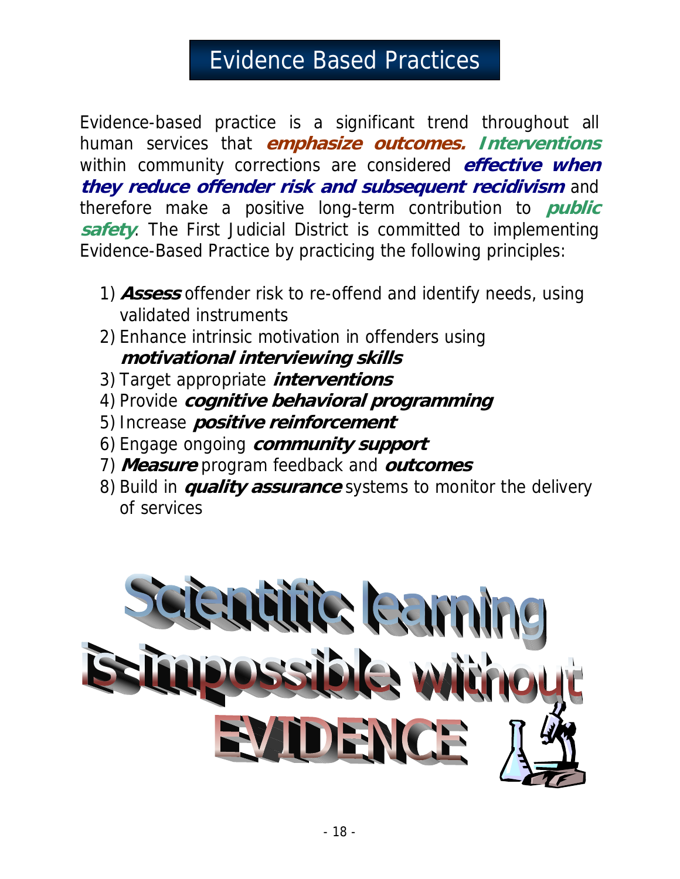# Evidence Based Practices

Evidence-based practice is a significant trend throughout all human services that ***emphasize outcomes.*** ***Interventions*** within community corrections are considered ***effective when they reduce offender risk and subsequent recidivism*** and therefore make a positive long-term contribution to ***public safety***. The First Judicial District is committed to implementing Evidence-Based Practice by practicing the following principles:

1) ***Assess*** offender risk to re-offend and identify needs, using validated instruments
2) Enhance intrinsic motivation in offenders using ***motivational interviewing skills***
3) Target appropriate ***interventions***
4) Provide ***cognitive behavioral programming***
5) Increase ***positive reinforcement***
6) Engage ongoing ***community support***
7) ***Measure*** program feedback and ***outcomes***
8) Build in ***quality assurance*** systems to monitor the delivery of services

Scientific learning is impossible without EVIDENCE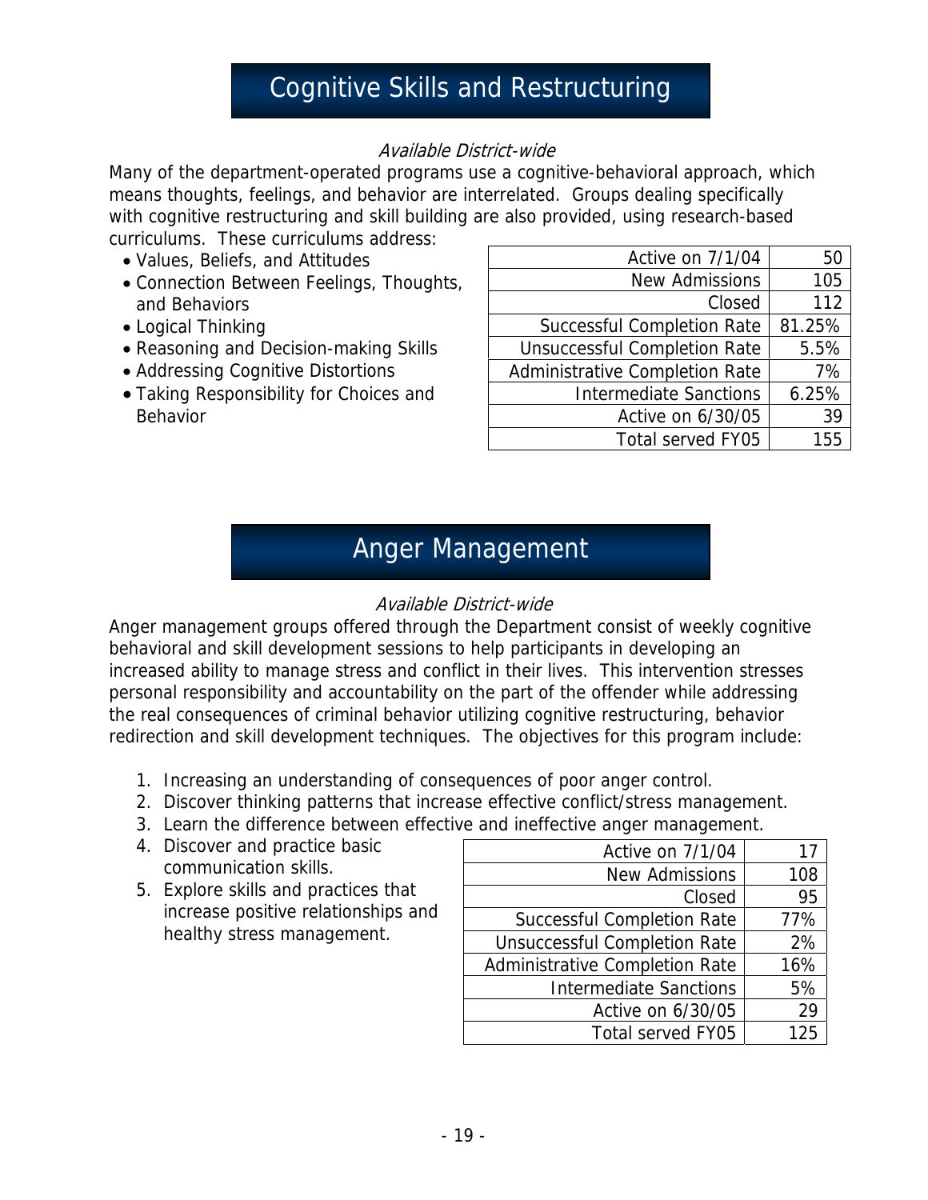# Cognitive Skills and Restructuring

*Available District-wide*

Many of the department-operated programs use a cognitive-behavioral approach, which means thoughts, feelings, and behavior are interrelated. Groups dealing specifically with cognitive restructuring and skill building are also provided, using research-based curriculums. These curriculums address:

- Values, Beliefs, and Attitudes
- Connection Between Feelings, Thoughts, and Behaviors
- Logical Thinking
- Reasoning and Decision-making Skills
- Addressing Cognitive Distortions
- Taking Responsibility for Choices and Behavior

| | |
|---|---|
| Active on 7/1/04 | 50 |
| New Admissions | 105 |
| Closed | 112 |
| Successful Completion Rate | 81.25% |
| Unsuccessful Completion Rate | 5.5% |
| Administrative Completion Rate | 7% |
| Intermediate Sanctions | 6.25% |
| Active on 6/30/05 | 39 |
| Total served FY05 | 155 |

# Anger Management

*Available District-wide*

Anger management groups offered through the Department consist of weekly cognitive behavioral and skill development sessions to help participants in developing an increased ability to manage stress and conflict in their lives. This intervention stresses personal responsibility and accountability on the part of the offender while addressing the real consequences of criminal behavior utilizing cognitive restructuring, behavior redirection and skill development techniques. The objectives for this program include:

1. Increasing an understanding of consequences of poor anger control.
2. Discover thinking patterns that increase effective conflict/stress management.
3. Learn the difference between effective and ineffective anger management.
4. Discover and practice basic communication skills.
5. Explore skills and practices that increase positive relationships and healthy stress management.

| | |
|---|---|
| Active on 7/1/04 | 17 |
| New Admissions | 108 |
| Closed | 95 |
| Successful Completion Rate | 77% |
| Unsuccessful Completion Rate | 2% |
| Administrative Completion Rate | 16% |
| Intermediate Sanctions | 5% |
| Active on 6/30/05 | 29 |
| Total served FY05 | 125 |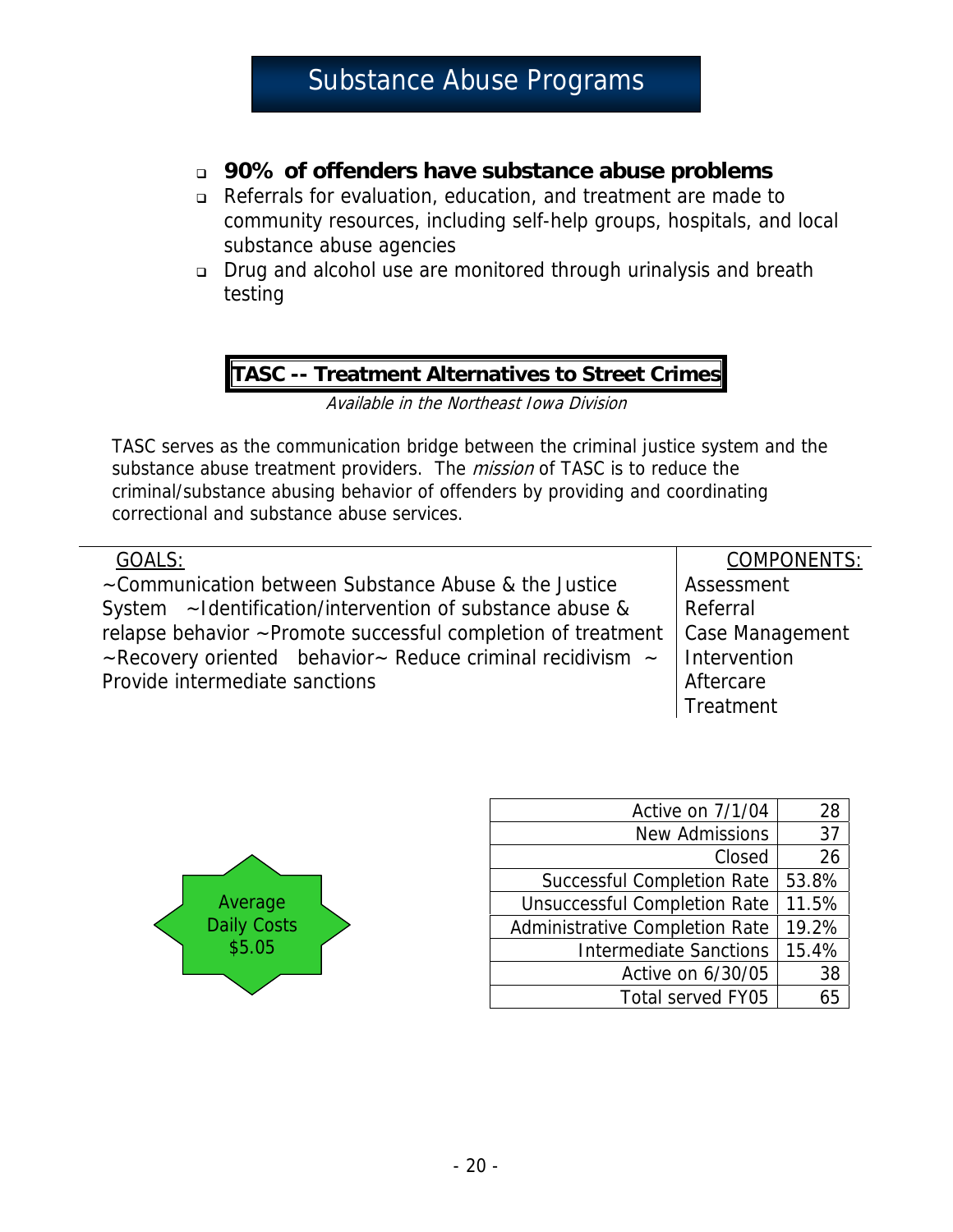# Substance Abuse Programs

- **90% of offenders have substance abuse problems**
- Referrals for evaluation, education, and treatment are made to community resources, including self-help groups, hospitals, and local substance abuse agencies
- Drug and alcohol use are monitored through urinalysis and breath testing

## TASC -- Treatment Alternatives to Street Crimes

*Available in the Northeast Iowa Division*

TASC serves as the communication bridge between the criminal justice system and the substance abuse treatment providers. The *mission* of TASC is to reduce the criminal/substance abusing behavior of offenders by providing and coordinating correctional and substance abuse services.

| GOALS: | COMPONENTS: |
|---|---|
| ~Communication between Substance Abuse & the Justice System ~Identification/intervention of substance abuse & relapse behavior ~Promote successful completion of treatment ~Recovery oriented behavior~ Reduce criminal recidivism ~ Provide intermediate sanctions | Assessment<br>Referral<br>Case Management<br>Intervention<br>Aftercare<br>Treatment |

Average Daily Costs $5.05

| | |
|---|---|
| Active on 7/1/04 | 28 |
| New Admissions | 37 |
| Closed | 26 |
| Successful Completion Rate | 53.8% |
| Unsuccessful Completion Rate | 11.5% |
| Administrative Completion Rate | 19.2% |
| Intermediate Sanctions | 15.4% |
| Active on 6/30/05 | 38 |
| Total served FY05 | 65 |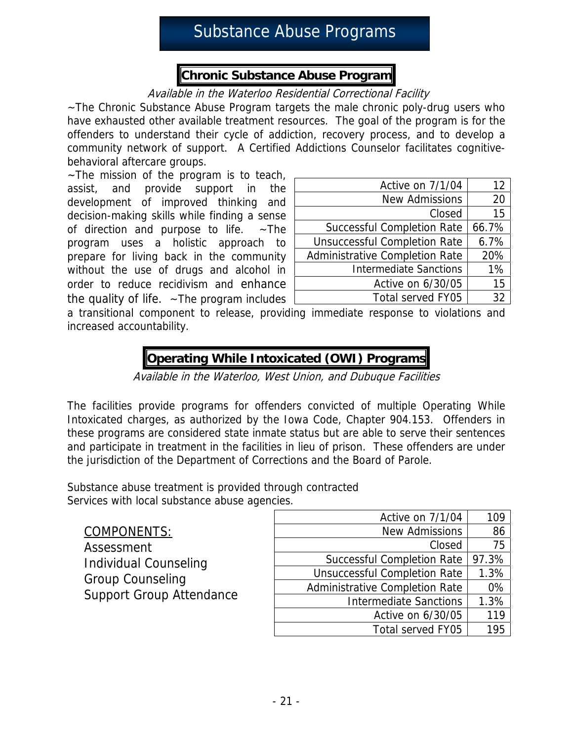# Substance Abuse Programs

## Chronic Substance Abuse Program

*Available in the Waterloo Residential Correctional Facility*

~The Chronic Substance Abuse Program targets the male chronic poly-drug users who have exhausted other available treatment resources. The goal of the program is for the offenders to understand their cycle of addiction, recovery process, and to develop a community network of support. A Certified Addictions Counselor facilitates cognitive-behavioral aftercare groups.

~The mission of the program is to teach, assist, and provide support in the development of improved thinking and decision-making skills while finding a sense of direction and purpose to life. ~The program uses a holistic approach to prepare for living back in the community without the use of drugs and alcohol in order to reduce recidivism and enhance the quality of life. ~The program includes a transitional component to release, providing immediate response to violations and increased accountability.

| | |
|---:|---:|
| Active on 7/1/04 | 12 |
| New Admissions | 20 |
| Closed | 15 |
| Successful Completion Rate | 66.7% |
| Unsuccessful Completion Rate | 6.7% |
| Administrative Completion Rate | 20% |
| Intermediate Sanctions | 1% |
| Active on 6/30/05 | 15 |
| Total served FY05 | 32 |

## Operating While Intoxicated (OWI) Programs

*Available in the Waterloo, West Union, and Dubuque Facilities*

The facilities provide programs for offenders convicted of multiple Operating While Intoxicated charges, as authorized by the Iowa Code, Chapter 904.153. Offenders in these programs are considered state inmate status but are able to serve their sentences and participate in treatment in the facilities in lieu of prison. These offenders are under the jurisdiction of the Department of Corrections and the Board of Parole.

Substance abuse treatment is provided through contracted Services with local substance abuse agencies.

COMPONENTS:

- Assessment
- Individual Counseling
- Group Counseling
- Support Group Attendance

| | |
|---:|---:|
| Active on 7/1/04 | 109 |
| New Admissions | 86 |
| Closed | 75 |
| Successful Completion Rate | 97.3% |
| Unsuccessful Completion Rate | 1.3% |
| Administrative Completion Rate | 0% |
| Intermediate Sanctions | 1.3% |
| Active on 6/30/05 | 119 |
| Total served FY05 | 195 |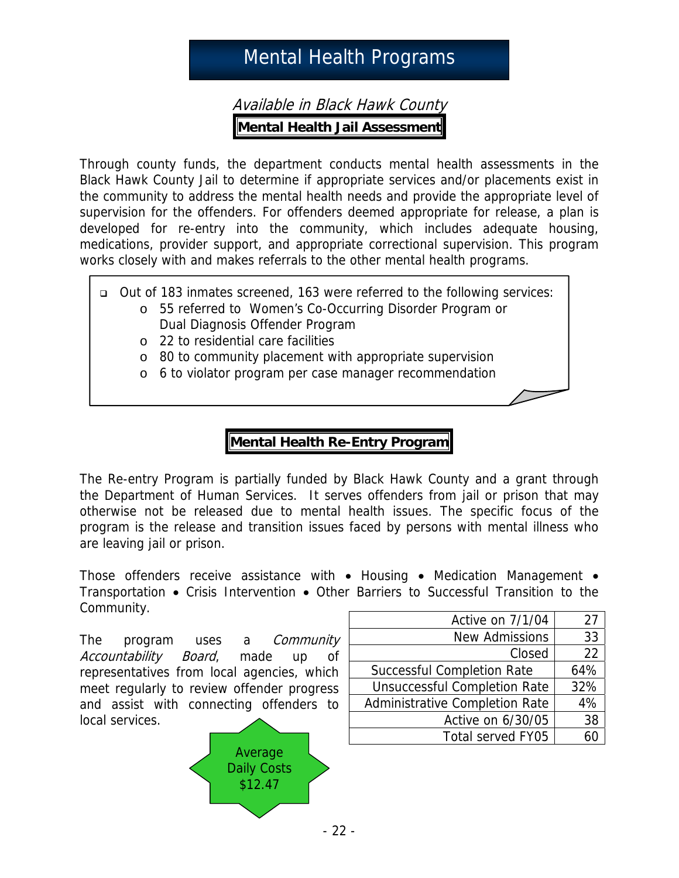# Mental Health Programs

*Available in Black Hawk County*

## Mental Health Jail Assessment

Through county funds, the department conducts mental health assessments in the Black Hawk County Jail to determine if appropriate services and/or placements exist in the community to address the mental health needs and provide the appropriate level of supervision for the offenders. For offenders deemed appropriate for release, a plan is developed for re-entry into the community, which includes adequate housing, medications, provider support, and appropriate correctional supervision. This program works closely with and makes referrals to the other mental health programs.

- Out of 183 inmates screened, 163 were referred to the following services:
  - 55 referred to Women's Co-Occurring Disorder Program or Dual Diagnosis Offender Program
  - 22 to residential care facilities
  - 80 to community placement with appropriate supervision
  - 6 to violator program per case manager recommendation

## Mental Health Re-Entry Program

The Re-entry Program is partially funded by Black Hawk County and a grant through the Department of Human Services. It serves offenders from jail or prison that may otherwise not be released due to mental health issues. The specific focus of the program is the release and transition issues faced by persons with mental illness who are leaving jail or prison.

Those offenders receive assistance with • Housing • Medication Management • Transportation • Crisis Intervention • Other Barriers to Successful Transition to the Community.

The program uses a *Community Accountability Board*, made up of representatives from local agencies, which meet regularly to review offender progress and assist with connecting offenders to local services.

| | |
|---|---|
| Active on 7/1/04 | 27 |
| New Admissions | 33 |
| Closed | 22 |
| Successful Completion Rate | 64% |
| Unsuccessful Completion Rate | 32% |
| Administrative Completion Rate | 4% |
| Active on 6/30/05 | 38 |
| Total served FY05 | 60 |

Average Daily Costs $12.47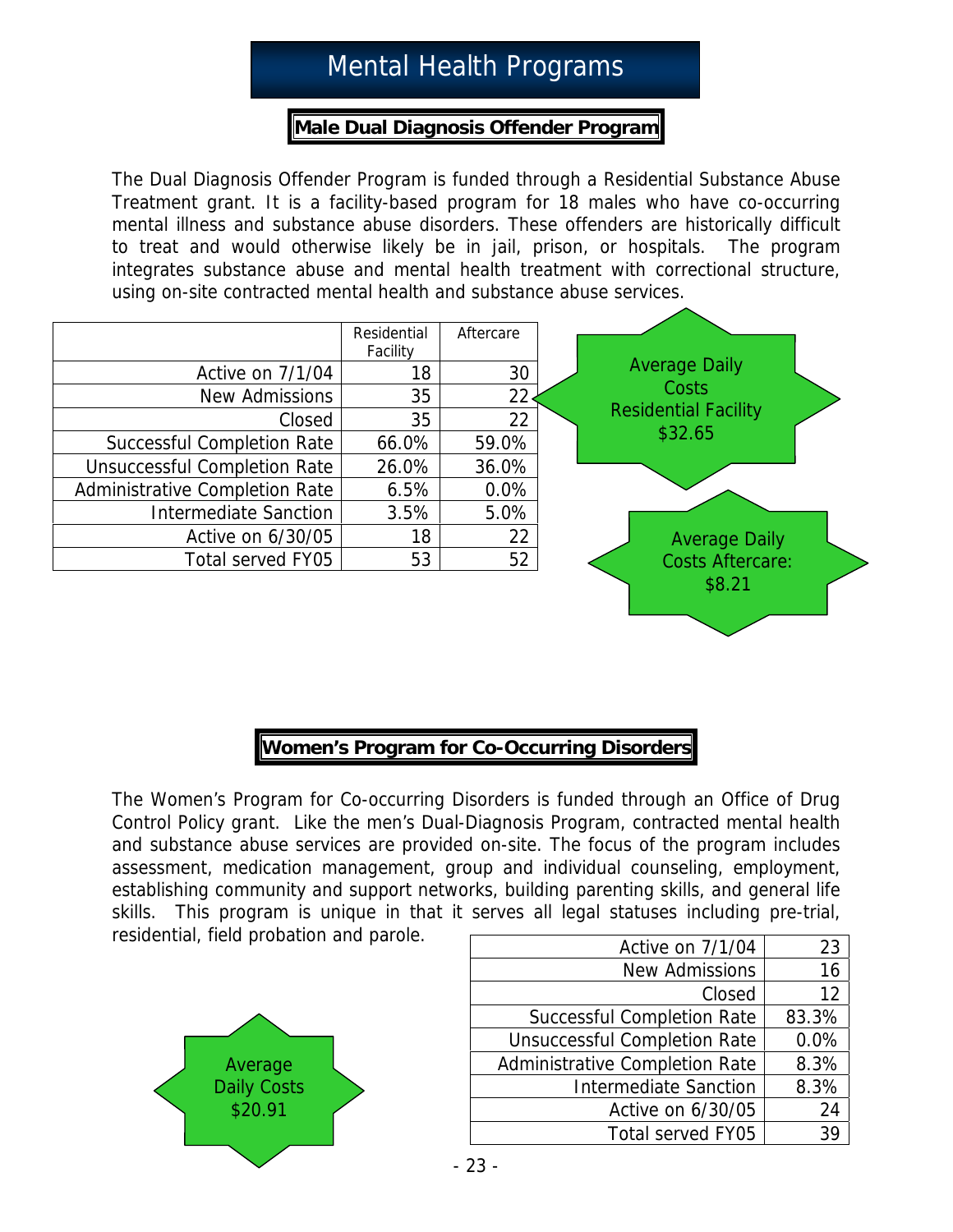# Mental Health Programs

## Male Dual Diagnosis Offender Program

The Dual Diagnosis Offender Program is funded through a Residential Substance Abuse Treatment grant. It is a facility-based program for 18 males who have co-occurring mental illness and substance abuse disorders. These offenders are historically difficult to treat and would otherwise likely be in jail, prison, or hospitals. The program integrates substance abuse and mental health treatment with correctional structure, using on-site contracted mental health and substance abuse services.

| | Residential Facility | Aftercare |
|---|---|---|
| Active on 7/1/04 | 18 | 30 |
| New Admissions | 35 | 22 |
| Closed | 35 | 22 |
| Successful Completion Rate | 66.0% | 59.0% |
| Unsuccessful Completion Rate | 26.0% | 36.0% |
| Administrative Completion Rate | 6.5% | 0.0% |
| Intermediate Sanction | 3.5% | 5.0% |
| Active on 6/30/05 | 18 | 22 |
| Total served FY05 | 53 | 52 |

Average Daily Costs Residential Facility $32.65

Average Daily Costs Aftercare: $8.21

## Women's Program for Co-Occurring Disorders

The Women's Program for Co-occurring Disorders is funded through an Office of Drug Control Policy grant. Like the men's Dual-Diagnosis Program, contracted mental health and substance abuse services are provided on-site. The focus of the program includes assessment, medication management, group and individual counseling, employment, establishing community and support networks, building parenting skills, and general life skills. This program is unique in that it serves all legal statuses including pre-trial, residential, field probation and parole.

| | |
|---|---|
| Active on 7/1/04 | 23 |
| New Admissions | 16 |
| Closed | 12 |
| Successful Completion Rate | 83.3% |
| Unsuccessful Completion Rate | 0.0% |
| Administrative Completion Rate | 8.3% |
| Intermediate Sanction | 8.3% |
| Active on 6/30/05 | 24 |
| Total served FY05 | 39 |

Average Daily Costs $20.91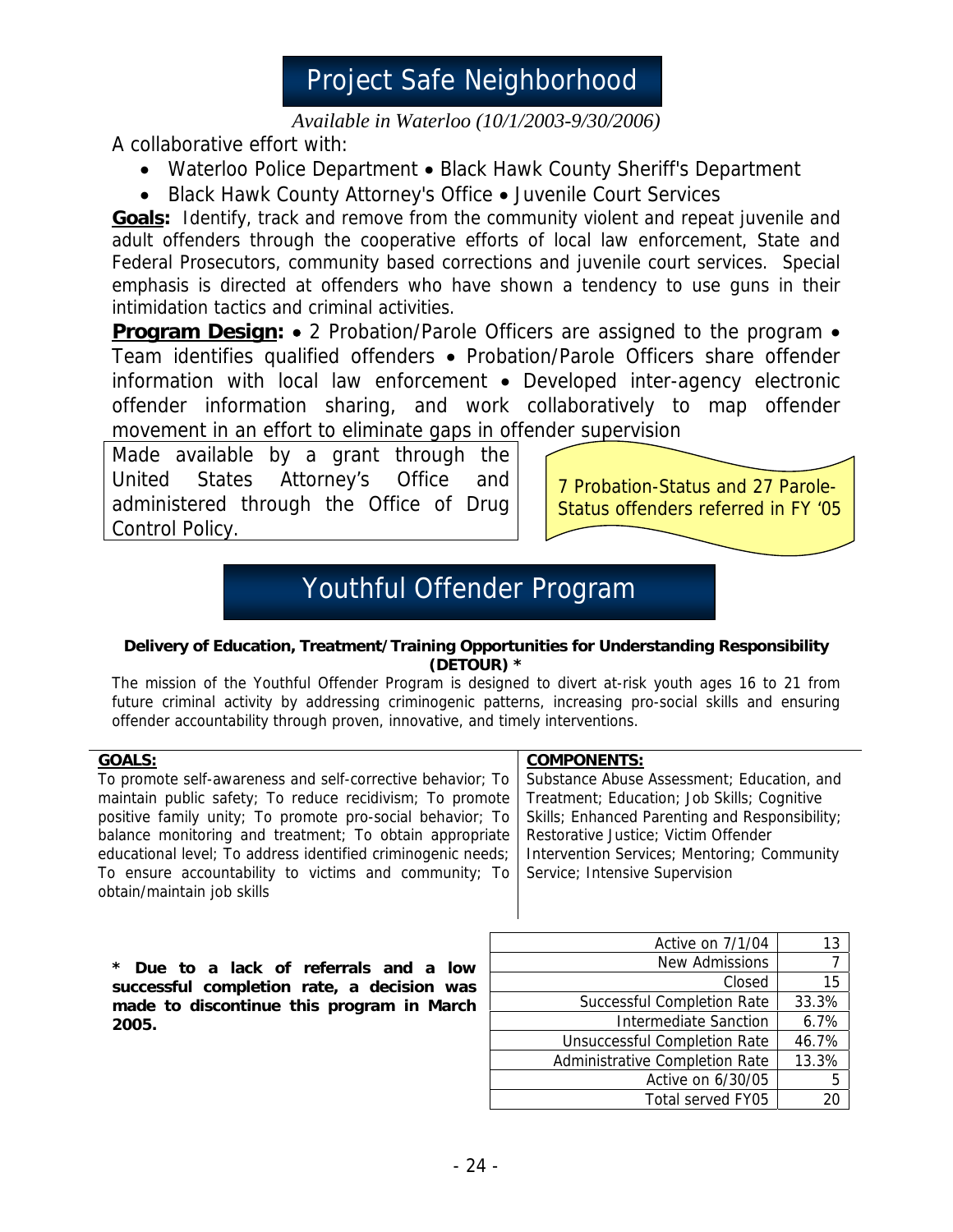# Project Safe Neighborhood

*Available in Waterloo (10/1/2003-9/30/2006)*

A collaborative effort with:

- Waterloo Police Department • Black Hawk County Sheriff's Department
- Black Hawk County Attorney's Office • Juvenile Court Services

**Goals:** Identify, track and remove from the community violent and repeat juvenile and adult offenders through the cooperative efforts of local law enforcement, State and Federal Prosecutors, community based corrections and juvenile court services. Special emphasis is directed at offenders who have shown a tendency to use guns in their intimidation tactics and criminal activities.

**Program Design:** • 2 Probation/Parole Officers are assigned to the program • Team identifies qualified offenders • Probation/Parole Officers share offender information with local law enforcement • Developed inter-agency electronic offender information sharing, and work collaboratively to map offender movement in an effort to eliminate gaps in offender supervision

Made available by a grant through the United States Attorney's Office and administered through the Office of Drug Control Policy.

7 Probation-Status and 27 Parole-Status offenders referred in FY '05

# Youthful Offender Program

**Delivery of Education, Treatment/Training Opportunities for Understanding Responsibility (DETOUR) ***

The mission of the Youthful Offender Program is designed to divert at-risk youth ages 16 to 21 from future criminal activity by addressing criminogenic patterns, increasing pro-social skills and ensuring offender accountability through proven, innovative, and timely interventions.

**GOALS:**
To promote self-awareness and self-corrective behavior; To maintain public safety; To reduce recidivism; To promote positive family unity; To promote pro-social behavior; To balance monitoring and treatment; To obtain appropriate educational level; To address identified criminogenic needs; To ensure accountability to victims and community; To obtain/maintain job skills

**COMPONENTS:**
Substance Abuse Assessment; Education, and Treatment; Education; Job Skills; Cognitive Skills; Enhanced Parenting and Responsibility; Restorative Justice; Victim Offender Intervention Services; Mentoring; Community Service; Intensive Supervision

*** Due to a lack of referrals and a low successful completion rate, a decision was made to discontinue this program in March 2005.**

| | |
|---|---|
| Active on 7/1/04 | 13 |
| New Admissions | 7 |
| Closed | 15 |
| Successful Completion Rate | 33.3% |
| Intermediate Sanction | 6.7% |
| Unsuccessful Completion Rate | 46.7% |
| Administrative Completion Rate | 13.3% |
| Active on 6/30/05 | 5 |
| Total served FY05 | 20 |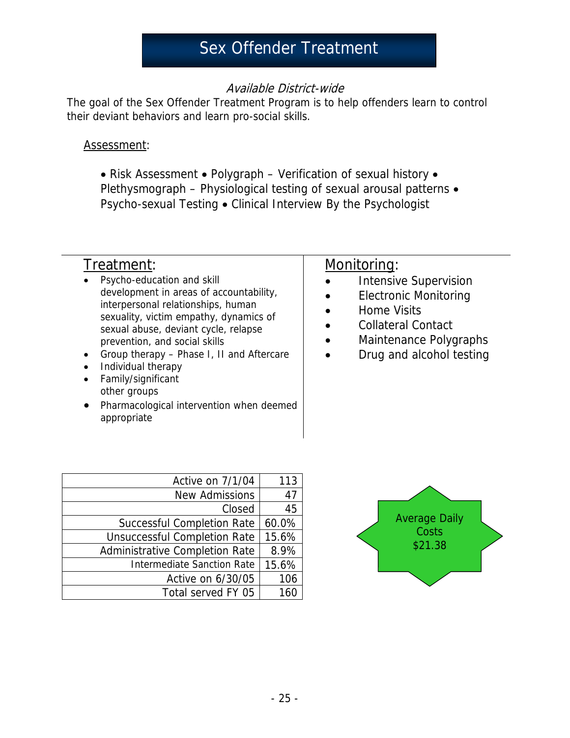# Sex Offender Treatment

*Available District-wide*

The goal of the Sex Offender Treatment Program is to help offenders learn to control their deviant behaviors and learn pro-social skills.

Assessment:

• Risk Assessment • Polygraph – Verification of sexual history • Plethysmograph – Physiological testing of sexual arousal patterns • Psycho-sexual Testing • Clinical Interview By the Psychologist

## Treatment:

- Psycho-education and skill development in areas of accountability, interpersonal relationships, human sexuality, victim empathy, dynamics of sexual abuse, deviant cycle, relapse prevention, and social skills
- Group therapy – Phase I, II and Aftercare
- Individual therapy
- Family/significant other groups
- Pharmacological intervention when deemed appropriate

## Monitoring:

- Intensive Supervision
- Electronic Monitoring
- Home Visits
- Collateral Contact
- Maintenance Polygraphs
- Drug and alcohol testing

| | |
|---|---|
| Active on 7/1/04 | 113 |
| New Admissions | 47 |
| Closed | 45 |
| Successful Completion Rate | 60.0% |
| Unsuccessful Completion Rate | 15.6% |
| Administrative Completion Rate | 8.9% |
| Intermediate Sanction Rate | 15.6% |
| Active on 6/30/05 | 106 |
| Total served FY 05 | 160 |

Average Daily Costs $21.38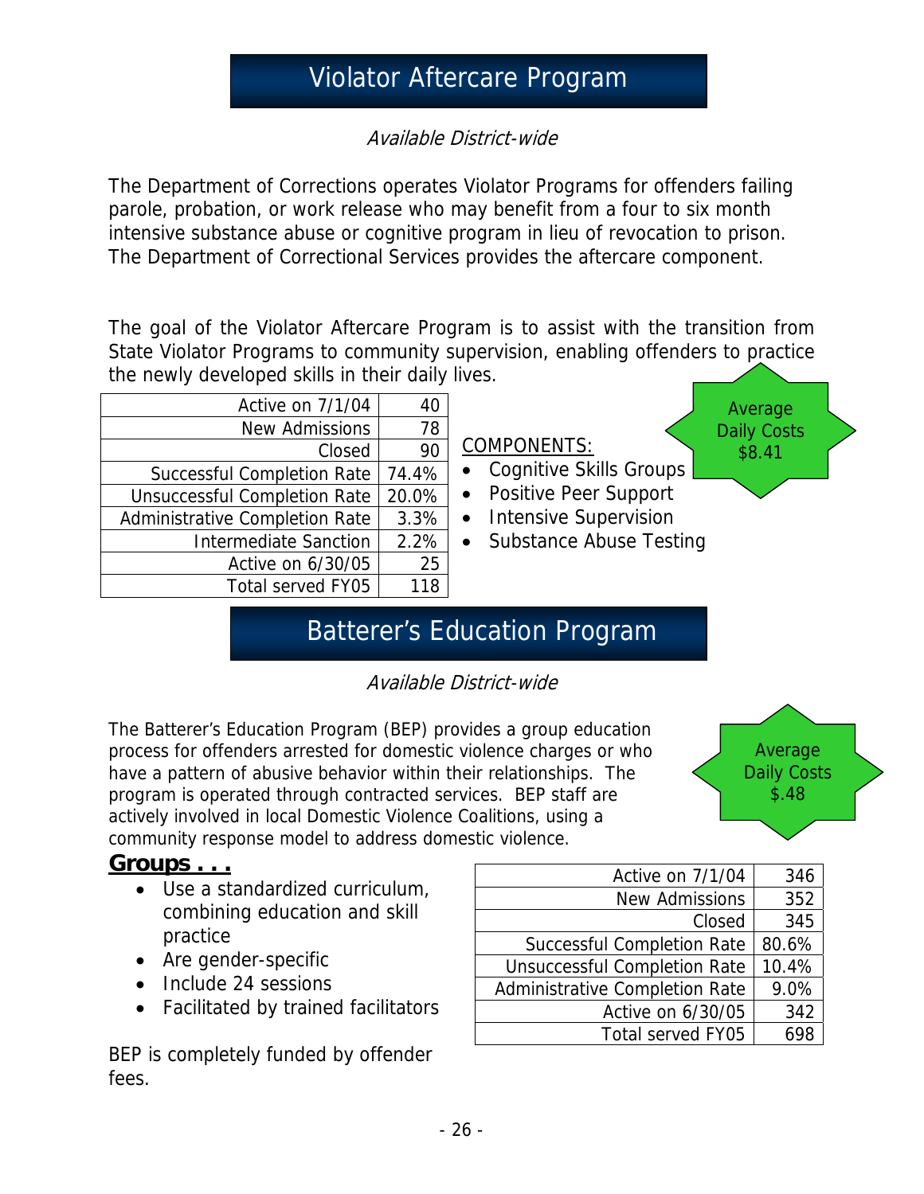# Violator Aftercare Program

*Available District-wide*

The Department of Corrections operates Violator Programs for offenders failing parole, probation, or work release who may benefit from a four to six month intensive substance abuse or cognitive program in lieu of revocation to prison. The Department of Correctional Services provides the aftercare component.

The goal of the Violator Aftercare Program is to assist with the transition from State Violator Programs to community supervision, enabling offenders to practice the newly developed skills in their daily lives.

| | |
|---|---|
| Active on 7/1/04 | 40 |
| New Admissions | 78 |
| Closed | 90 |
| Successful Completion Rate | 74.4% |
| Unsuccessful Completion Rate | 20.0% |
| Administrative Completion Rate | 3.3% |
| Intermediate Sanction | 2.2% |
| Active on 6/30/05 | 25 |
| Total served FY05 | 118 |

COMPONENTS:

- Cognitive Skills Groups
- Positive Peer Support
- Intensive Supervision
- Substance Abuse Testing

Average Daily Costs $8.41

# Batterer's Education Program

*Available District-wide*

The Batterer's Education Program (BEP) provides a group education process for offenders arrested for domestic violence charges or who have a pattern of abusive behavior within their relationships. The program is operated through contracted services. BEP staff are actively involved in local Domestic Violence Coalitions, using a community response model to address domestic violence.

Average Daily Costs $.48

**Groups . . .**

- Use a standardized curriculum, combining education and skill practice
- Are gender-specific
- Include 24 sessions
- Facilitated by trained facilitators

BEP is completely funded by offender fees.

| | |
|---|---|
| Active on 7/1/04 | 346 |
| New Admissions | 352 |
| Closed | 345 |
| Successful Completion Rate | 80.6% |
| Unsuccessful Completion Rate | 10.4% |
| Administrative Completion Rate | 9.0% |
| Active on 6/30/05 | 342 |
| Total served FY05 | 698 |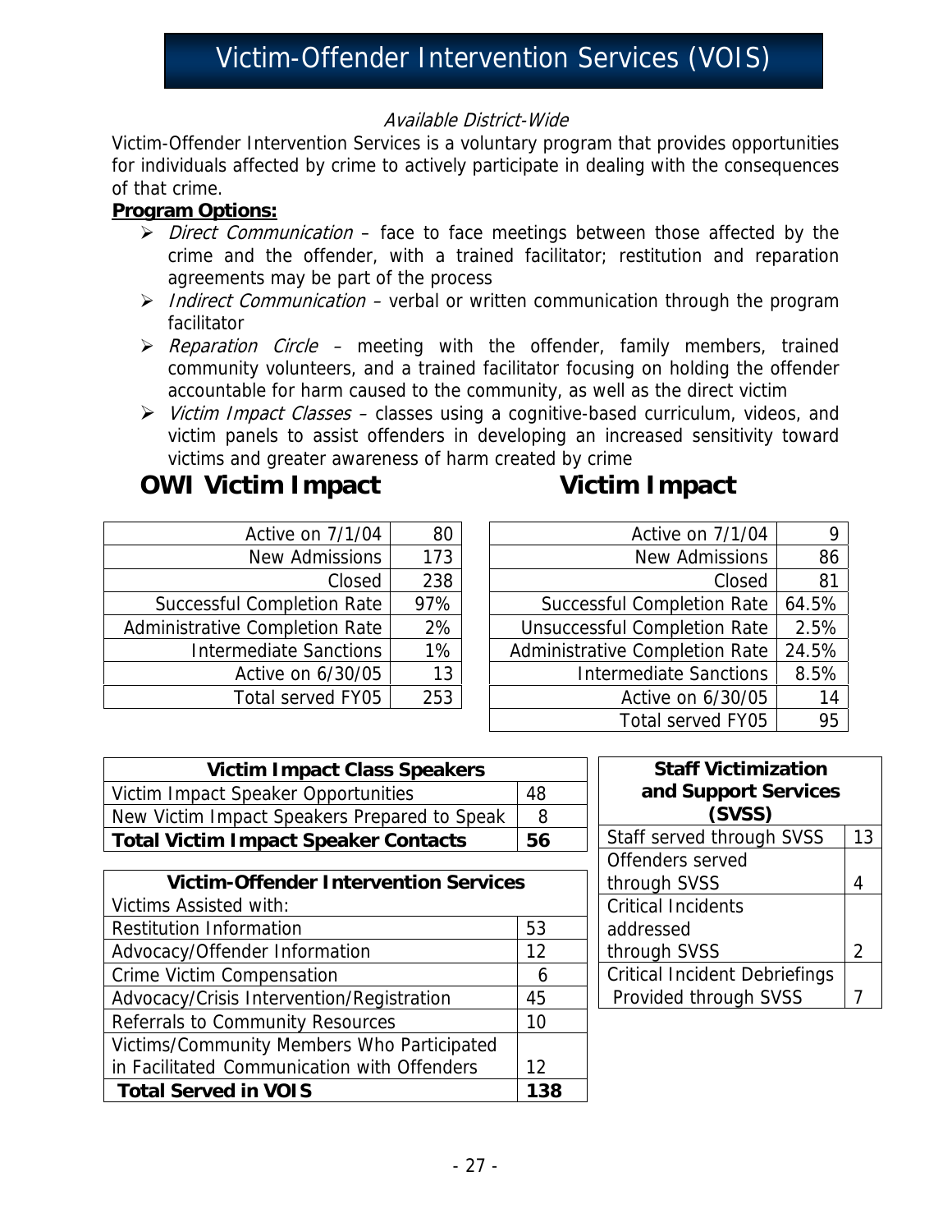# Victim-Offender Intervention Services (VOIS)

*Available District-Wide*

Victim-Offender Intervention Services is a voluntary program that provides opportunities for individuals affected by crime to actively participate in dealing with the consequences of that crime.

**Program Options:**

- *Direct Communication* – face to face meetings between those affected by the crime and the offender, with a trained facilitator; restitution and reparation agreements may be part of the process
- *Indirect Communication* – verbal or written communication through the program facilitator
- *Reparation Circle* – meeting with the offender, family members, trained community volunteers, and a trained facilitator focusing on holding the offender accountable for harm caused to the community, as well as the direct victim
- *Victim Impact Classes* – classes using a cognitive-based curriculum, videos, and victim panels to assist offenders in developing an increased sensitivity toward victims and greater awareness of harm created by crime

## OWI Victim Impact

| | |
|---|---|
| Active on 7/1/04 | 80 |
| New Admissions | 173 |
| Closed | 238 |
| Successful Completion Rate | 97% |
| Administrative Completion Rate | 2% |
| Intermediate Sanctions | 1% |
| Active on 6/30/05 | 13 |
| Total served FY05 | 253 |

## Victim Impact

| | |
|---|---|
| Active on 7/1/04 | 9 |
| New Admissions | 86 |
| Closed | 81 |
| Successful Completion Rate | 64.5% |
| Unsuccessful Completion Rate | 2.5% |
| Administrative Completion Rate | 24.5% |
| Intermediate Sanctions | 8.5% |
| Active on 6/30/05 | 14 |
| Total served FY05 | 95 |

| **Victim Impact Class Speakers** | |
|---|---|
| Victim Impact Speaker Opportunities | 48 |
| New Victim Impact Speakers Prepared to Speak | 8 |
| **Total Victim Impact Speaker Contacts** | **56** |

| **Victim-Offender Intervention Services** | |
|---|---|
| Victims Assisted with: | |
| Restitution Information | 53 |
| Advocacy/Offender Information | 12 |
| Crime Victim Compensation | 6 |
| Advocacy/Crisis Intervention/Registration | 45 |
| Referrals to Community Resources | 10 |
| Victims/Community Members Who Participated in Facilitated Communication with Offenders | 12 |
| **Total Served in VOIS** | **138** |

| **Staff Victimization and Support Services (SVSS)** | |
|---|---|
| Staff served through SVSS | 13 |
| Offenders served through SVSS | 4 |
| Critical Incidents addressed through SVSS | 2 |
| Critical Incident Debriefings Provided through SVSS | 7 |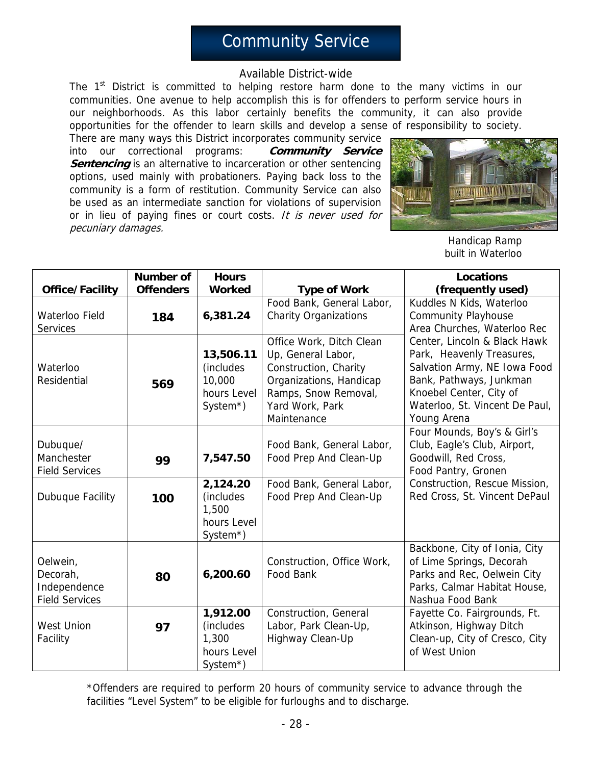# Community Service

Available District-wide

The 1st District is committed to helping restore harm done to the many victims in our communities. One avenue to help accomplish this is for offenders to perform service hours in our neighborhoods. As this labor certainly benefits the community, it can also provide opportunities for the offender to learn skills and develop a sense of responsibility to society. There are many ways this District incorporates community service into our correctional programs: ***Community Service Sentencing*** is an alternative to incarceration or other sentencing options, used mainly with probationers. Paying back loss to the community is a form of restitution. Community Service can also be used as an intermediate sanction for violations of supervision or in lieu of paying fines or court costs. *It is never used for pecuniary damages.*

Handicap Ramp built in Waterloo

| Office/Facility | Number of Offenders | Hours Worked | Type of Work | Locations (frequently used) |
|---|---|---|---|---|
| Waterloo Field Services | **184** | **6,381.24** | Food Bank, General Labor, Charity Organizations | Kuddles N Kids, Waterloo Community Playhouse Area Churches, Waterloo Rec Center, Lincoln & Black Hawk Park, Heavenly Treasures, Salvation Army, NE Iowa Food Bank, Pathways, Junkman Knoebel Center, City of Waterloo, St. Vincent De Paul, Young Arena |
| Waterloo Residential | **569** | **13,506.11** (includes 10,000 hours Level System*) | Office Work, Ditch Clean Up, General Labor, Construction, Charity Organizations, Handicap Ramps, Snow Removal, Yard Work, Park Maintenance | |
| Dubuque/ Manchester Field Services | **99** | **7,547.50** | Food Bank, General Labor, Food Prep And Clean-Up | Four Mounds, Boy's & Girl's Club, Eagle's Club, Airport, Goodwill, Red Cross, Food Pantry, Gronen Construction, Rescue Mission, Red Cross, St. Vincent DePaul |
| Dubuque Facility | **100** | **2,124.20** (includes 1,500 hours Level System*) | Food Bank, General Labor, Food Prep And Clean-Up | |
| Oelwein, Decorah, Independence Field Services | **80** | **6,200.60** | Construction, Office Work, Food Bank | Backbone, City of Ionia, City of Lime Springs, Decorah Parks and Rec, Oelwein City Parks, Calmar Habitat House, Nashua Food Bank |
| West Union Facility | **97** | **1,912.00** (includes 1,300 hours Level System*) | Construction, General Labor, Park Clean-Up, Highway Clean-Up | Fayette Co. Fairgrounds, Ft. Atkinson, Highway Ditch Clean-up, City of Cresco, City of West Union |

*Offenders are required to perform 20 hours of community service to advance through the facilities "Level System" to be eligible for furloughs and to discharge.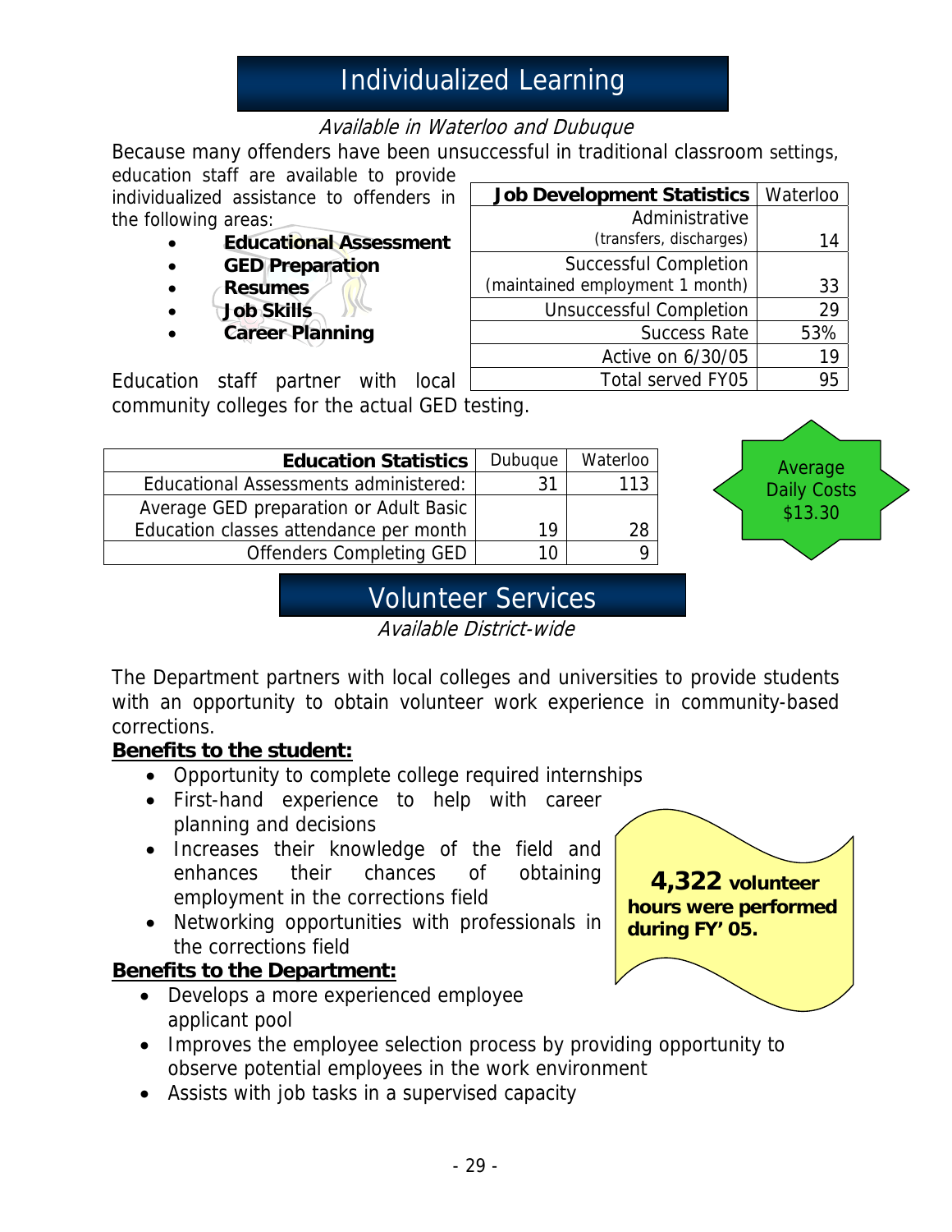# Individualized Learning

*Available in Waterloo and Dubuque*

Because many offenders have been unsuccessful in traditional classroom settings, education staff are available to provide individualized assistance to offenders in the following areas:

- **Educational Assessment**
- **GED Preparation**
- **Resumes**
- **Job Skills**
- **Career Planning**

| Job Development Statistics | Waterloo |
|---|---|
| Administrative (transfers, discharges) | 14 |
| Successful Completion (maintained employment 1 month) | 33 |
| Unsuccessful Completion | 29 |
| Success Rate | 53% |
| Active on 6/30/05 | 19 |
| Total served FY05 | 95 |

Education staff partner with local community colleges for the actual GED testing.

| Education Statistics | Dubuque | Waterloo |
|---|---|---|
| Educational Assessments administered: | 31 | 113 |
| Average GED preparation or Adult Basic Education classes attendance per month | 19 | 28 |
| Offenders Completing GED | 10 | 9 |

Average Daily Costs $13.30

# Volunteer Services

*Available District-wide*

The Department partners with local colleges and universities to provide students with an opportunity to obtain volunteer work experience in community-based corrections.

**Benefits to the student:**

- Opportunity to complete college required internships
- First-hand experience to help with career planning and decisions
- Increases their knowledge of the field and enhances their chances of obtaining employment in the corrections field
- Networking opportunities with professionals in the corrections field

**4,322 volunteer hours were performed during FY' 05.**

**Benefits to the Department:**

- Develops a more experienced employee applicant pool
- Improves the employee selection process by providing opportunity to observe potential employees in the work environment
- Assists with job tasks in a supervised capacity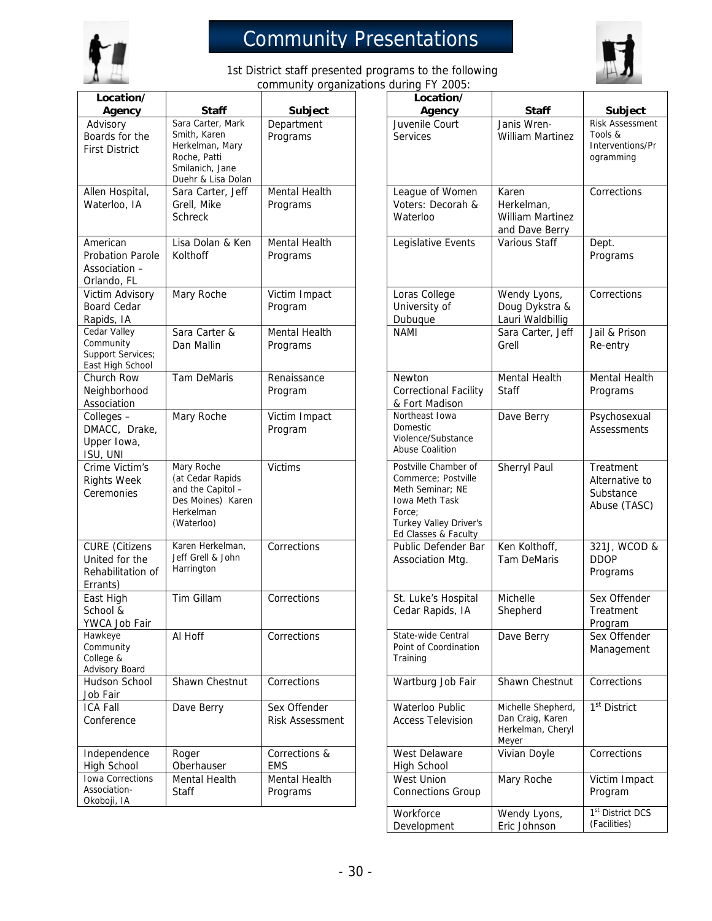# Community Presentations

1st District staff presented programs to the following community organizations during FY 2005:

| Location/ Agency | Staff | Subject |
|---|---|---|
| Advisory Boards for the First District | Sara Carter, Mark Smith, Karen Herkelman, Mary Roche, Patti Smilanich, Jane Duehr & Lisa Dolan | Department Programs |
| Allen Hospital, Waterloo, IA | Sara Carter, Jeff Grell, Mike Schreck | Mental Health Programs |
| American Probation Parole Association – Orlando, FL | Lisa Dolan & Ken Kolthoff | Mental Health Programs |
| Victim Advisory Board Cedar Rapids, IA | Mary Roche | Victim Impact Program |
| Cedar Valley Community Support Services; East High School | Sara Carter & Dan Mallin | Mental Health Programs |
| Church Row Neighborhood Association | Tam DeMaris | Renaissance Program |
| Colleges – DMACC, Drake, Upper Iowa, ISU, UNI | Mary Roche | Victim Impact Program |
| Crime Victim's Rights Week Ceremonies | Mary Roche (at Cedar Rapids and the Capitol – Des Moines) Karen Herkelman (Waterloo) | Victims |
| CURE (Citizens United for the Rehabilitation of Errants) | Karen Herkelman, Jeff Grell & John Harrington | Corrections |
| East High School & YWCA Job Fair | Tim Gillam | Corrections |
| Hawkeye Community College & Advisory Board | Al Hoff | Corrections |
| Hudson School Job Fair | Shawn Chestnut | Corrections |
| ICA Fall Conference | Dave Berry | Sex Offender Risk Assessment |
| Independence High School | Roger Oberhauser | Corrections & EMS |
| Iowa Corrections Association- Okoboji, IA | Mental Health Staff | Mental Health Programs |
| Juvenile Court Services | Janis Wren-William Martinez | Risk Assessment Tools & Interventions/Programming |
| League of Women Voters: Decorah & Waterloo | Karen Herkelman, William Martinez and Dave Berry | Corrections |
| Legislative Events | Various Staff | Dept. Programs |
| Loras College University of Dubuque | Wendy Lyons, Doug Dykstra & Lauri Waldbillig | Corrections |
| NAMI | Sara Carter, Jeff Grell | Jail & Prison Re-entry |
| Newton Correctional Facility & Fort Madison | Mental Health Staff | Mental Health Programs |
| Northeast Iowa Domestic Violence/Substance Abuse Coalition | Dave Berry | Psychosexual Assessments |
| Postville Chamber of Commerce; Postville Meth Seminar; NE Iowa Meth Task Force; Turkey Valley Driver's Ed Classes & Faculty | Sherryl Paul | Treatment Alternative to Substance Abuse (TASC) |
| Public Defender Bar Association Mtg. | Ken Kolthoff, Tam DeMaris | 321J, WCOD & DDOP Programs |
| St. Luke's Hospital Cedar Rapids, IA | Michelle Shepherd | Sex Offender Treatment Program |
| State-wide Central Point of Coordination Training | Dave Berry | Sex Offender Management |
| Wartburg Job Fair | Shawn Chestnut | Corrections |
| Waterloo Public Access Television | Michelle Shepherd, Dan Craig, Karen Herkelman, Cheryl Meyer | 1st District |
| West Delaware High School | Vivian Doyle | Corrections |
| West Union Connections Group | Mary Roche | Victim Impact Program |
| Workforce Development | Wendy Lyons, Eric Johnson | 1st District DCS (Facilities) |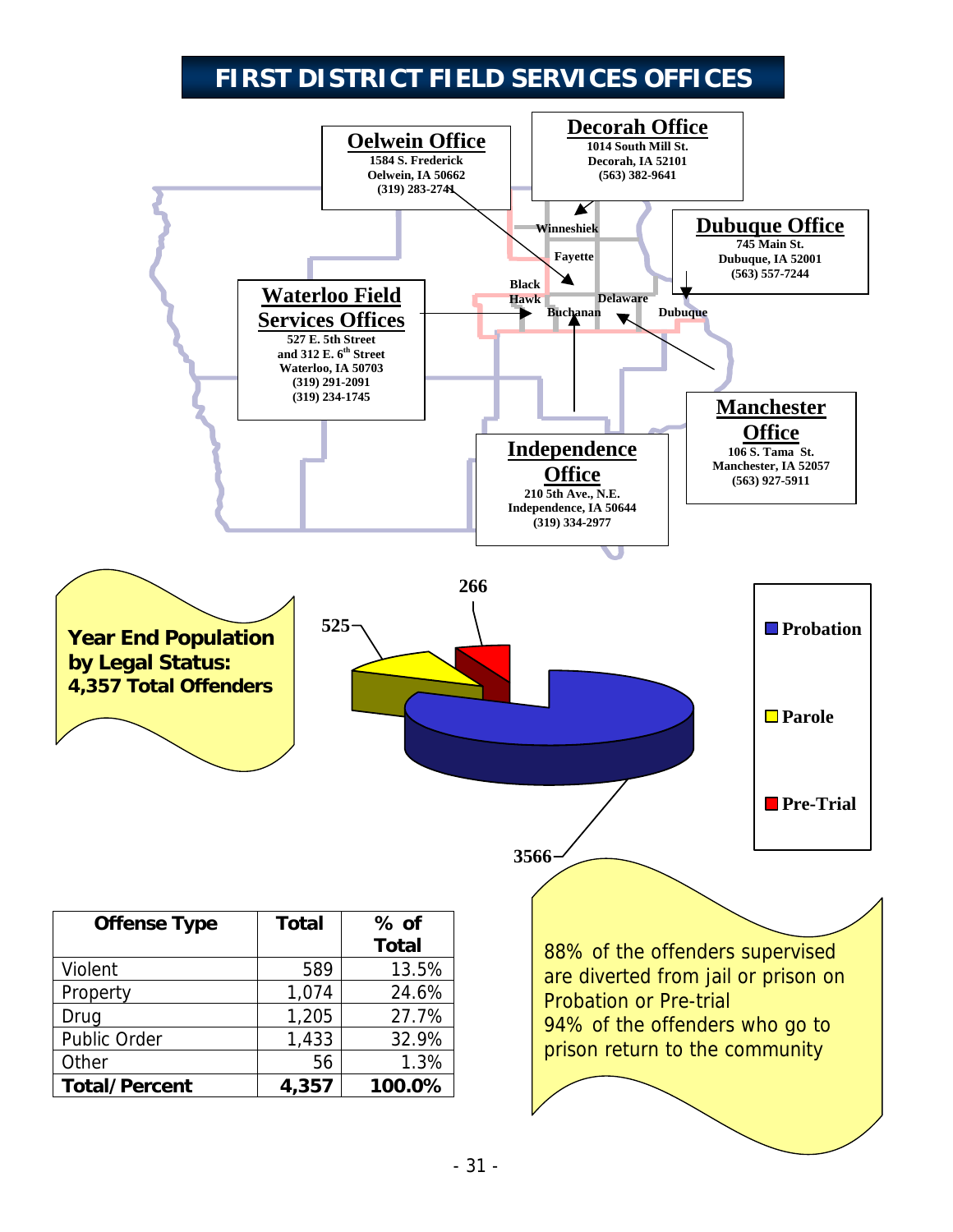# FIRST DISTRICT FIELD SERVICES OFFICES

**Oelwein Office**
1584 S. Frederick
Oelwein, IA 50662
(319) 283-2741

**Decorah Office**
1014 South Mill St.
Decorah, IA 52101
(563) 382-9641

**Dubuque Office**
745 Main St.
Dubuque, IA 52001
(563) 557-7244

**Waterloo Field Services Offices**
527 E. 5th Street
and 312 E. 6th Street
Waterloo, IA 50703
(319) 291-2091
(319) 234-1745

**Manchester Office**
106 S. Tama St.
Manchester, IA 52057
(563) 927-5911

**Independence Office**
210 5th Ave., N.E.
Independence, IA 50644
(319) 334-2977

Winneshiek, Fayette, Black Hawk, Buchanan, Delaware, Dubuque

**Year End Population by Legal Status: 4,357 Total Offenders**

| Legal Status | Total |
|---|---|
| Probation | 3566 |
| Parole | 525 |
| Pre-Trial | 266 |

| Offense Type | Total | % of Total |
|---|---|---|
| Violent | 589 | 13.5% |
| Property | 1,074 | 24.6% |
| Drug | 1,205 | 27.7% |
| Public Order | 1,433 | 32.9% |
| Other | 56 | 1.3% |
| **Total/Percent** | **4,357** | **100.0%** |

88% of the offenders supervised are diverted from jail or prison on Probation or Pre-trial
94% of the offenders who go to prison return to the community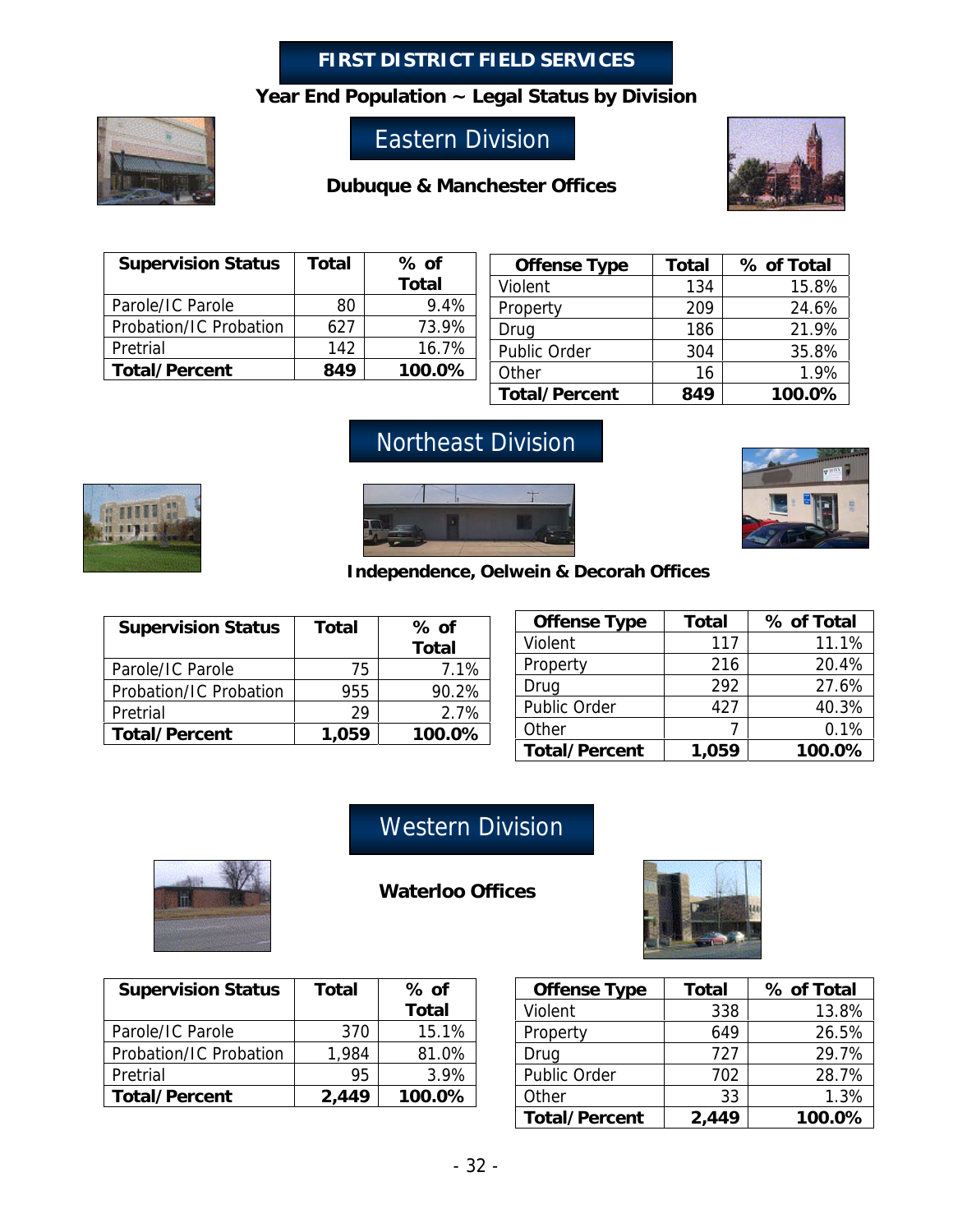# FIRST DISTRICT FIELD SERVICES

**Year End Population ~ Legal Status by Division**

## Eastern Division

**Dubuque & Manchester Offices**

| Supervision Status | Total | % of Total |
|---|---|---|
| Parole/IC Parole | 80 | 9.4% |
| Probation/IC Probation | 627 | 73.9% |
| Pretrial | 142 | 16.7% |
| **Total/Percent** | **849** | **100.0%** |

| Offense Type | Total | % of Total |
|---|---|---|
| Violent | 134 | 15.8% |
| Property | 209 | 24.6% |
| Drug | 186 | 21.9% |
| Public Order | 304 | 35.8% |
| Other | 16 | 1.9% |
| **Total/Percent** | **849** | **100.0%** |

## Northeast Division

**Independence, Oelwein & Decorah Offices**

| Supervision Status | Total | % of Total |
|---|---|---|
| Parole/IC Parole | 75 | 7.1% |
| Probation/IC Probation | 955 | 90.2% |
| Pretrial | 29 | 2.7% |
| **Total/Percent** | **1,059** | **100.0%** |

| Offense Type | Total | % of Total |
|---|---|---|
| Violent | 117 | 11.1% |
| Property | 216 | 20.4% |
| Drug | 292 | 27.6% |
| Public Order | 427 | 40.3% |
| Other | 7 | 0.1% |
| **Total/Percent** | **1,059** | **100.0%** |

## Western Division

**Waterloo Offices**

| Supervision Status | Total | % of Total |
|---|---|---|
| Parole/IC Parole | 370 | 15.1% |
| Probation/IC Probation | 1,984 | 81.0% |
| Pretrial | 95 | 3.9% |
| **Total/Percent** | **2,449** | **100.0%** |

| Offense Type | Total | % of Total |
|---|---|---|
| Violent | 338 | 13.8% |
| Property | 649 | 26.5% |
| Drug | 727 | 29.7% |
| Public Order | 702 | 28.7% |
| Other | 33 | 1.3% |
| **Total/Percent** | **2,449** | **100.0%** |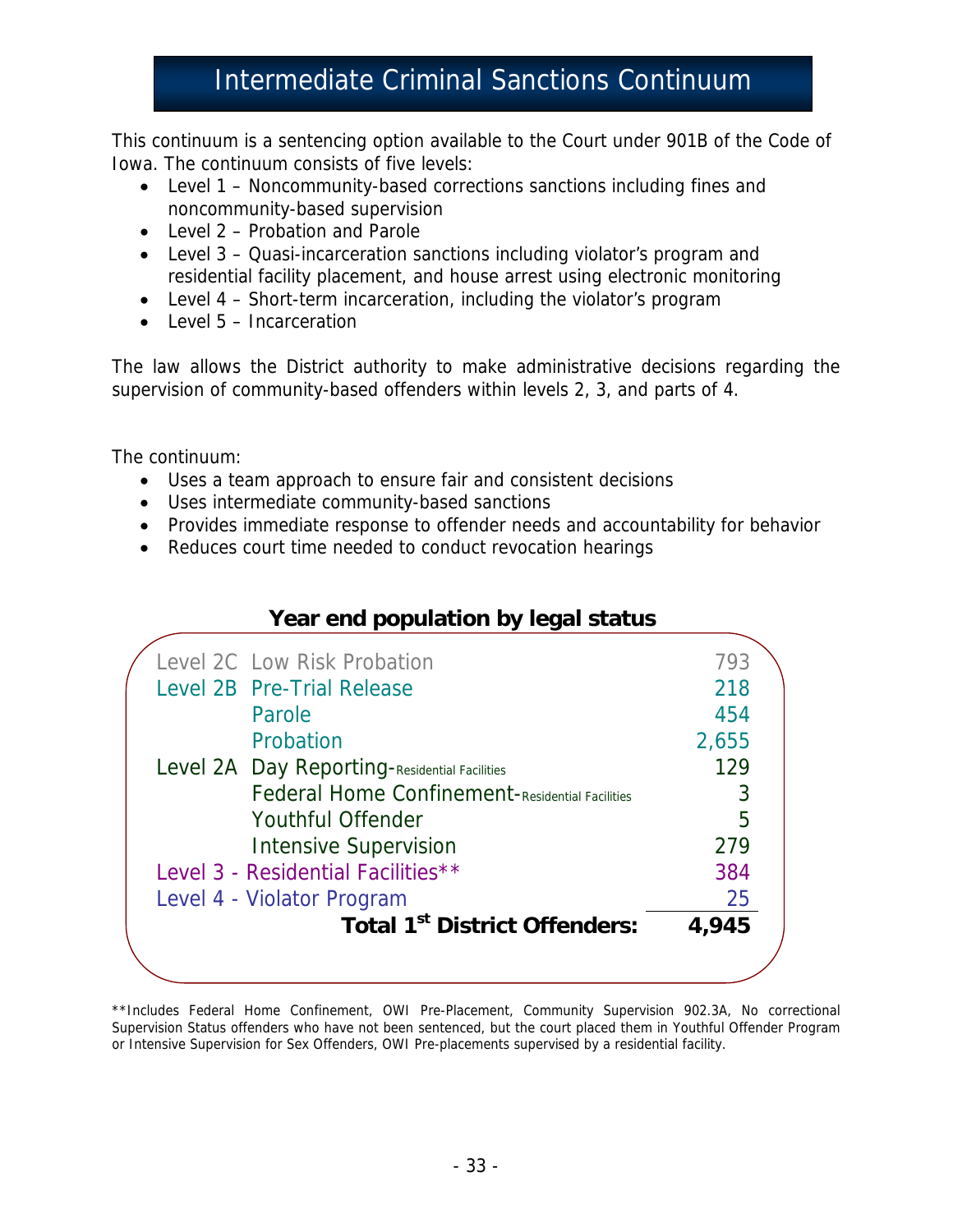# Intermediate Criminal Sanctions Continuum

This continuum is a sentencing option available to the Court under 901B of the Code of Iowa. The continuum consists of five levels:

- Level 1 – Noncommunity-based corrections sanctions including fines and noncommunity-based supervision
- Level 2 – Probation and Parole
- Level 3 – Quasi-incarceration sanctions including violator's program and residential facility placement, and house arrest using electronic monitoring
- Level 4 – Short-term incarceration, including the violator's program
- Level 5 – Incarceration

The law allows the District authority to make administrative decisions regarding the supervision of community-based offenders within levels 2, 3, and parts of 4.

The continuum:

- Uses a team approach to ensure fair and consistent decisions
- Uses intermediate community-based sanctions
- Provides immediate response to offender needs and accountability for behavior
- Reduces court time needed to conduct revocation hearings

## Year end population by legal status

| Level | Status | Count |
|---|---|---|
| Level 2C | Low Risk Probation | 793 |
| Level 2B | Pre-Trial Release | 218 |
| | Parole | 454 |
| | Probation | 2,655 |
| Level 2A | Day Reporting-Residential Facilities | 129 |
| | Federal Home Confinement-Residential Facilities | 3 |
| | Youthful Offender | 5 |
| | Intensive Supervision | 279 |
| Level 3 - Residential Facilities** | | 384 |
| Level 4 - Violator Program | | 25 |
| | **Total 1st District Offenders:** | **4,945** |

**Includes Federal Home Confinement, OWI Pre-Placement, Community Supervision 902.3A, No correctional Supervision Status offenders who have not been sentenced, but the court placed them in Youthful Offender Program or Intensive Supervision for Sex Offenders, OWI Pre-placements supervised by a residential facility.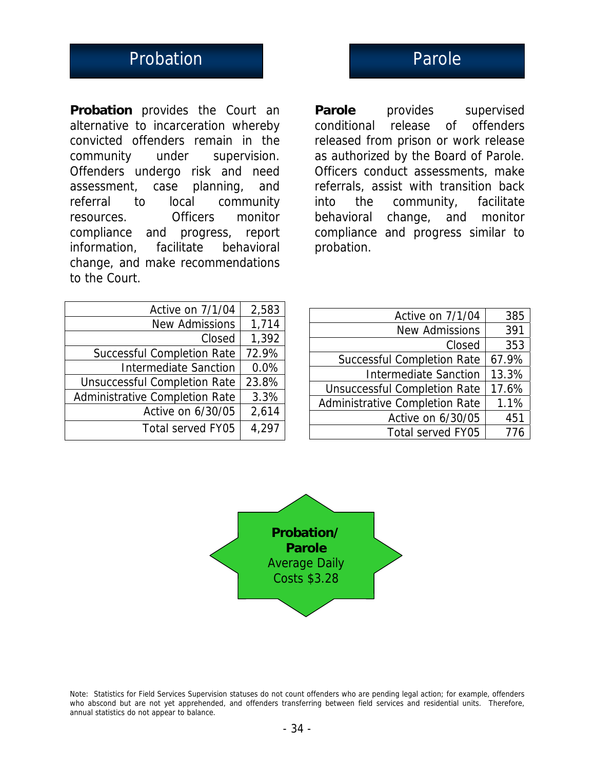## Probation

**Probation** provides the Court an alternative to incarceration whereby convicted offenders remain in the community under supervision. Offenders undergo risk and need assessment, case planning, and referral to local community resources. Officers monitor compliance and progress, report information, facilitate behavioral change, and make recommendations to the Court.

| | |
|---|---|
| Active on 7/1/04 | 2,583 |
| New Admissions | 1,714 |
| Closed | 1,392 |
| Successful Completion Rate | 72.9% |
| Intermediate Sanction | 0.0% |
| Unsuccessful Completion Rate | 23.8% |
| Administrative Completion Rate | 3.3% |
| Active on 6/30/05 | 2,614 |
| Total served FY05 | 4,297 |

## Parole

**Parole** provides supervised conditional release of offenders released from prison or work release as authorized by the Board of Parole. Officers conduct assessments, make referrals, assist with transition back into the community, facilitate behavioral change, and monitor compliance and progress similar to probation.

| | |
|---|---|
| Active on 7/1/04 | 385 |
| New Admissions | 391 |
| Closed | 353 |
| Successful Completion Rate | 67.9% |
| Intermediate Sanction | 13.3% |
| Unsuccessful Completion Rate | 17.6% |
| Administrative Completion Rate | 1.1% |
| Active on 6/30/05 | 451 |
| Total served FY05 | 776 |

**Probation/ Parole** Average Daily Costs $3.28

Note: Statistics for Field Services Supervision statuses do not count offenders who are pending legal action; for example, offenders who abscond but are not yet apprehended, and offenders transferring between field services and residential units. Therefore, annual statistics do not appear to balance.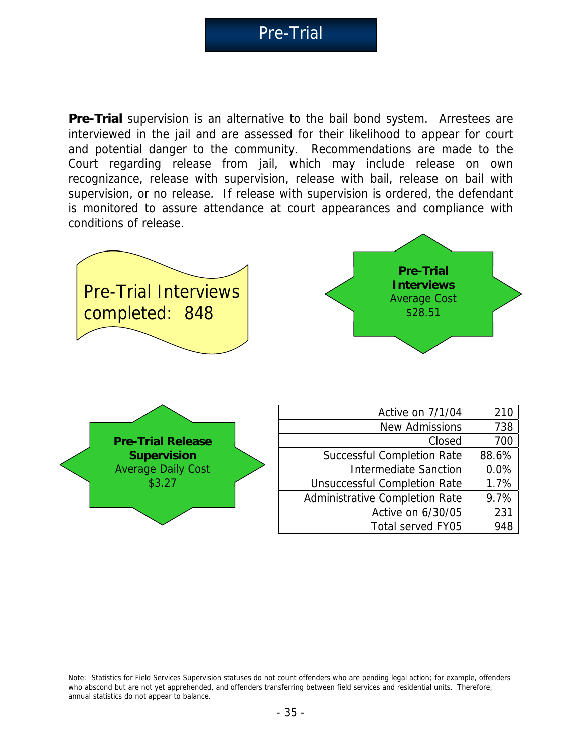# Pre-Trial

**Pre-Trial** supervision is an alternative to the bail bond system. Arrestees are interviewed in the jail and are assessed for their likelihood to appear for court and potential danger to the community. Recommendations are made to the Court regarding release from jail, which may include release on own recognizance, release with supervision, release with bail, release on bail with supervision, or no release. If release with supervision is ordered, the defendant is monitored to assure attendance at court appearances and compliance with conditions of release.

Pre-Trial Interviews completed: 848

**Pre-Trial Interviews**
Average Cost
$28.51

**Pre-Trial Release Supervision**
Average Daily Cost
$3.27

| | |
|---|---|
| Active on 7/1/04 | 210 |
| New Admissions | 738 |
| Closed | 700 |
| Successful Completion Rate | 88.6% |
| Intermediate Sanction | 0.0% |
| Unsuccessful Completion Rate | 1.7% |
| Administrative Completion Rate | 9.7% |
| Active on 6/30/05 | 231 |
| Total served FY05 | 948 |

Note: Statistics for Field Services Supervision statuses do not count offenders who are pending legal action; for example, offenders who abscond but are not yet apprehended, and offenders transferring between field services and residential units. Therefore, annual statistics do not appear to balance.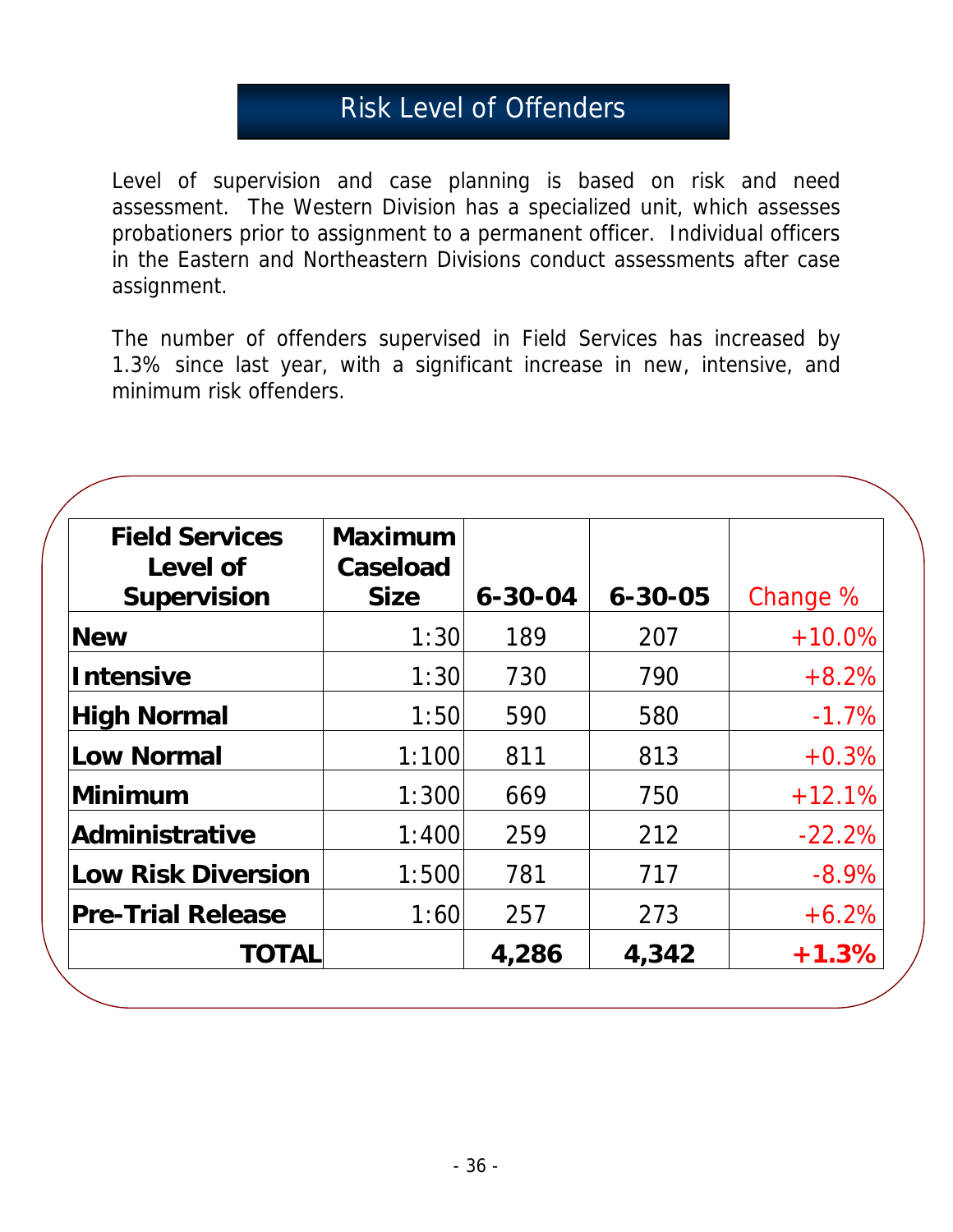# Risk Level of Offenders

Level of supervision and case planning is based on risk and need assessment. The Western Division has a specialized unit, which assesses probationers prior to assignment to a permanent officer. Individual officers in the Eastern and Northeastern Divisions conduct assessments after case assignment.

The number of offenders supervised in Field Services has increased by 1.3% since last year, with a significant increase in new, intensive, and minimum risk offenders.

| Field Services Level of Supervision | Maximum Caseload Size | 6-30-04 | 6-30-05 | Change % |
|---|---|---|---|---|
| **New** | 1:30 | 189 | 207 | +10.0% |
| **Intensive** | 1:30 | 730 | 790 | +8.2% |
| **High Normal** | 1:50 | 590 | 580 | -1.7% |
| **Low Normal** | 1:100 | 811 | 813 | +0.3% |
| **Minimum** | 1:300 | 669 | 750 | +12.1% |
| **Administrative** | 1:400 | 259 | 212 | -22.2% |
| **Low Risk Diversion** | 1:500 | 781 | 717 | -8.9% |
| **Pre-Trial Release** | 1:60 | 257 | 273 | +6.2% |
| **TOTAL** | | **4,286** | **4,342** | **+1.3%** |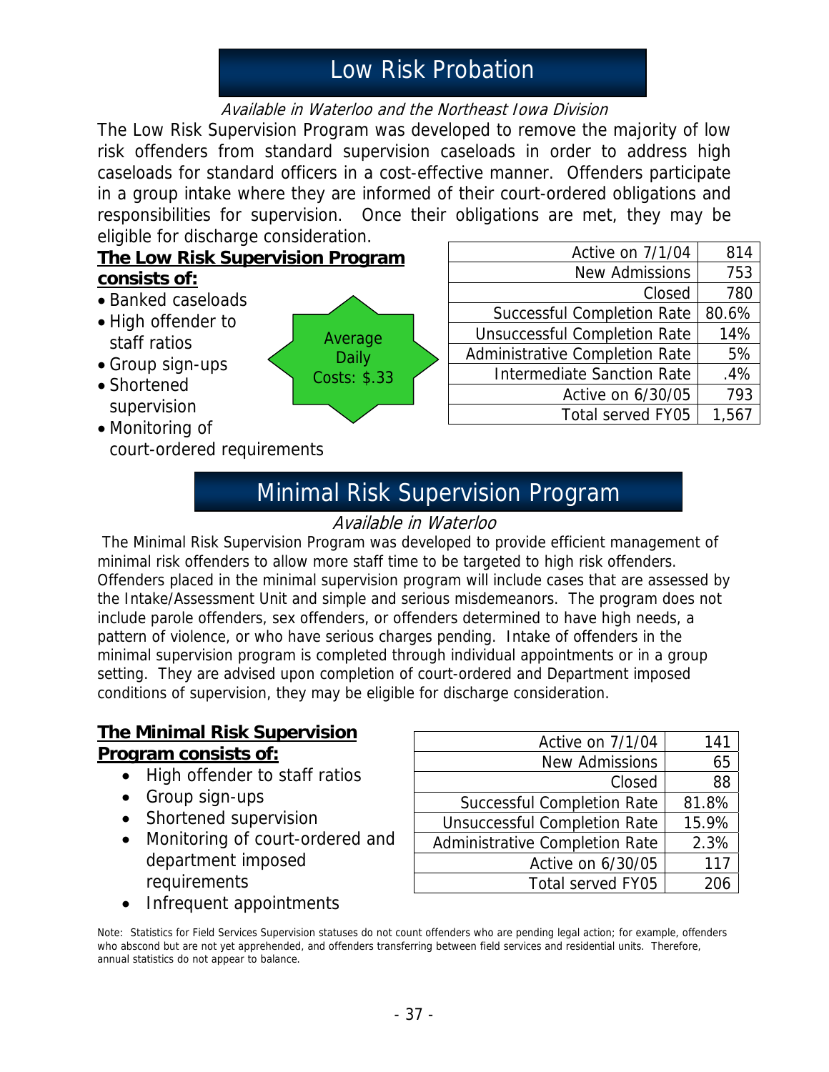# Low Risk Probation

*Available in Waterloo and the Northeast Iowa Division*

The Low Risk Supervision Program was developed to remove the majority of low risk offenders from standard supervision caseloads in order to address high caseloads for standard officers in a cost-effective manner. Offenders participate in a group intake where they are informed of their court-ordered obligations and responsibilities for supervision. Once their obligations are met, they may be eligible for discharge consideration.

**The Low Risk Supervision Program consists of:**

- Banked caseloads
- High offender to staff ratios
- Group sign-ups
- Shortened supervision
- Monitoring of court-ordered requirements

Average Daily Costs: $.33

| | |
|---|---|
| Active on 7/1/04 | 814 |
| New Admissions | 753 |
| Closed | 780 |
| Successful Completion Rate | 80.6% |
| Unsuccessful Completion Rate | 14% |
| Administrative Completion Rate | 5% |
| Intermediate Sanction Rate | .4% |
| Active on 6/30/05 | 793 |
| Total served FY05 | 1,567 |

# Minimal Risk Supervision Program

*Available in Waterloo*

The Minimal Risk Supervision Program was developed to provide efficient management of minimal risk offenders to allow more staff time to be targeted to high risk offenders. Offenders placed in the minimal supervision program will include cases that are assessed by the Intake/Assessment Unit and simple and serious misdemeanors. The program does not include parole offenders, sex offenders, or offenders determined to have high needs, a pattern of violence, or who have serious charges pending. Intake of offenders in the minimal supervision program is completed through individual appointments or in a group setting. They are advised upon completion of court-ordered and Department imposed conditions of supervision, they may be eligible for discharge consideration.

**The Minimal Risk Supervision Program consists of:**

- High offender to staff ratios
- Group sign-ups
- Shortened supervision
- Monitoring of court-ordered and department imposed requirements
- Infrequent appointments

| | |
|---|---|
| Active on 7/1/04 | 141 |
| New Admissions | 65 |
| Closed | 88 |
| Successful Completion Rate | 81.8% |
| Unsuccessful Completion Rate | 15.9% |
| Administrative Completion Rate | 2.3% |
| Active on 6/30/05 | 117 |
| Total served FY05 | 206 |

Note: Statistics for Field Services Supervision statuses do not count offenders who are pending legal action; for example, offenders who abscond but are not yet apprehended, and offenders transferring between field services and residential units. Therefore, annual statistics do not appear to balance.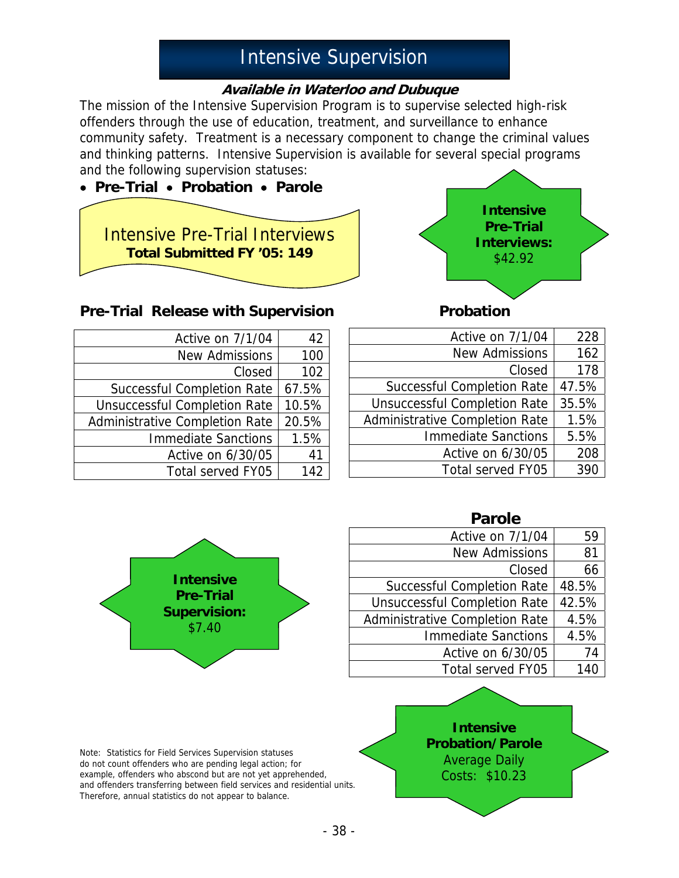# Intensive Supervision

***Available in Waterloo and Dubuque***

The mission of the Intensive Supervision Program is to supervise selected high-risk offenders through the use of education, treatment, and surveillance to enhance community safety. Treatment is a necessary component to change the criminal values and thinking patterns. Intensive Supervision is available for several special programs and the following supervision statuses:

- **Pre-Trial** • **Probation** • **Parole**

Intensive Pre-Trial Interviews
**Total Submitted FY '05: 149**

**Intensive Pre-Trial Interviews:** $42.92

### Pre-Trial Release with Supervision

| | |
|---|---|
| Active on 7/1/04 | 42 |
| New Admissions | 100 |
| Closed | 102 |
| Successful Completion Rate | 67.5% |
| Unsuccessful Completion Rate | 10.5% |
| Administrative Completion Rate | 20.5% |
| Immediate Sanctions | 1.5% |
| Active on 6/30/05 | 41 |
| Total served FY05 | 142 |

### Probation

| | |
|---|---|
| Active on 7/1/04 | 228 |
| New Admissions | 162 |
| Closed | 178 |
| Successful Completion Rate | 47.5% |
| Unsuccessful Completion Rate | 35.5% |
| Administrative Completion Rate | 1.5% |
| Immediate Sanctions | 5.5% |
| Active on 6/30/05 | 208 |
| Total served FY05 | 390 |

### Parole

| | |
|---|---|
| Active on 7/1/04 | 59 |
| New Admissions | 81 |
| Closed | 66 |
| Successful Completion Rate | 48.5% |
| Unsuccessful Completion Rate | 42.5% |
| Administrative Completion Rate | 4.5% |
| Immediate Sanctions | 4.5% |
| Active on 6/30/05 | 74 |
| Total served FY05 | 140 |

**Intensive Pre-Trial Supervision:** $7.40

**Intensive Probation/Parole** Average Daily Costs: $10.23

Note: Statistics for Field Services Supervision statuses do not count offenders who are pending legal action; for example, offenders who abscond but are not yet apprehended, and offenders transferring between field services and residential units. Therefore, annual statistics do not appear to balance.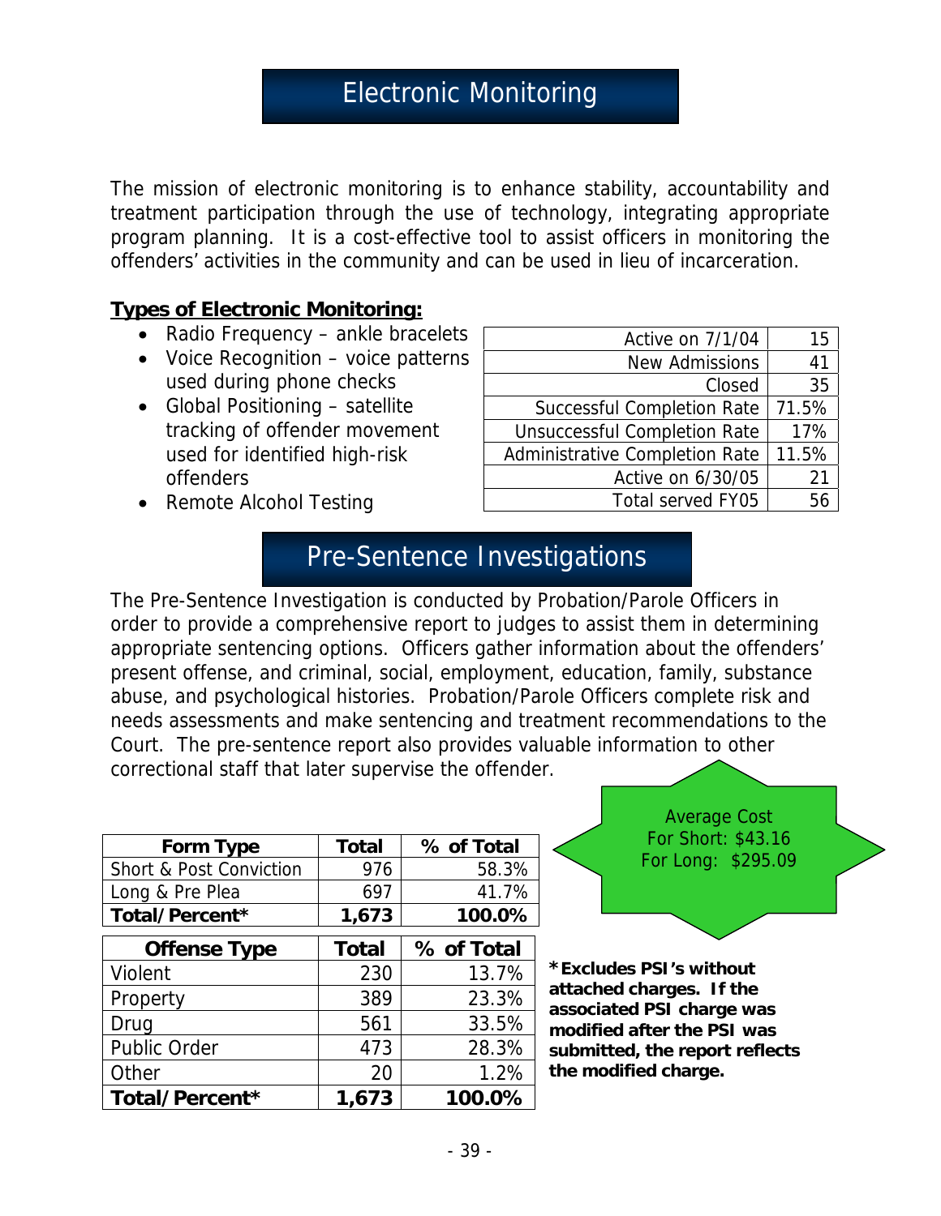# Electronic Monitoring

The mission of electronic monitoring is to enhance stability, accountability and treatment participation through the use of technology, integrating appropriate program planning. It is a cost-effective tool to assist officers in monitoring the offenders' activities in the community and can be used in lieu of incarceration.

**Types of Electronic Monitoring:**

- Radio Frequency – ankle bracelets
- Voice Recognition – voice patterns used during phone checks
- Global Positioning – satellite tracking of offender movement used for identified high-risk offenders
- Remote Alcohol Testing

| | |
|---|---|
| Active on 7/1/04 | 15 |
| New Admissions | 41 |
| Closed | 35 |
| Successful Completion Rate | 71.5% |
| Unsuccessful Completion Rate | 17% |
| Administrative Completion Rate | 11.5% |
| Active on 6/30/05 | 21 |
| Total served FY05 | 56 |

# Pre-Sentence Investigations

The Pre-Sentence Investigation is conducted by Probation/Parole Officers in order to provide a comprehensive report to judges to assist them in determining appropriate sentencing options. Officers gather information about the offenders' present offense, and criminal, social, employment, education, family, substance abuse, and psychological histories. Probation/Parole Officers complete risk and needs assessments and make sentencing and treatment recommendations to the Court. The pre-sentence report also provides valuable information to other correctional staff that later supervise the offender.

| Form Type | Total | % of Total |
|---|---|---|
| Short & Post Conviction | 976 | 58.3% |
| Long & Pre Plea | 697 | 41.7% |
| **Total/Percent*** | **1,673** | **100.0%** |

| Offense Type | Total | % of Total |
|---|---|---|
| Violent | 230 | 13.7% |
| Property | 389 | 23.3% |
| Drug | 561 | 33.5% |
| Public Order | 473 | 28.3% |
| Other | 20 | 1.2% |
| **Total/Percent*** | **1,673** | **100.0%** |

Average Cost
For Short: $43.16
For Long: $295.09

**\*Excludes PSI's without attached charges. If the associated PSI charge was modified after the PSI was submitted, the report reflects the modified charge.**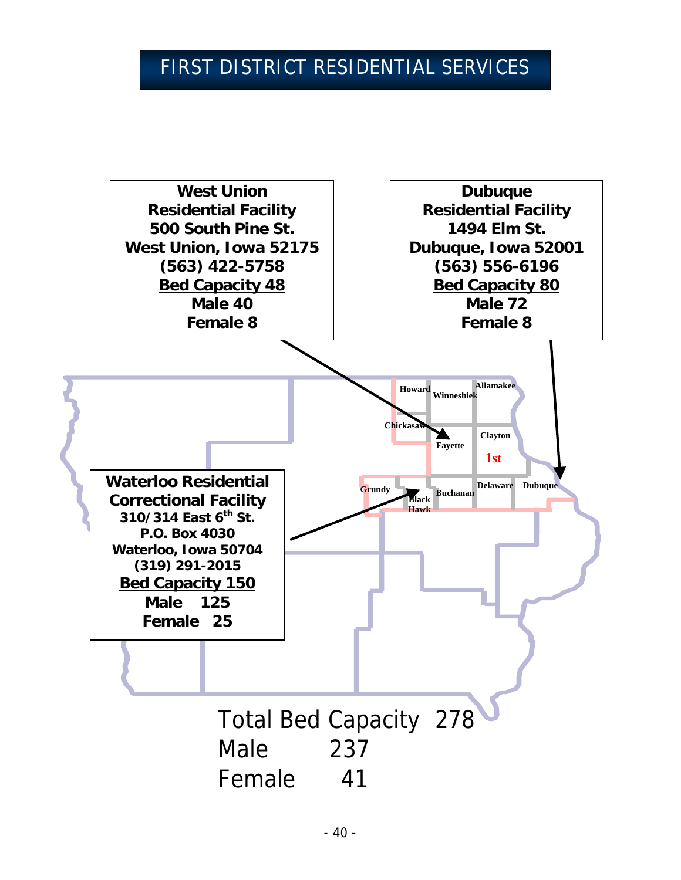# FIRST DISTRICT RESIDENTIAL SERVICES

**West Union**
**Residential Facility**
**500 South Pine St.**
**West Union, Iowa 52175**
**(563) 422-5758**
**<u>Bed Capacity 48</u>**
**Male 40**
**Female 8**

**Dubuque**
**Residential Facility**
**1494 Elm St.**
**Dubuque, Iowa 52001**
**(563) 556-6196**
**<u>Bed Capacity 80</u>**
**Male 72**
**Female 8**

Howard, Winneshiek, Allamakee, Chickasaw, Fayette, Clayton, **1st**, Grundy, Black Hawk, Buchanan, Delaware, Dubuque

**Waterloo Residential Correctional Facility**
**310/314 East 6th St.**
**P.O. Box 4030**
**Waterloo, Iowa 50704**
**(319) 291-2015**
**<u>Bed Capacity 150</u>**
**Male 125**
**Female 25**

Total Bed Capacity 278
Male 237
Female 41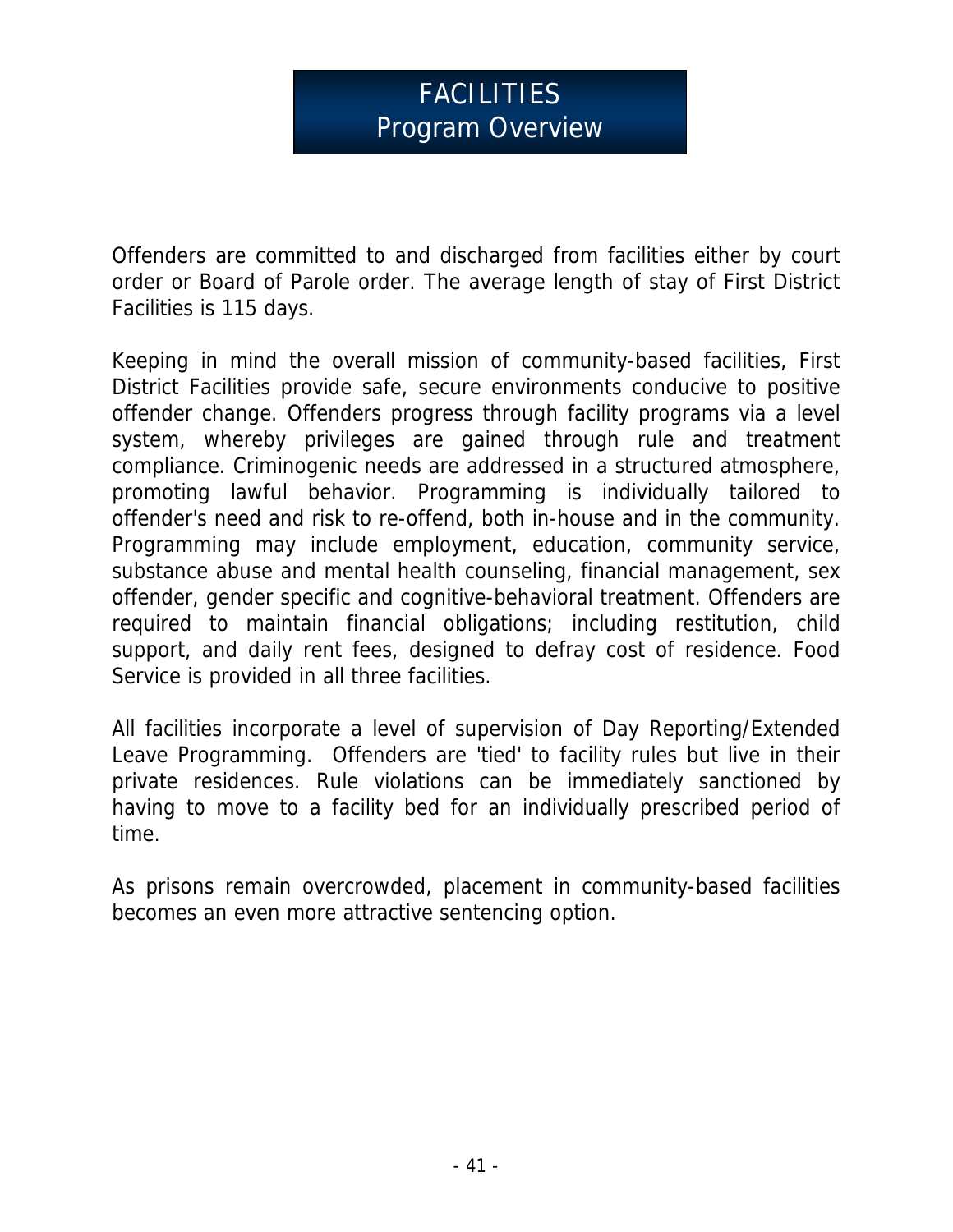# FACILITIES
## Program Overview

Offenders are committed to and discharged from facilities either by court order or Board of Parole order. The average length of stay of First District Facilities is 115 days.

Keeping in mind the overall mission of community-based facilities, First District Facilities provide safe, secure environments conducive to positive offender change. Offenders progress through facility programs via a level system, whereby privileges are gained through rule and treatment compliance. Criminogenic needs are addressed in a structured atmosphere, promoting lawful behavior. Programming is individually tailored to offender's need and risk to re-offend, both in-house and in the community. Programming may include employment, education, community service, substance abuse and mental health counseling, financial management, sex offender, gender specific and cognitive-behavioral treatment. Offenders are required to maintain financial obligations; including restitution, child support, and daily rent fees, designed to defray cost of residence. Food Service is provided in all three facilities.

All facilities incorporate a level of supervision of Day Reporting/Extended Leave Programming. Offenders are 'tied' to facility rules but live in their private residences. Rule violations can be immediately sanctioned by having to move to a facility bed for an individually prescribed period of time.

As prisons remain overcrowded, placement in community-based facilities becomes an even more attractive sentencing option.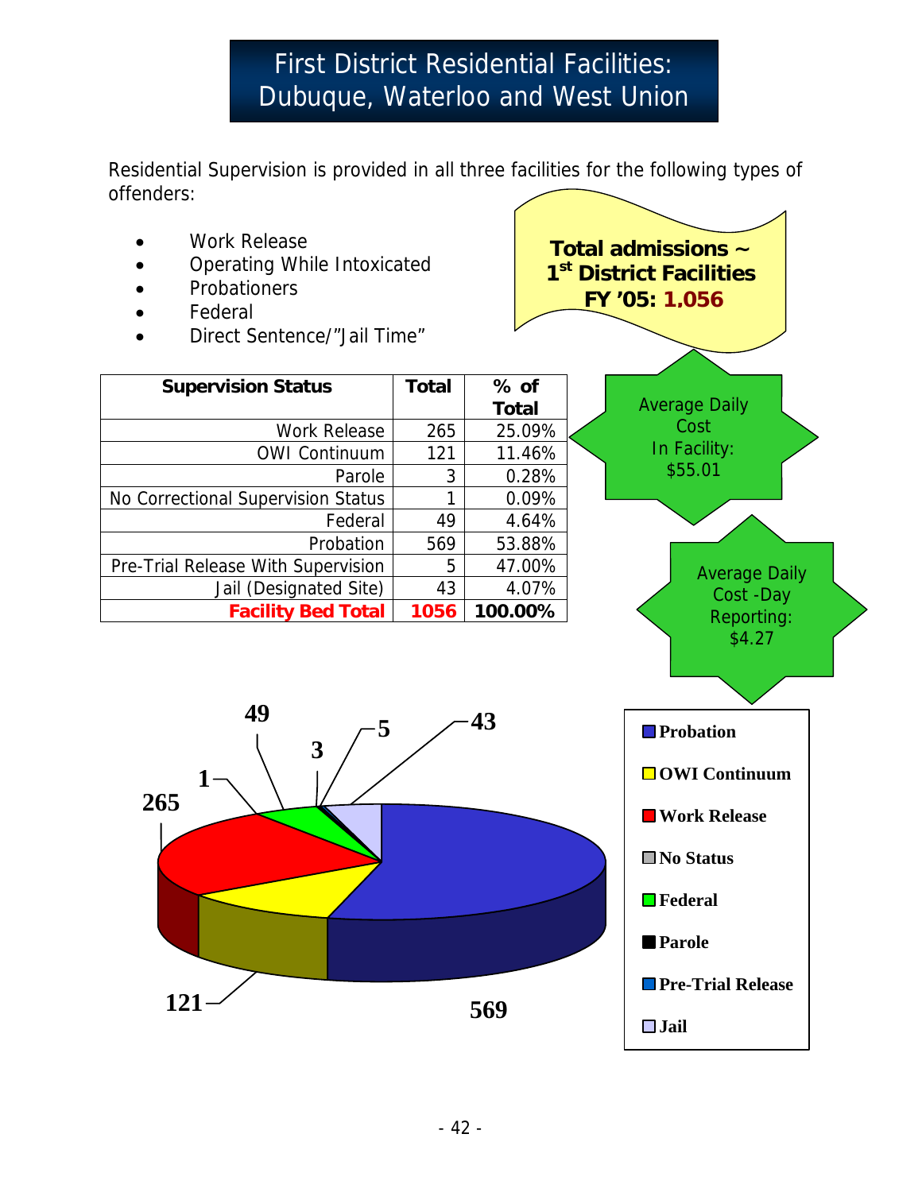# First District Residential Facilities: Dubuque, Waterloo and West Union

Residential Supervision is provided in all three facilities for the following types of offenders:

- Work Release
- Operating While Intoxicated
- Probationers
- Federal
- Direct Sentence/"Jail Time"

**Total admissions ~ 1st District Facilities FY '05: 1,056**

| Supervision Status | Total | % of Total |
|---|---|---|
| Work Release | 265 | 25.09% |
| OWI Continuum | 121 | 11.46% |
| Parole | 3 | 0.28% |
| No Correctional Supervision Status | 1 | 0.09% |
| Federal | 49 | 4.64% |
| Probation | 569 | 53.88% |
| Pre-Trial Release With Supervision | 5 | 47.00% |
| Jail (Designated Site) | 43 | 4.07% |
| **Facility Bed Total** | **1056** | **100.00%** |

Average Daily Cost In Facility: $55.01

Average Daily Cost -Day Reporting: $4.27

| Category | Count |
|---|---|
| Probation | 569 |
| OWI Continuum | 121 |
| Work Release | 265 |
| No Status | 1 |
| Federal | 49 |
| Parole | 3 |
| Pre-Trial Release | 5 |
| Jail | 43 |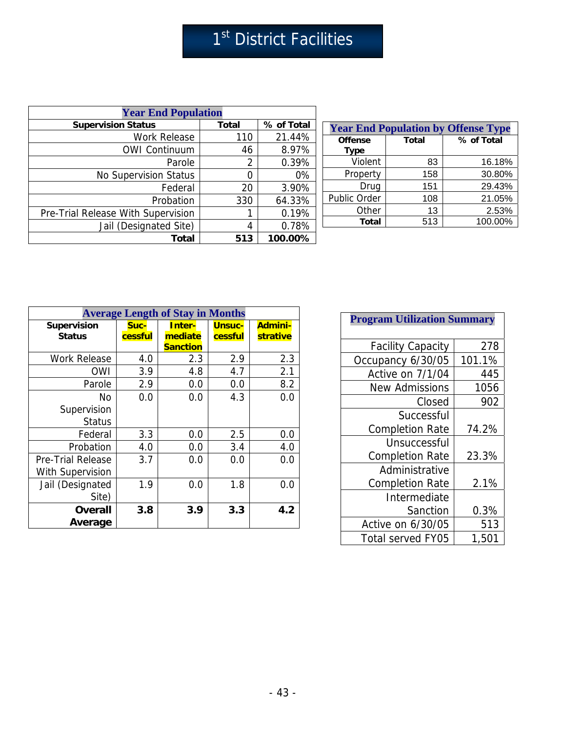# 1st District Facilities

| Year End Population | | |
|---|---|---|
| **Supervision Status** | **Total** | **% of Total** |
| Work Release | 110 | 21.44% |
| OWI Continuum | 46 | 8.97% |
| Parole | 2 | 0.39% |
| No Supervision Status | 0 | 0% |
| Federal | 20 | 3.90% |
| Probation | 330 | 64.33% |
| Pre-Trial Release With Supervision | 1 | 0.19% |
| Jail (Designated Site) | 4 | 0.78% |
| **Total** | **513** | **100.00%** |

| Year End Population by Offense Type | | |
|---|---|---|
| **Offense Type** | **Total** | **% of Total** |
| Violent | 83 | 16.18% |
| Property | 158 | 30.80% |
| Drug | 151 | 29.43% |
| Public Order | 108 | 21.05% |
| Other | 13 | 2.53% |
| **Total** | 513 | 100.00% |

| Average Length of Stay in Months | | | | |
|---|---|---|---|---|
| **Supervision Status** | **Suc-cessful** | **Inter-mediate Sanction** | **Unsuc-cessful** | **Admini-strative** |
| Work Release | 4.0 | 2.3 | 2.9 | 2.3 |
| OWI | 3.9 | 4.8 | 4.7 | 2.1 |
| Parole | 2.9 | 0.0 | 0.0 | 8.2 |
| No Supervision Status | 0.0 | 0.0 | 4.3 | 0.0 |
| Federal | 3.3 | 0.0 | 2.5 | 0.0 |
| Probation | 4.0 | 0.0 | 3.4 | 4.0 |
| Pre-Trial Release With Supervision | 3.7 | 0.0 | 0.0 | 0.0 |
| Jail (Designated Site) | 1.9 | 0.0 | 1.8 | 0.0 |
| **Overall Average** | **3.8** | **3.9** | **3.3** | **4.2** |

| Program Utilization Summary | |
|---|---|
| Facility Capacity | 278 |
| Occupancy 6/30/05 | 101.1% |
| Active on 7/1/04 | 445 |
| New Admissions | 1056 |
| Closed | 902 |
| Successful Completion Rate | 74.2% |
| Unsuccessful Completion Rate | 23.3% |
| Administrative Completion Rate | 2.1% |
| Intermediate Sanction | 0.3% |
| Active on 6/30/05 | 513 |
| Total served FY05 | 1,501 |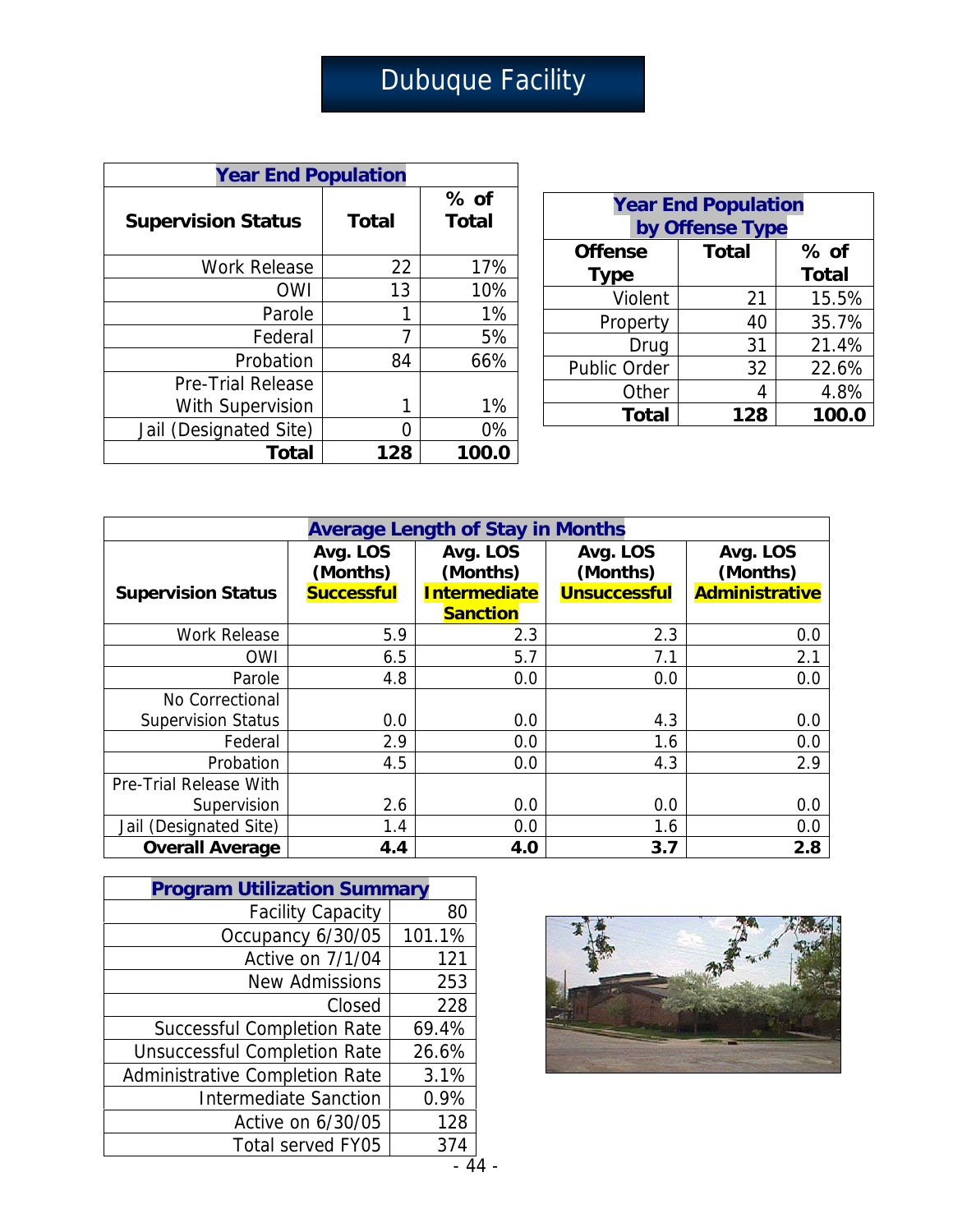# Dubuque Facility

| Year End Population | | |
|---|---|---|
| **Supervision Status** | **Total** | **% of Total** |
| Work Release | 22 | 17% |
| OWI | 13 | 10% |
| Parole | 1 | 1% |
| Federal | 7 | 5% |
| Probation | 84 | 66% |
| Pre-Trial Release With Supervision | 1 | 1% |
| Jail (Designated Site) | 0 | 0% |
| **Total** | **128** | **100.0** |

| Year End Population by Offense Type | | |
|---|---|---|
| **Offense Type** | **Total** | **% of Total** |
| Violent | 21 | 15.5% |
| Property | 40 | 35.7% |
| Drug | 31 | 21.4% |
| Public Order | 32 | 22.6% |
| Other | 4 | 4.8% |
| **Total** | **128** | **100.0** |

| Average Length of Stay in Months | | | | |
|---|---|---|---|---|
| **Supervision Status** | **Avg. LOS (Months) Successful** | **Avg. LOS (Months) Intermediate Sanction** | **Avg. LOS (Months) Unsuccessful** | **Avg. LOS (Months) Administrative** |
| Work Release | 5.9 | 2.3 | 2.3 | 0.0 |
| OWI | 6.5 | 5.7 | 7.1 | 2.1 |
| Parole | 4.8 | 0.0 | 0.0 | 0.0 |
| No Correctional Supervision Status | 0.0 | 0.0 | 4.3 | 0.0 |
| Federal | 2.9 | 0.0 | 1.6 | 0.0 |
| Probation | 4.5 | 0.0 | 4.3 | 2.9 |
| Pre-Trial Release With Supervision | 2.6 | 0.0 | 0.0 | 0.0 |
| Jail (Designated Site) | 1.4 | 0.0 | 1.6 | 0.0 |
| **Overall Average** | **4.4** | **4.0** | **3.7** | **2.8** |

| Program Utilization Summary | |
|---|---|
| Facility Capacity | 80 |
| Occupancy 6/30/05 | 101.1% |
| Active on 7/1/04 | 121 |
| New Admissions | 253 |
| Closed | 228 |
| Successful Completion Rate | 69.4% |
| Unsuccessful Completion Rate | 26.6% |
| Administrative Completion Rate | 3.1% |
| Intermediate Sanction | 0.9% |
| Active on 6/30/05 | 128 |
| Total served FY05 | 374 |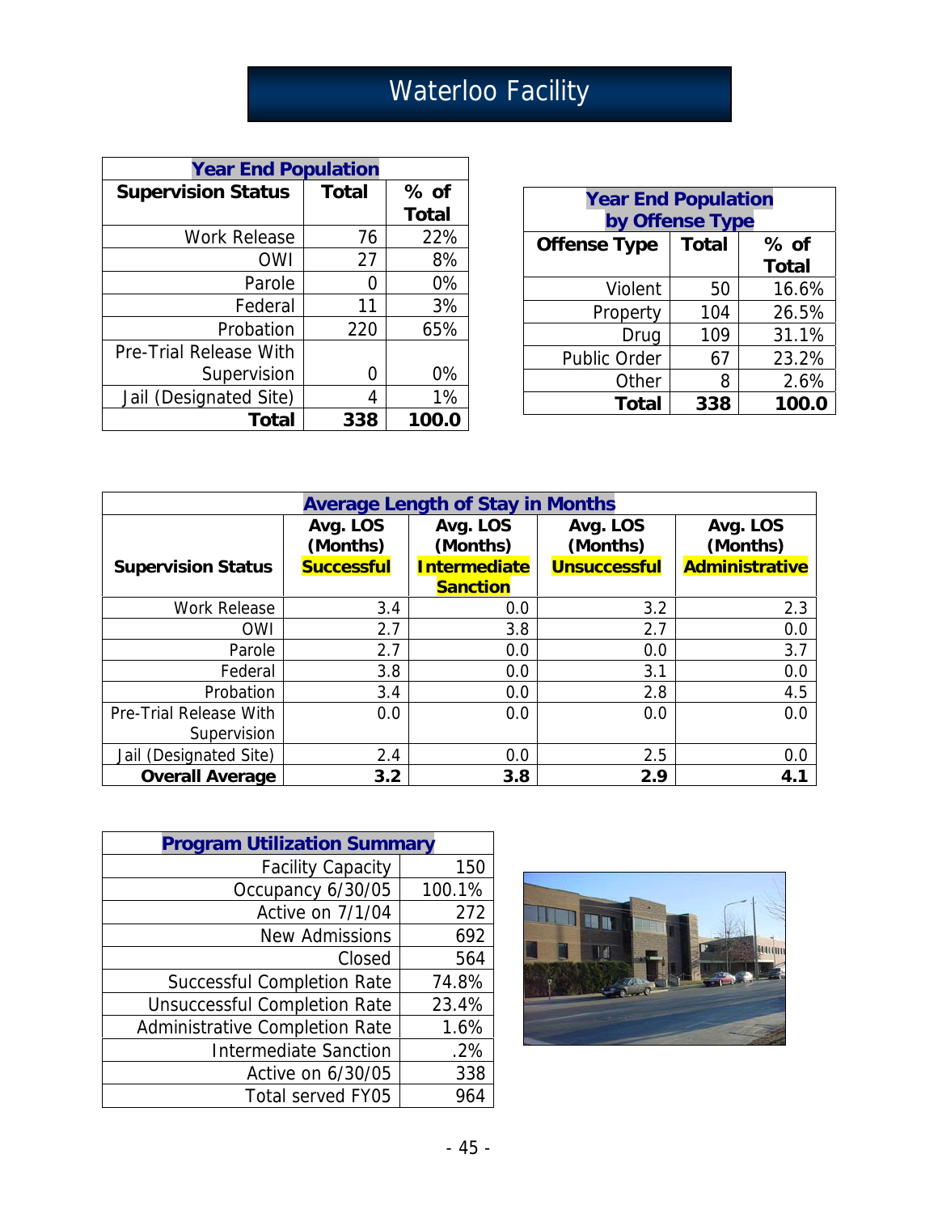# Waterloo Facility

| Year End Population | | |
|---|---|---|
| **Supervision Status** | **Total** | **% of Total** |
| Work Release | 76 | 22% |
| OWI | 27 | 8% |
| Parole | 0 | 0% |
| Federal | 11 | 3% |
| Probation | 220 | 65% |
| Pre-Trial Release With Supervision | 0 | 0% |
| Jail (Designated Site) | 4 | 1% |
| **Total** | **338** | **100.0** |

| Year End Population by Offense Type | | |
|---|---|---|
| **Offense Type** | **Total** | **% of Total** |
| Violent | 50 | 16.6% |
| Property | 104 | 26.5% |
| Drug | 109 | 31.1% |
| Public Order | 67 | 23.2% |
| Other | 8 | 2.6% |
| **Total** | **338** | **100.0** |

| Average Length of Stay in Months | | | | |
|---|---|---|---|---|
| **Supervision Status** | **Avg. LOS (Months) Successful** | **Avg. LOS (Months) Intermediate Sanction** | **Avg. LOS (Months) Unsuccessful** | **Avg. LOS (Months) Administrative** |
| Work Release | 3.4 | 0.0 | 3.2 | 2.3 |
| OWI | 2.7 | 3.8 | 2.7 | 0.0 |
| Parole | 2.7 | 0.0 | 0.0 | 3.7 |
| Federal | 3.8 | 0.0 | 3.1 | 0.0 |
| Probation | 3.4 | 0.0 | 2.8 | 4.5 |
| Pre-Trial Release With Supervision | 0.0 | 0.0 | 0.0 | 0.0 |
| Jail (Designated Site) | 2.4 | 0.0 | 2.5 | 0.0 |
| **Overall Average** | **3.2** | **3.8** | **2.9** | **4.1** |

| Program Utilization Summary | |
|---|---|
| Facility Capacity | 150 |
| Occupancy 6/30/05 | 100.1% |
| Active on 7/1/04 | 272 |
| New Admissions | 692 |
| Closed | 564 |
| Successful Completion Rate | 74.8% |
| Unsuccessful Completion Rate | 23.4% |
| Administrative Completion Rate | 1.6% |
| Intermediate Sanction | .2% |
| Active on 6/30/05 | 338 |
| Total served FY05 | 964 |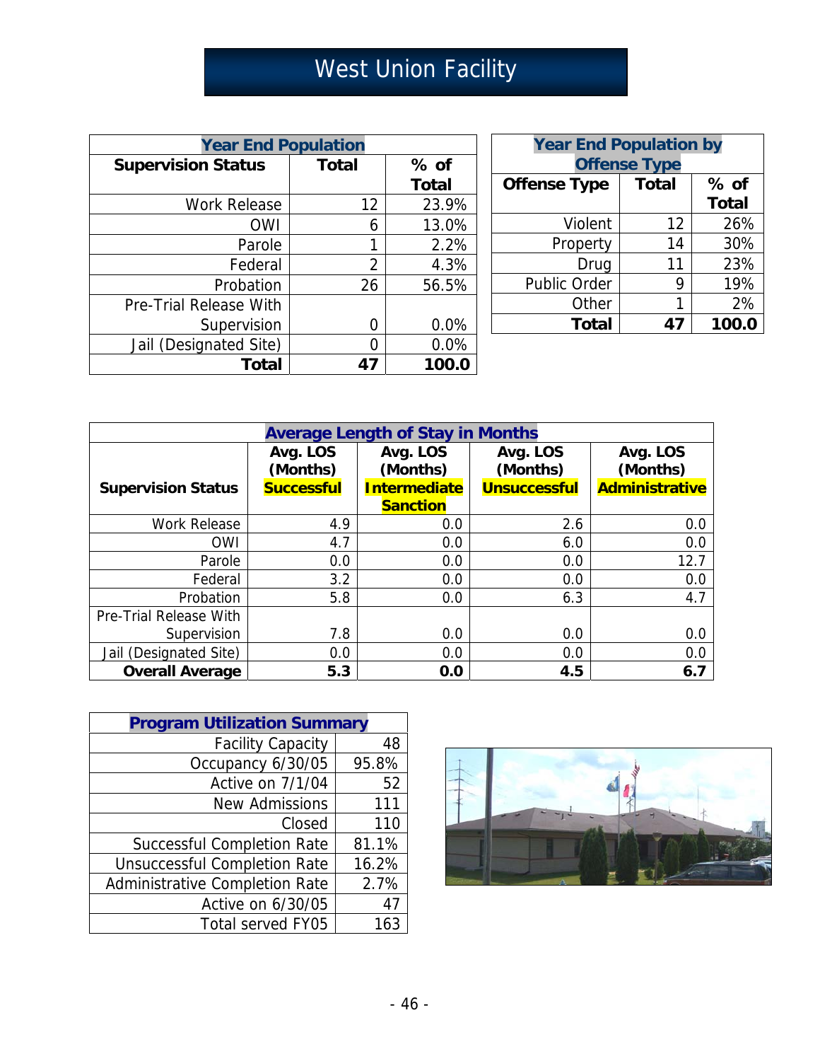# West Union Facility

| Year End Population | | |
|---|---|---|
| **Supervision Status** | **Total** | **% of Total** |
| Work Release | 12 | 23.9% |
| OWI | 6 | 13.0% |
| Parole | 1 | 2.2% |
| Federal | 2 | 4.3% |
| Probation | 26 | 56.5% |
| Pre-Trial Release With Supervision | 0 | 0.0% |
| Jail (Designated Site) | 0 | 0.0% |
| **Total** | **47** | **100.0** |

| Year End Population by Offense Type | | |
|---|---|---|
| **Offense Type** | **Total** | **% of Total** |
| Violent | 12 | 26% |
| Property | 14 | 30% |
| Drug | 11 | 23% |
| Public Order | 9 | 19% |
| Other | 1 | 2% |
| **Total** | **47** | **100.0** |

| Average Length of Stay in Months | | | | |
|---|---|---|---|---|
| **Supervision Status** | **Avg. LOS (Months) Successful** | **Avg. LOS (Months) Intermediate Sanction** | **Avg. LOS (Months) Unsuccessful** | **Avg. LOS (Months) Administrative** |
| Work Release | 4.9 | 0.0 | 2.6 | 0.0 |
| OWI | 4.7 | 0.0 | 6.0 | 0.0 |
| Parole | 0.0 | 0.0 | 0.0 | 12.7 |
| Federal | 3.2 | 0.0 | 0.0 | 0.0 |
| Probation | 5.8 | 0.0 | 6.3 | 4.7 |
| Pre-Trial Release With Supervision | 7.8 | 0.0 | 0.0 | 0.0 |
| Jail (Designated Site) | 0.0 | 0.0 | 0.0 | 0.0 |
| **Overall Average** | **5.3** | **0.0** | **4.5** | **6.7** |

| Program Utilization Summary | |
|---|---|
| Facility Capacity | 48 |
| Occupancy 6/30/05 | 95.8% |
| Active on 7/1/04 | 52 |
| New Admissions | 111 |
| Closed | 110 |
| Successful Completion Rate | 81.1% |
| Unsuccessful Completion Rate | 16.2% |
| Administrative Completion Rate | 2.7% |
| Active on 6/30/05 | 47 |
| Total served FY05 | 163 |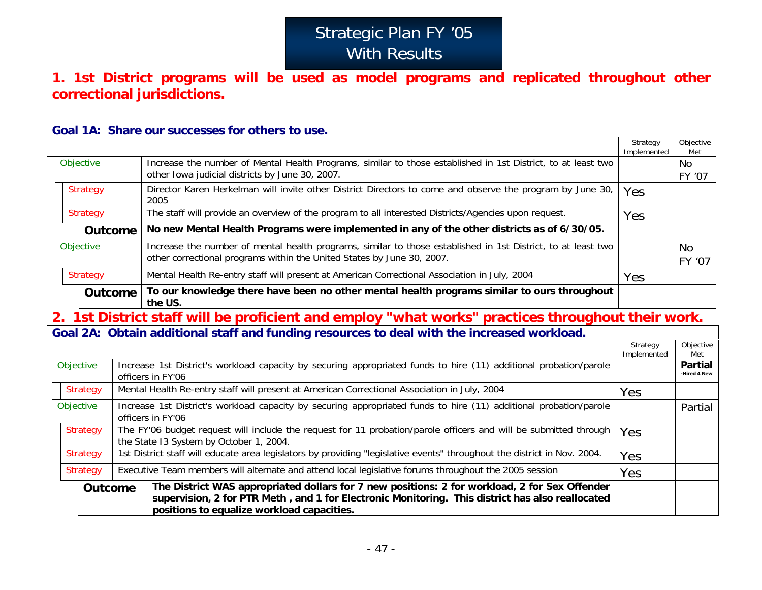# Strategic Plan FY '05 With Results

## 1. 1st District programs will be used as model programs and replicated throughout other correctional jurisdictions.

| Goal 1A: Share our successes for others to use. | | Strategy Implemented | Objective Met |
|---|---|---|---|
| Objective | Increase the number of Mental Health Programs, similar to those established in 1st District, to at least two other Iowa judicial districts by June 30, 2007. | | No FY '07 |
| Strategy | Director Karen Herkelman will invite other District Directors to come and observe the program by June 30, 2005 | Yes | |
| Strategy | The staff will provide an overview of the program to all interested Districts/Agencies upon request. | Yes | |
| **Outcome** | **No new Mental Health Programs were implemented in any of the other districts as of 6/30/05.** | | |
| Objective | Increase the number of mental health programs, similar to those established in 1st District, to at least two other correctional programs within the United States by June 30, 2007. | | No FY '07 |
| Strategy | Mental Health Re-entry staff will present at American Correctional Association in July, 2004 | Yes | |
| **Outcome** | **To our knowledge there have been no other mental health programs similar to ours throughout the US.** | | |

## 2. 1st District staff will be proficient and employ "what works" practices throughout their work.

| Goal 2A: Obtain additional staff and funding resources to deal with the increased workload. | | Strategy Implemented | Objective Met |
|---|---|---|---|
| Objective | Increase 1st District's workload capacity by securing appropriated funds to hire (11) additional probation/parole officers in FY'06 | | **Partial** -Hired 4 New |
| Strategy | Mental Health Re-entry staff will present at American Correctional Association in July, 2004 | Yes | |
| Objective | Increase 1st District's workload capacity by securing appropriated funds to hire (11) additional probation/parole officers in FY'06 | | Partial |
| Strategy | The FY'06 budget request will include the request for 11 probation/parole officers and will be submitted through the State I3 System by October 1, 2004. | Yes | |
| Strategy | 1st District staff will educate area legislators by providing "legislative events" throughout the district in Nov. 2004. | Yes | |
| Strategy | Executive Team members will alternate and attend local legislative forums throughout the 2005 session | Yes | |
| **Outcome** | **The District WAS appropriated dollars for 7 new positions: 2 for workload, 2 for Sex Offender supervision, 2 for PTR Meth , and 1 for Electronic Monitoring. This district has also reallocated positions to equalize workload capacities.** | | |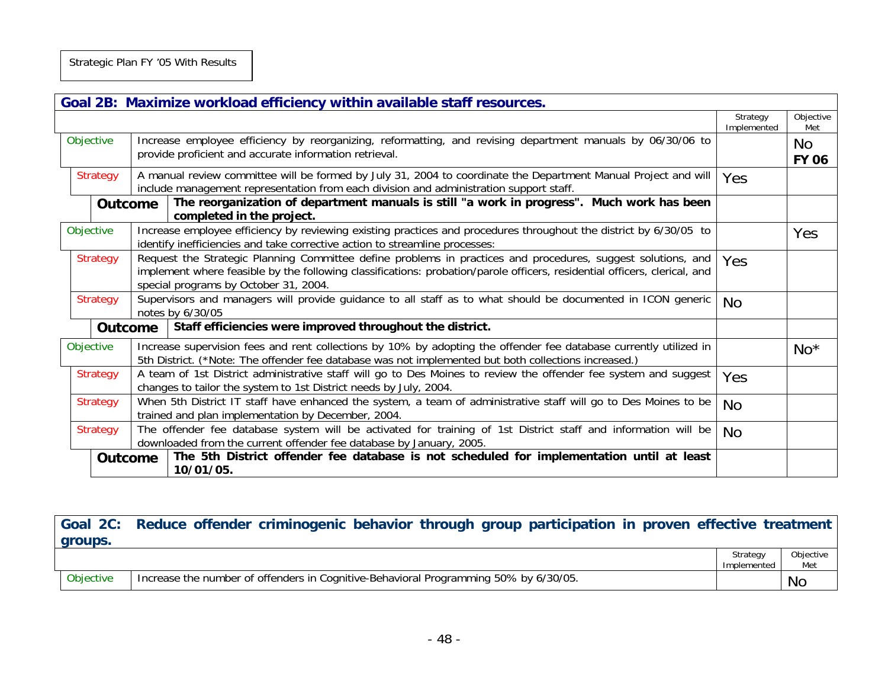Strategic Plan FY '05 With Results

| **Goal 2B: Maximize workload efficiency within available staff resources.** | | Strategy Implemented | Objective Met |
|---|---|---|---|
| Objective | Increase employee efficiency by reorganizing, reformatting, and revising department manuals by 06/30/06 to provide proficient and accurate information retrieval. | | No **FY 06** |
| Strategy | A manual review committee will be formed by July 31, 2004 to coordinate the Department Manual Project and will include management representation from each division and administration support staff. | Yes | |
| **Outcome** | **The reorganization of department manuals is still "a work in progress". Much work has been completed in the project.** | | |
| Objective | Increase employee efficiency by reviewing existing practices and procedures throughout the district by 6/30/05 to identify inefficiencies and take corrective action to streamline processes: | | Yes |
| Strategy | Request the Strategic Planning Committee define problems in practices and procedures, suggest solutions, and implement where feasible by the following classifications: probation/parole officers, residential officers, clerical, and special programs by October 31, 2004. | Yes | |
| Strategy | Supervisors and managers will provide guidance to all staff as to what should be documented in ICON generic notes by 6/30/05 | No | |
| **Outcome** | **Staff efficiencies were improved throughout the district.** | | |
| Objective | Increase supervision fees and rent collections by 10% by adopting the offender fee database currently utilized in 5th District. (*Note: The offender fee database was not implemented but both collections increased.) | | No* |
| Strategy | A team of 1st District administrative staff will go to Des Moines to review the offender fee system and suggest changes to tailor the system to 1st District needs by July, 2004. | Yes | |
| Strategy | When 5th District IT staff have enhanced the system, a team of administrative staff will go to Des Moines to be trained and plan implementation by December, 2004. | No | |
| Strategy | The offender fee database system will be activated for training of 1st District staff and information will be downloaded from the current offender fee database by January, 2005. | No | |
| **Outcome** | **The 5th District offender fee database is not scheduled for implementation until at least 10/01/05.** | | |

| **Goal 2C: Reduce offender criminogenic behavior through group participation in proven effective treatment groups.** | | Strategy Implemented | Objective Met |
|---|---|---|---|
| Objective | Increase the number of offenders in Cognitive-Behavioral Programming 50% by 6/30/05. | | No |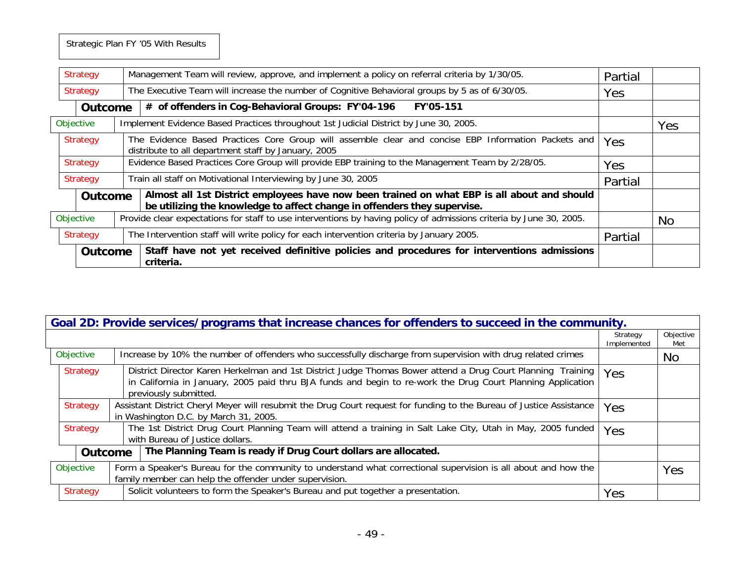Strategic Plan FY '05 With Results

| | | | |
|---|---|---|---|
| Strategy | Management Team will review, approve, and implement a policy on referral criteria by 1/30/05. | Partial | |
| Strategy | The Executive Team will increase the number of Cognitive Behavioral groups by 5 as of 6/30/05. | Yes | |
| **Outcome** | **# of offenders in Cog-Behavioral Groups: FY'04-196 FY'05-151** | | |
| Objective | Implement Evidence Based Practices throughout 1st Judicial District by June 30, 2005. | | Yes |
| Strategy | The Evidence Based Practices Core Group will assemble clear and concise EBP Information Packets and distribute to all department staff by January, 2005 | Yes | |
| Strategy | Evidence Based Practices Core Group will provide EBP training to the Management Team by 2/28/05. | Yes | |
| Strategy | Train all staff on Motivational Interviewing by June 30, 2005 | Partial | |
| **Outcome** | **Almost all 1st District employees have now been trained on what EBP is all about and should be utilizing the knowledge to affect change in offenders they supervise.** | | |
| Objective | Provide clear expectations for staff to use interventions by having policy of admissions criteria by June 30, 2005. | | No |
| Strategy | The Intervention staff will write policy for each intervention criteria by January 2005. | Partial | |
| **Outcome** | **Staff have not yet received definitive policies and procedures for interventions admissions criteria.** | | |

## Goal 2D: Provide services/programs that increase chances for offenders to succeed in the community.

| | | Strategy Implemented | Objective Met |
|---|---|---|---|
| Objective | Increase by 10% the number of offenders who successfully discharge from supervision with drug related crimes | | No |
| Strategy | District Director Karen Herkelman and 1st District Judge Thomas Bower attend a Drug Court Planning Training in California in January, 2005 paid thru BJA funds and begin to re-work the Drug Court Planning Application previously submitted. | Yes | |
| Strategy | Assistant District Cheryl Meyer will resubmit the Drug Court request for funding to the Bureau of Justice Assistance in Washington D.C. by March 31, 2005. | Yes | |
| Strategy | The 1st District Drug Court Planning Team will attend a training in Salt Lake City, Utah in May, 2005 funded with Bureau of Justice dollars. | Yes | |
| **Outcome** | **The Planning Team is ready if Drug Court dollars are allocated.** | | |
| Objective | Form a Speaker's Bureau for the community to understand what correctional supervision is all about and how the family member can help the offender under supervision. | | Yes |
| Strategy | Solicit volunteers to form the Speaker's Bureau and put together a presentation. | Yes | |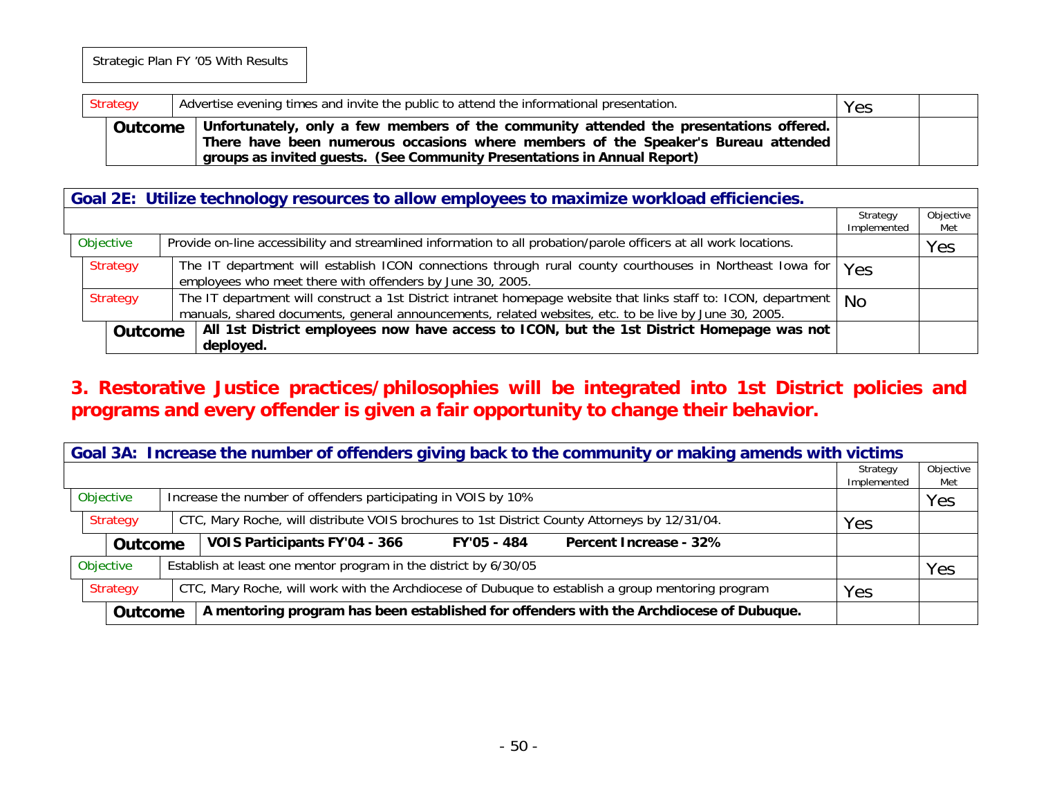Strategic Plan FY '05 With Results

| | | Strategy Implemented | Objective Met |
|---|---|---|---|
| Strategy | Advertise evening times and invite the public to attend the informational presentation. | Yes | |
| **Outcome** | **Unfortunately, only a few members of the community attended the presentations offered. There have been numerous occasions where members of the Speaker's Bureau attended groups as invited guests. (See Community Presentations in Annual Report)** | | |

| **Goal 2E: Utilize technology resources to allow employees to maximize workload efficiencies.** | | | |
|---|---|---|---|
| | | Strategy Implemented | Objective Met |
| Objective | Provide on-line accessibility and streamlined information to all probation/parole officers at all work locations. | | Yes |
| Strategy | The IT department will establish ICON connections through rural county courthouses in Northeast Iowa for employees who meet there with offenders by June 30, 2005. | Yes | |
| Strategy | The IT department will construct a 1st District intranet homepage website that links staff to: ICON, department manuals, shared documents, general announcements, related websites, etc. to be live by June 30, 2005. | No | |
| **Outcome** | **All 1st District employees now have access to ICON, but the 1st District Homepage was not deployed.** | | |

## 3. Restorative Justice practices/philosophies will be integrated into 1st District policies and programs and every offender is given a fair opportunity to change their behavior.

| **Goal 3A: Increase the number of offenders giving back to the community or making amends with victims** | | | |
|---|---|---|---|
| | | Strategy Implemented | Objective Met |
| Objective | Increase the number of offenders participating in VOIS by 10% | | Yes |
| Strategy | CTC, Mary Roche, will distribute VOIS brochures to 1st District County Attorneys by 12/31/04. | Yes | |
| **Outcome** | **VOIS Participants FY'04 - 366 FY'05 - 484 Percent Increase - 32%** | | |
| Objective | Establish at least one mentor program in the district by 6/30/05 | | Yes |
| Strategy | CTC, Mary Roche, will work with the Archdiocese of Dubuque to establish a group mentoring program | Yes | |
| **Outcome** | **A mentoring program has been established for offenders with the Archdiocese of Dubuque.** | | |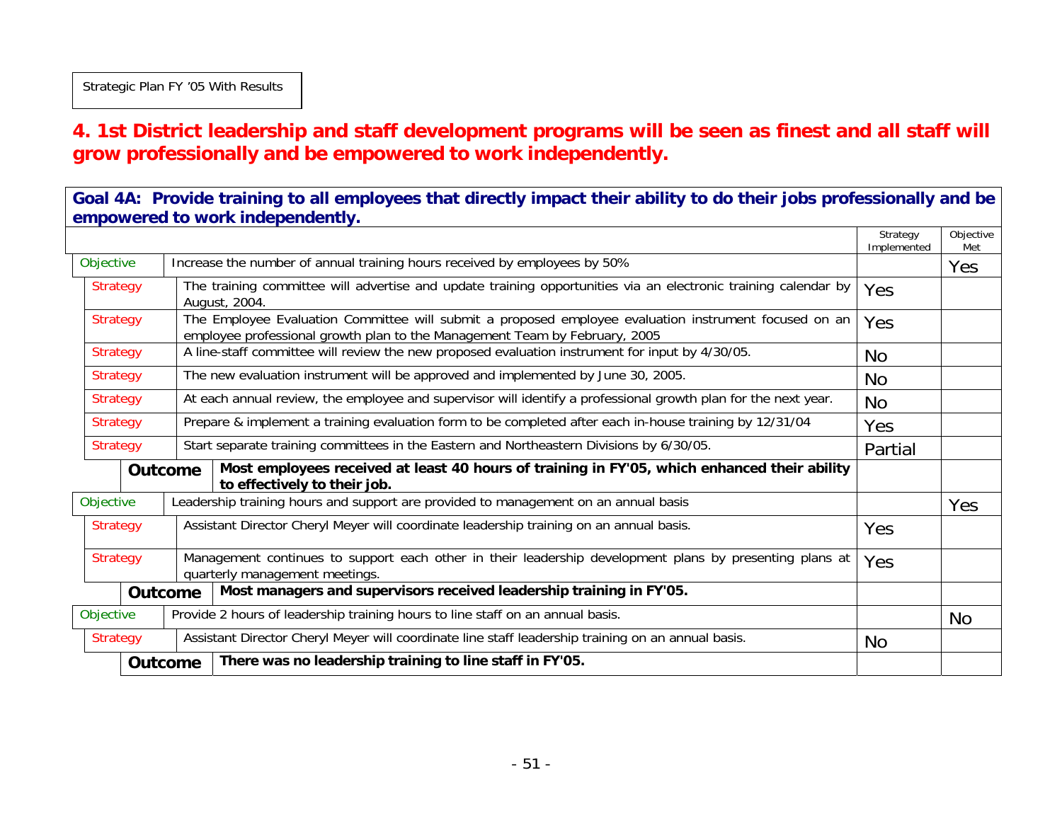Strategic Plan FY '05 With Results

## 4. 1st District leadership and staff development programs will be seen as finest and all staff will grow professionally and be empowered to work independently.

| **Goal 4A: Provide training to all employees that directly impact their ability to do their jobs professionally and be empowered to work independently.** | | Strategy Implemented | Objective Met |
|---|---|---|---|
| Objective | Increase the number of annual training hours received by employees by 50% | | Yes |
| Strategy | The training committee will advertise and update training opportunities via an electronic training calendar by August, 2004. | Yes | |
| Strategy | The Employee Evaluation Committee will submit a proposed employee evaluation instrument focused on an employee professional growth plan to the Management Team by February, 2005 | Yes | |
| Strategy | A line-staff committee will review the new proposed evaluation instrument for input by 4/30/05. | No | |
| Strategy | The new evaluation instrument will be approved and implemented by June 30, 2005. | No | |
| Strategy | At each annual review, the employee and supervisor will identify a professional growth plan for the next year. | No | |
| Strategy | Prepare & implement a training evaluation form to be completed after each in-house training by 12/31/04 | Yes | |
| Strategy | Start separate training committees in the Eastern and Northeastern Divisions by 6/30/05. | Partial | |
| **Outcome** | **Most employees received at least 40 hours of training in FY'05, which enhanced their ability to effectively to their job.** | | |
| Objective | Leadership training hours and support are provided to management on an annual basis | | Yes |
| Strategy | Assistant Director Cheryl Meyer will coordinate leadership training on an annual basis. | Yes | |
| Strategy | Management continues to support each other in their leadership development plans by presenting plans at quarterly management meetings. | Yes | |
| **Outcome** | **Most managers and supervisors received leadership training in FY'05.** | | |
| Objective | Provide 2 hours of leadership training hours to line staff on an annual basis. | | No |
| Strategy | Assistant Director Cheryl Meyer will coordinate line staff leadership training on an annual basis. | No | |
| **Outcome** | **There was no leadership training to line staff in FY'05.** | | |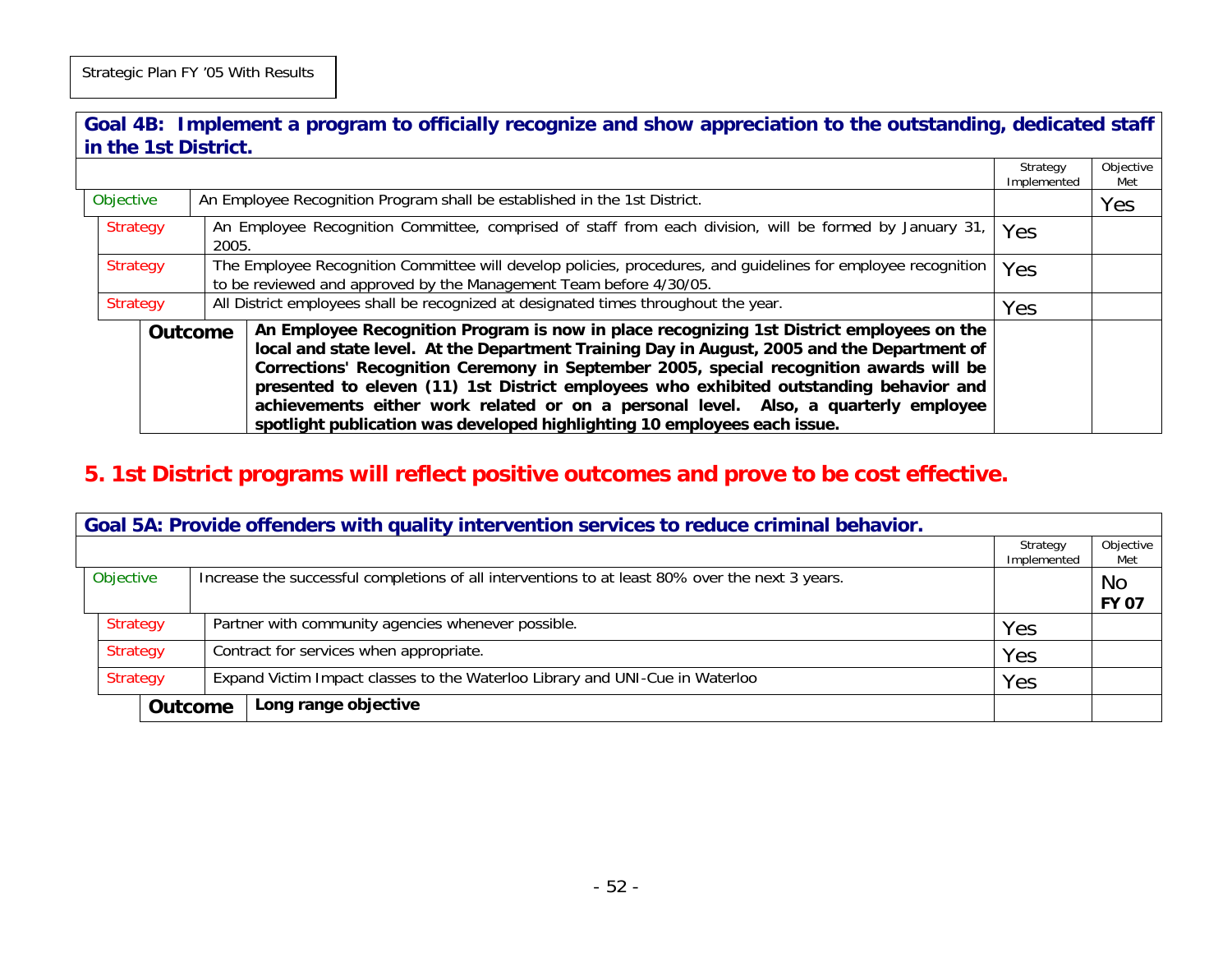Strategic Plan FY '05 With Results

## Goal 4B: Implement a program to officially recognize and show appreciation to the outstanding, dedicated staff in the 1st District.

| | | Strategy Implemented | Objective Met |
|---|---|---|---|
| Objective | An Employee Recognition Program shall be established in the 1st District. | | Yes |
| Strategy | An Employee Recognition Committee, comprised of staff from each division, will be formed by January 31, 2005. | Yes | |
| Strategy | The Employee Recognition Committee will develop policies, procedures, and guidelines for employee recognition to be reviewed and approved by the Management Team before 4/30/05. | Yes | |
| Strategy | All District employees shall be recognized at designated times throughout the year. | Yes | |
| **Outcome** | **An Employee Recognition Program is now in place recognizing 1st District employees on the local and state level. At the Department Training Day in August, 2005 and the Department of Corrections' Recognition Ceremony in September 2005, special recognition awards will be presented to eleven (11) 1st District employees who exhibited outstanding behavior and achievements either work related or on a personal level. Also, a quarterly employee spotlight publication was developed highlighting 10 employees each issue.** | | |

# 5. 1st District programs will reflect positive outcomes and prove to be cost effective.

## Goal 5A: Provide offenders with quality intervention services to reduce criminal behavior.

| | | Strategy Implemented | Objective Met |
|---|---|---|---|
| Objective | Increase the successful completions of all interventions to at least 80% over the next 3 years. | | No **FY 07** |
| Strategy | Partner with community agencies whenever possible. | Yes | |
| Strategy | Contract for services when appropriate. | Yes | |
| Strategy | Expand Victim Impact classes to the Waterloo Library and UNI-Cue in Waterloo | Yes | |
| **Outcome** | **Long range objective** | | |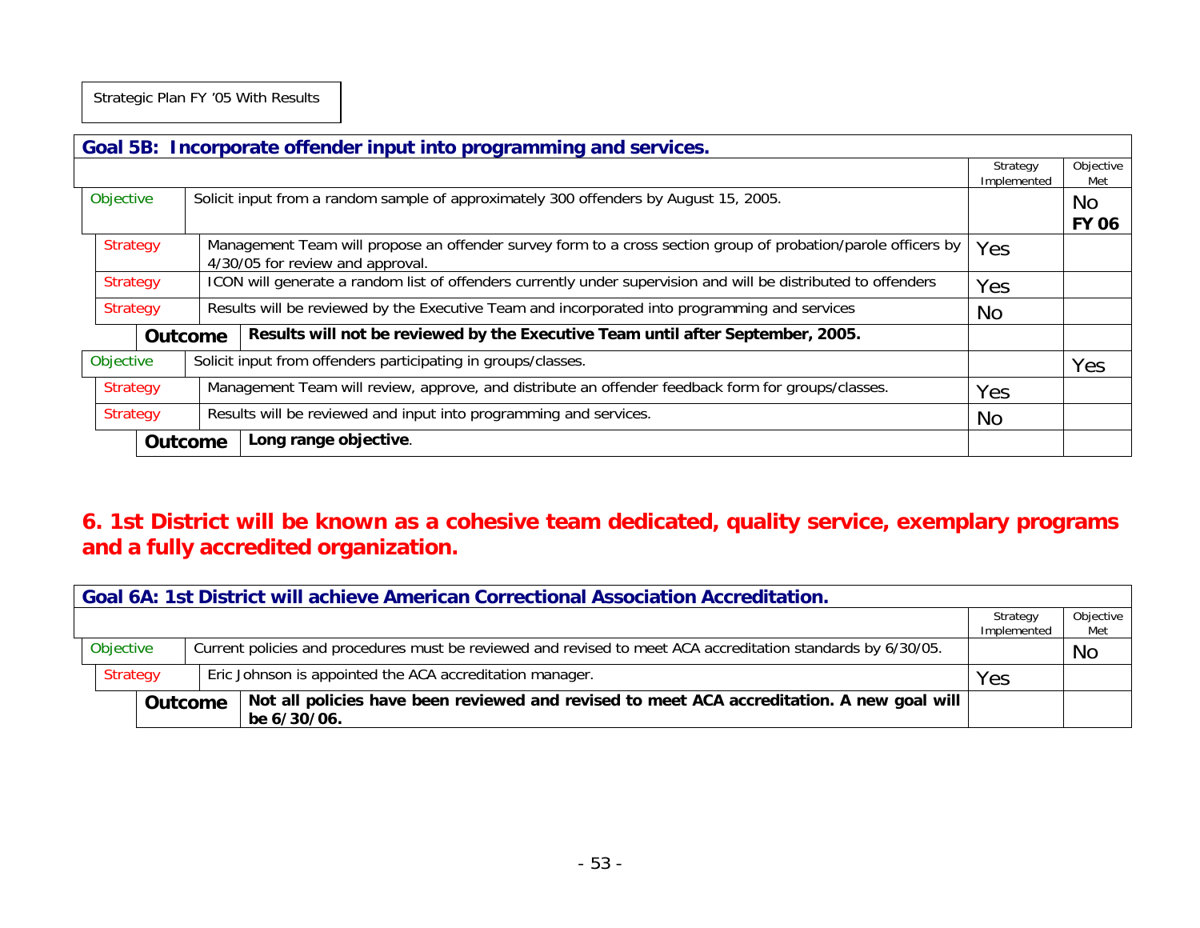Strategic Plan FY '05 With Results

| **Goal 5B: Incorporate offender input into programming and services.** | | | |
|---|---|---|---|
| | | Strategy Implemented | Objective Met |
| Objective | Solicit input from a random sample of approximately 300 offenders by August 15, 2005. | | No **FY 06** |
| Strategy | Management Team will propose an offender survey form to a cross section group of probation/parole officers by 4/30/05 for review and approval. | Yes | |
| Strategy | ICON will generate a random list of offenders currently under supervision and will be distributed to offenders | Yes | |
| Strategy | Results will be reviewed by the Executive Team and incorporated into programming and services | No | |
| **Outcome** | **Results will not be reviewed by the Executive Team until after September, 2005.** | | |
| Objective | Solicit input from offenders participating in groups/classes. | | Yes |
| Strategy | Management Team will review, approve, and distribute an offender feedback form for groups/classes. | Yes | |
| Strategy | Results will be reviewed and input into programming and services. | No | |
| **Outcome** | **Long range objective**. | | |

## 6. 1st District will be known as a cohesive team dedicated, quality service, exemplary programs and a fully accredited organization.

| **Goal 6A: 1st District will achieve American Correctional Association Accreditation.** | | | |
|---|---|---|---|
| | | Strategy Implemented | Objective Met |
| Objective | Current policies and procedures must be reviewed and revised to meet ACA accreditation standards by 6/30/05. | | No |
| Strategy | Eric Johnson is appointed the ACA accreditation manager. | Yes | |
| **Outcome** | **Not all policies have been reviewed and revised to meet ACA accreditation. A new goal will be 6/30/06.** | | |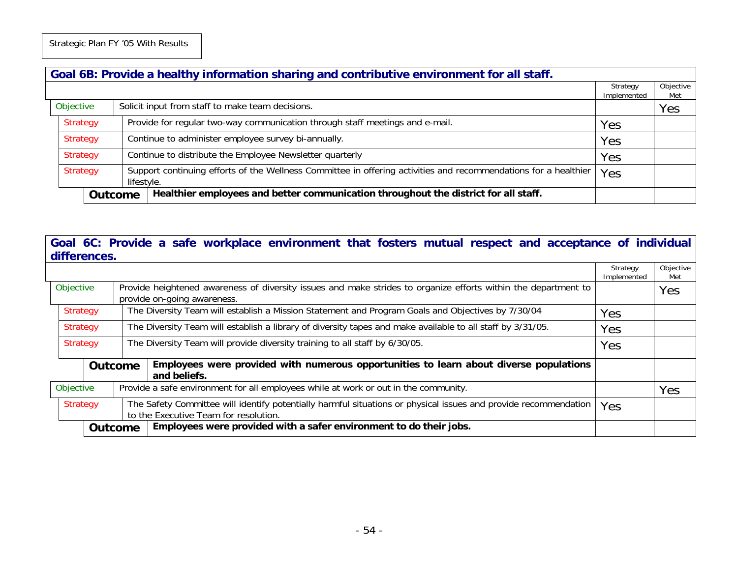Strategic Plan FY '05 With Results

## Goal 6B: Provide a healthy information sharing and contributive environment for all staff.

| | | Strategy Implemented | Objective Met |
|---|---|---|---|
| Objective | Solicit input from staff to make team decisions. | | Yes |
| Strategy | Provide for regular two-way communication through staff meetings and e-mail. | Yes | |
| Strategy | Continue to administer employee survey bi-annually. | Yes | |
| Strategy | Continue to distribute the Employee Newsletter quarterly | Yes | |
| Strategy | Support continuing efforts of the Wellness Committee in offering activities and recommendations for a healthier lifestyle. | Yes | |
| **Outcome** | **Healthier employees and better communication throughout the district for all staff.** | | |

## Goal 6C: Provide a safe workplace environment that fosters mutual respect and acceptance of individual differences.

| | | Strategy Implemented | Objective Met |
|---|---|---|---|
| Objective | Provide heightened awareness of diversity issues and make strides to organize efforts within the department to provide on-going awareness. | | Yes |
| Strategy | The Diversity Team will establish a Mission Statement and Program Goals and Objectives by 7/30/04 | Yes | |
| Strategy | The Diversity Team will establish a library of diversity tapes and make available to all staff by 3/31/05. | Yes | |
| Strategy | The Diversity Team will provide diversity training to all staff by 6/30/05. | Yes | |
| **Outcome** | **Employees were provided with numerous opportunities to learn about diverse populations and beliefs.** | | |
| Objective | Provide a safe environment for all employees while at work or out in the community. | | Yes |
| Strategy | The Safety Committee will identify potentially harmful situations or physical issues and provide recommendation to the Executive Team for resolution. | Yes | |
| **Outcome** | **Employees were provided with a safer environment to do their jobs.** | | |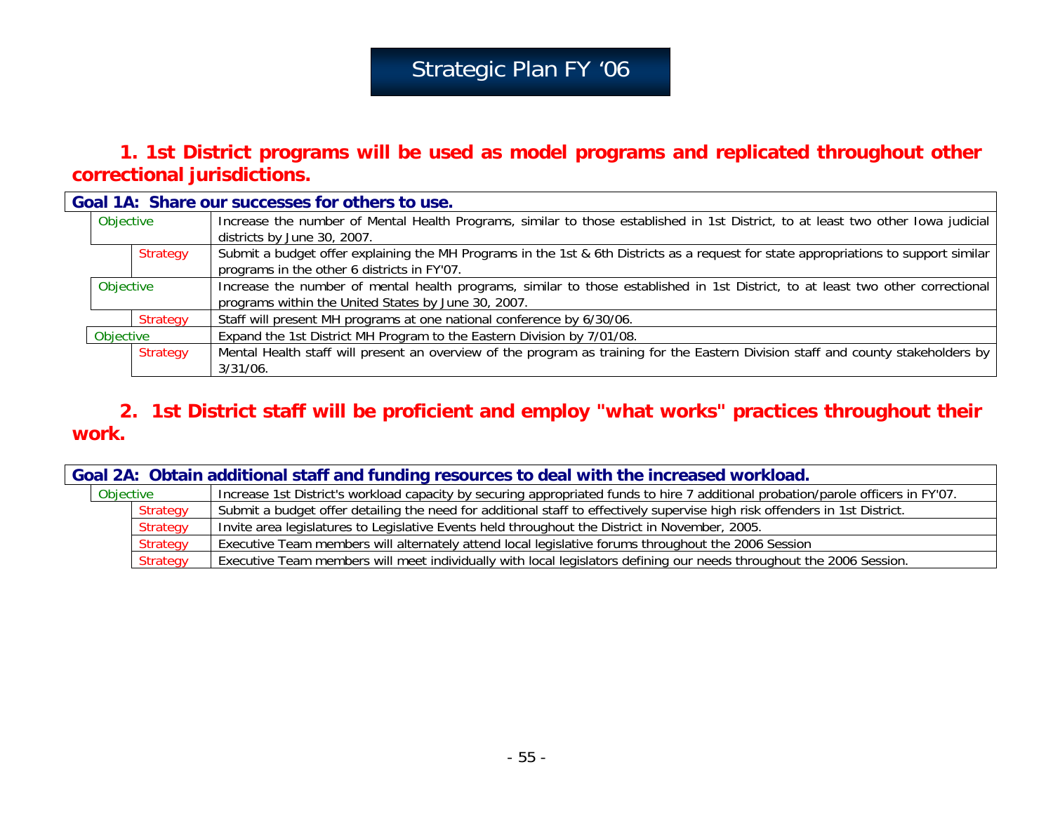# Strategic Plan FY '06

## 1. 1st District programs will be used as model programs and replicated throughout other correctional jurisdictions.

| Goal 1A: Share our successes for others to use. | | |
|---|---|---|
| Objective | | Increase the number of Mental Health Programs, similar to those established in 1st District, to at least two other Iowa judicial districts by June 30, 2007. |
| | Strategy | Submit a budget offer explaining the MH Programs in the 1st & 6th Districts as a request for state appropriations to support similar programs in the other 6 districts in FY'07. |
| Objective | | Increase the number of mental health programs, similar to those established in 1st District, to at least two other correctional programs within the United States by June 30, 2007. |
| | Strategy | Staff will present MH programs at one national conference by 6/30/06. |
| Objective | | Expand the 1st District MH Program to the Eastern Division by 7/01/08. |
| | Strategy | Mental Health staff will present an overview of the program as training for the Eastern Division staff and county stakeholders by 3/31/06. |

## 2. 1st District staff will be proficient and employ "what works" practices throughout their work.

| Goal 2A: Obtain additional staff and funding resources to deal with the increased workload. | | |
|---|---|---|
| Objective | | Increase 1st District's workload capacity by securing appropriated funds to hire 7 additional probation/parole officers in FY'07. |
| | Strategy | Submit a budget offer detailing the need for additional staff to effectively supervise high risk offenders in 1st District. |
| | Strategy | Invite area legislatures to Legislative Events held throughout the District in November, 2005. |
| | Strategy | Executive Team members will alternately attend local legislative forums throughout the 2006 Session |
| | Strategy | Executive Team members will meet individually with local legislators defining our needs throughout the 2006 Session. |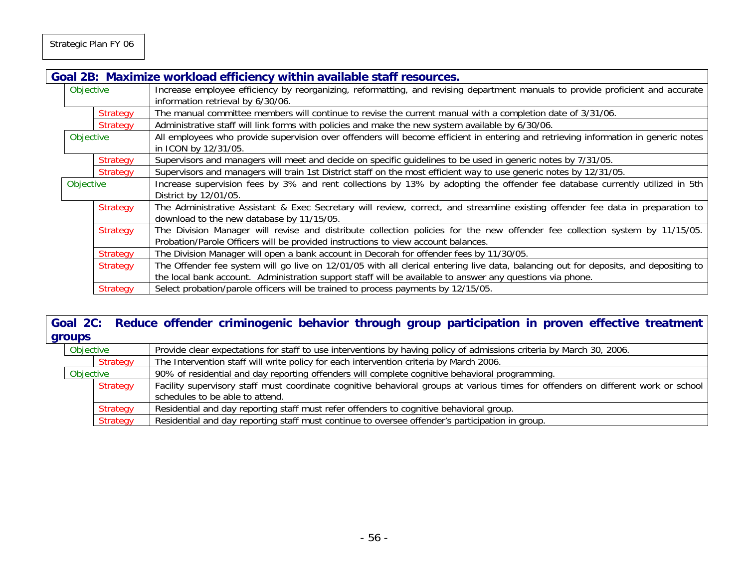## Goal 2B: Maximize workload efficiency within available staff resources.

| | |
|---|---|
| Objective | Increase employee efficiency by reorganizing, reformatting, and revising department manuals to provide proficient and accurate information retrieval by 6/30/06. |
| Strategy | The manual committee members will continue to revise the current manual with a completion date of 3/31/06. |
| Strategy | Administrative staff will link forms with policies and make the new system available by 6/30/06. |
| Objective | All employees who provide supervision over offenders will become efficient in entering and retrieving information in generic notes in ICON by 12/31/05. |
| Strategy | Supervisors and managers will meet and decide on specific guidelines to be used in generic notes by 7/31/05. |
| Strategy | Supervisors and managers will train 1st District staff on the most efficient way to use generic notes by 12/31/05. |
| Objective | Increase supervision fees by 3% and rent collections by 13% by adopting the offender fee database currently utilized in 5th District by 12/01/05. |
| Strategy | The Administrative Assistant & Exec Secretary will review, correct, and streamline existing offender fee data in preparation to download to the new database by 11/15/05. |
| Strategy | The Division Manager will revise and distribute collection policies for the new offender fee collection system by 11/15/05. Probation/Parole Officers will be provided instructions to view account balances. |
| Strategy | The Division Manager will open a bank account in Decorah for offender fees by 11/30/05. |
| Strategy | The Offender fee system will go live on 12/01/05 with all clerical entering live data, balancing out for deposits, and depositing to the local bank account. Administration support staff will be available to answer any questions via phone. |
| Strategy | Select probation/parole officers will be trained to process payments by 12/15/05. |

## Goal 2C: Reduce offender criminogenic behavior through group participation in proven effective treatment groups

| | |
|---|---|
| Objective | Provide clear expectations for staff to use interventions by having policy of admissions criteria by March 30, 2006. |
| Strategy | The Intervention staff will write policy for each intervention criteria by March 2006. |
| Objective | 90% of residential and day reporting offenders will complete cognitive behavioral programming. |
| Strategy | Facility supervisory staff must coordinate cognitive behavioral groups at various times for offenders on different work or school schedules to be able to attend. |
| Strategy | Residential and day reporting staff must refer offenders to cognitive behavioral group. |
| Strategy | Residential and day reporting staff must continue to oversee offender's participation in group. |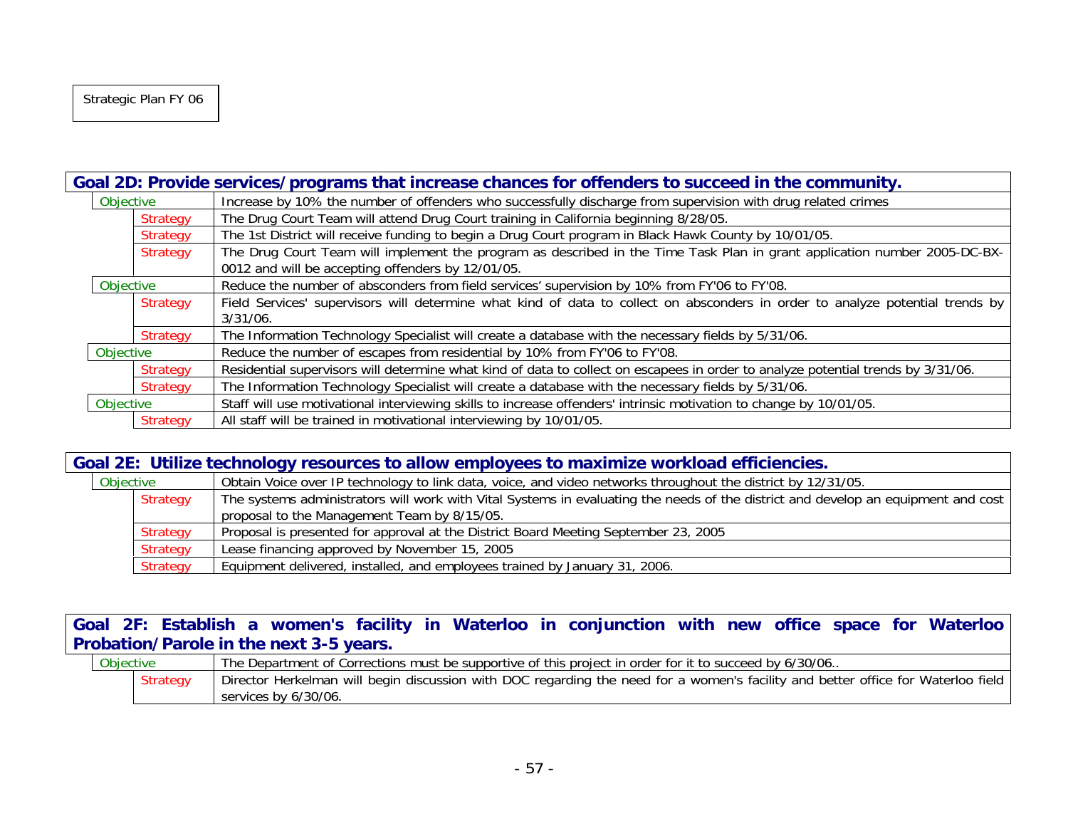Strategic Plan FY 06

| Goal 2D: Provide services/programs that increase chances for offenders to succeed in the community. | | |
|---|---|---|
| Objective | | Increase by 10% the number of offenders who successfully discharge from supervision with drug related crimes |
| | Strategy | The Drug Court Team will attend Drug Court training in California beginning 8/28/05. |
| | Strategy | The 1st District will receive funding to begin a Drug Court program in Black Hawk County by 10/01/05. |
| | Strategy | The Drug Court Team will implement the program as described in the Time Task Plan in grant application number 2005-DC-BX-0012 and will be accepting offenders by 12/01/05. |
| Objective | | Reduce the number of absconders from field services' supervision by 10% from FY'06 to FY'08. |
| | Strategy | Field Services' supervisors will determine what kind of data to collect on absconders in order to analyze potential trends by 3/31/06. |
| | Strategy | The Information Technology Specialist will create a database with the necessary fields by 5/31/06. |
| Objective | | Reduce the number of escapes from residential by 10% from FY'06 to FY'08. |
| | Strategy | Residential supervisors will determine what kind of data to collect on escapees in order to analyze potential trends by 3/31/06. |
| | Strategy | The Information Technology Specialist will create a database with the necessary fields by 5/31/06. |
| Objective | | Staff will use motivational interviewing skills to increase offenders' intrinsic motivation to change by 10/01/05. |
| | Strategy | All staff will be trained in motivational interviewing by 10/01/05. |

| Goal 2E: Utilize technology resources to allow employees to maximize workload efficiencies. | | |
|---|---|---|
| Objective | | Obtain Voice over IP technology to link data, voice, and video networks throughout the district by 12/31/05. |
| | Strategy | The systems administrators will work with Vital Systems in evaluating the needs of the district and develop an equipment and cost proposal to the Management Team by 8/15/05. |
| | Strategy | Proposal is presented for approval at the District Board Meeting September 23, 2005 |
| | Strategy | Lease financing approved by November 15, 2005 |
| | Strategy | Equipment delivered, installed, and employees trained by January 31, 2006. |

| Goal 2F: Establish a women's facility in Waterloo in conjunction with new office space for Waterloo Probation/Parole in the next 3-5 years. | | |
|---|---|---|
| Objective | | The Department of Corrections must be supportive of this project in order for it to succeed by 6/30/06.. |
| | Strategy | Director Herkelman will begin discussion with DOC regarding the need for a women's facility and better office for Waterloo field services by 6/30/06. |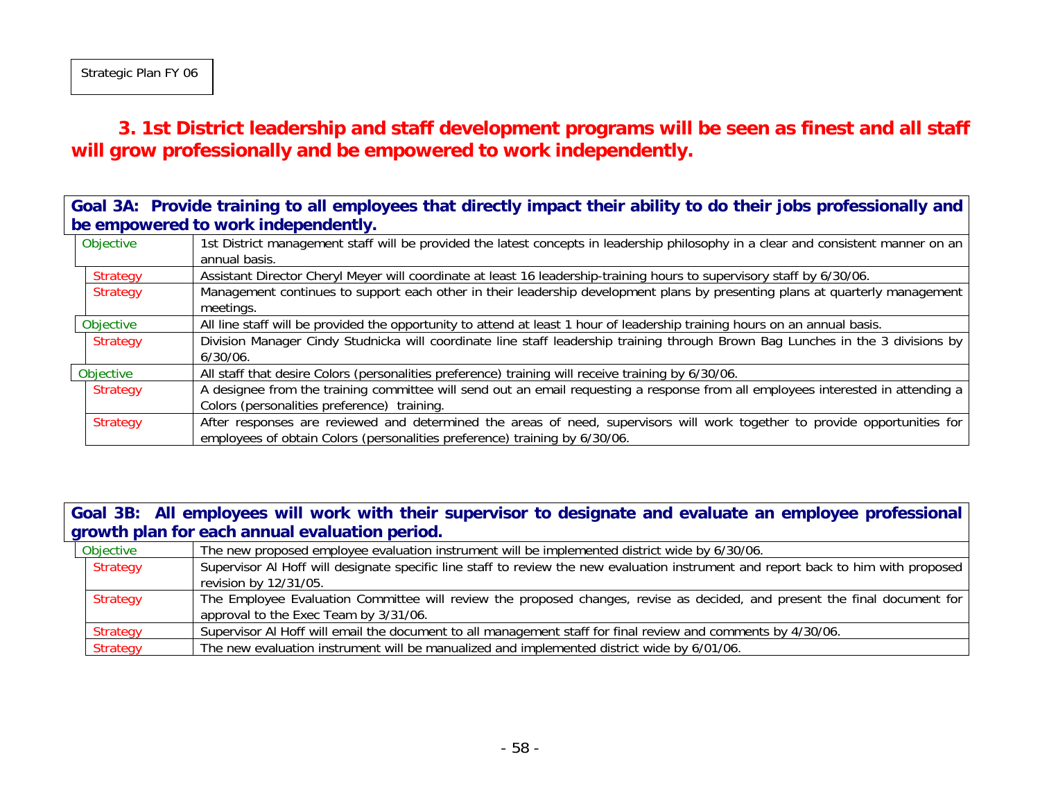Strategic Plan FY 06

## 3. 1st District leadership and staff development programs will be seen as finest and all staff will grow professionally and be empowered to work independently.

| **Goal 3A: Provide training to all employees that directly impact their ability to do their jobs professionally and be empowered to work independently.** | |
|---|---|
| Objective | 1st District management staff will be provided the latest concepts in leadership philosophy in a clear and consistent manner on an annual basis. |
| Strategy | Assistant Director Cheryl Meyer will coordinate at least 16 leadership-training hours to supervisory staff by 6/30/06. |
| Strategy | Management continues to support each other in their leadership development plans by presenting plans at quarterly management meetings. |
| Objective | All line staff will be provided the opportunity to attend at least 1 hour of leadership training hours on an annual basis. |
| Strategy | Division Manager Cindy Studnicka will coordinate line staff leadership training through Brown Bag Lunches in the 3 divisions by 6/30/06. |
| Objective | All staff that desire Colors (personalities preference) training will receive training by 6/30/06. |
| Strategy | A designee from the training committee will send out an email requesting a response from all employees interested in attending a Colors (personalities preference) training. |
| Strategy | After responses are reviewed and determined the areas of need, supervisors will work together to provide opportunities for employees of obtain Colors (personalities preference) training by 6/30/06. |

| **Goal 3B: All employees will work with their supervisor to designate and evaluate an employee professional growth plan for each annual evaluation period.** | |
|---|---|
| Objective | The new proposed employee evaluation instrument will be implemented district wide by 6/30/06. |
| Strategy | Supervisor Al Hoff will designate specific line staff to review the new evaluation instrument and report back to him with proposed revision by 12/31/05. |
| Strategy | The Employee Evaluation Committee will review the proposed changes, revise as decided, and present the final document for approval to the Exec Team by 3/31/06. |
| Strategy | Supervisor Al Hoff will email the document to all management staff for final review and comments by 4/30/06. |
| Strategy | The new evaluation instrument will be manualized and implemented district wide by 6/01/06. |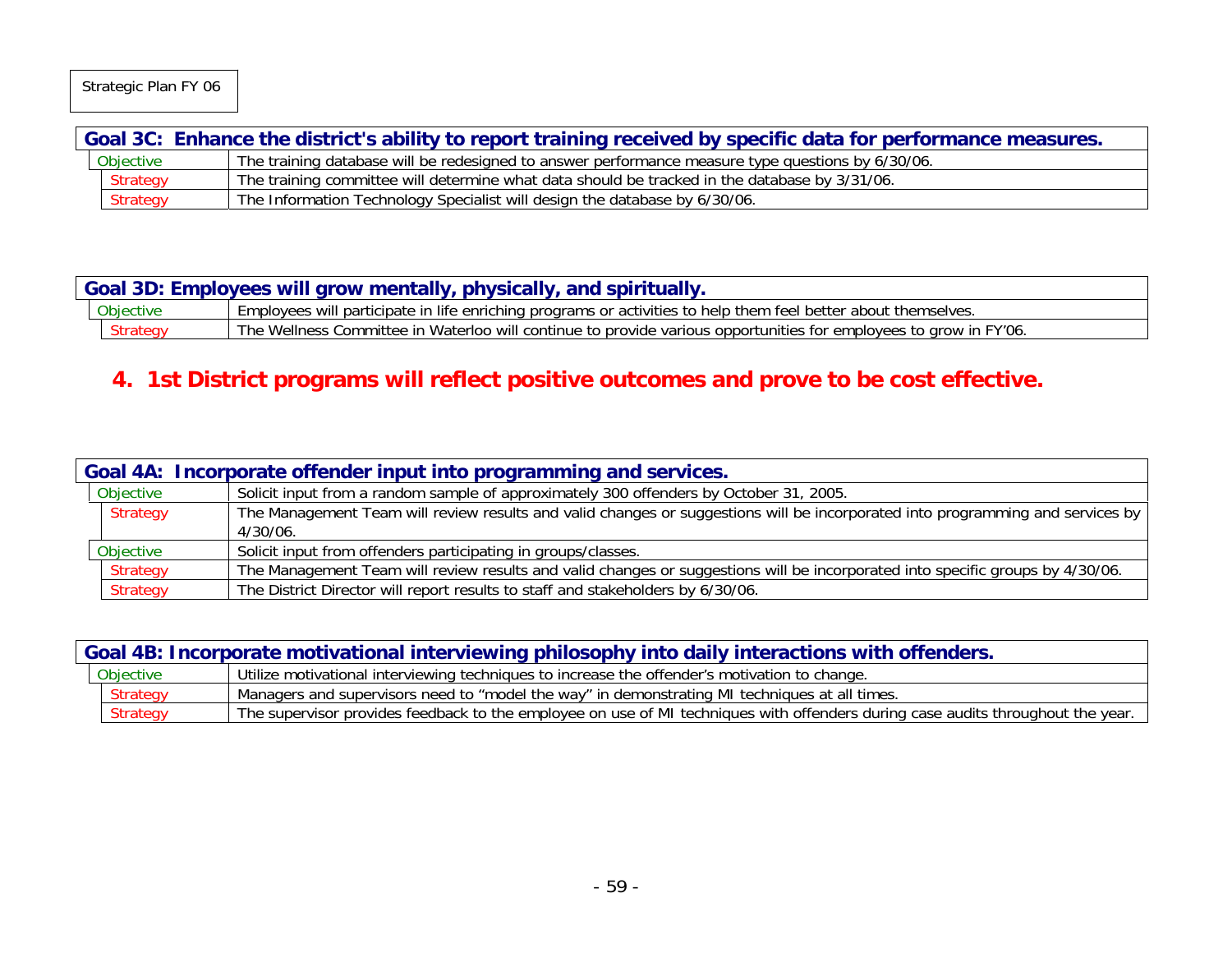| Goal 3C: Enhance the district's ability to report training received by specific data for performance measures. | |
|---|---|
| Objective | The training database will be redesigned to answer performance measure type questions by 6/30/06. |
| Strategy | The training committee will determine what data should be tracked in the database by 3/31/06. |
| Strategy | The Information Technology Specialist will design the database by 6/30/06. |

| Goal 3D: Employees will grow mentally, physically, and spiritually. | |
|---|---|
| Objective | Employees will participate in life enriching programs or activities to help them feel better about themselves. |
| Strategy | The Wellness Committee in Waterloo will continue to provide various opportunities for employees to grow in FY'06. |

## 4. 1st District programs will reflect positive outcomes and prove to be cost effective.

| Goal 4A: Incorporate offender input into programming and services. | |
|---|---|
| Objective | Solicit input from a random sample of approximately 300 offenders by October 31, 2005. |
| Strategy | The Management Team will review results and valid changes or suggestions will be incorporated into programming and services by 4/30/06. |
| Objective | Solicit input from offenders participating in groups/classes. |
| Strategy | The Management Team will review results and valid changes or suggestions will be incorporated into specific groups by 4/30/06. |
| Strategy | The District Director will report results to staff and stakeholders by 6/30/06. |

| Goal 4B: Incorporate motivational interviewing philosophy into daily interactions with offenders. | |
|---|---|
| Objective | Utilize motivational interviewing techniques to increase the offender's motivation to change. |
| Strategy | Managers and supervisors need to "model the way" in demonstrating MI techniques at all times. |
| Strategy | The supervisor provides feedback to the employee on use of MI techniques with offenders during case audits throughout the year. |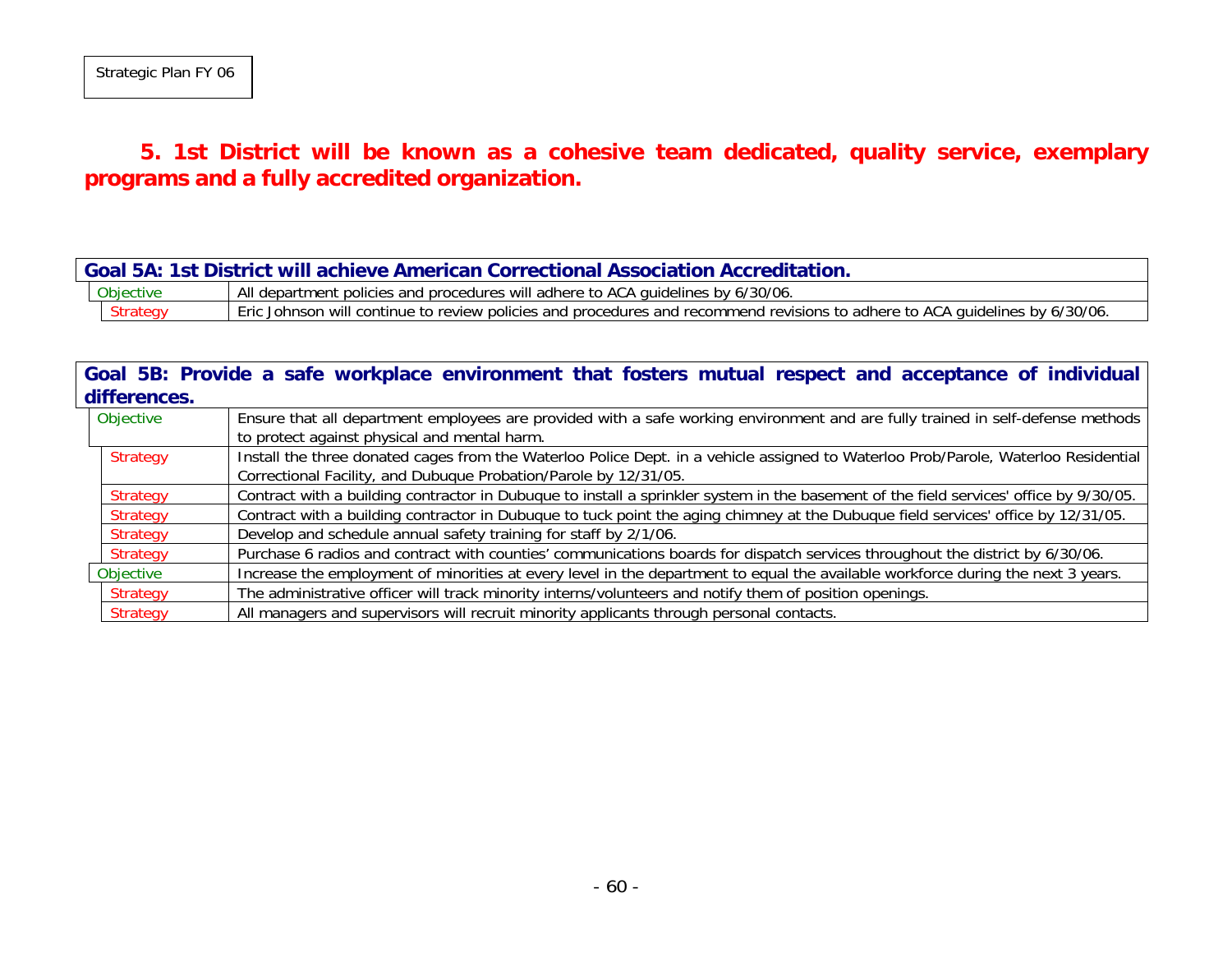# 5. 1st District will be known as a cohesive team dedicated, quality service, exemplary programs and a fully accredited organization.

| **Goal 5A: 1st District will achieve American Correctional Association Accreditation.** | |
|---|---|
| Objective | All department policies and procedures will adhere to ACA guidelines by 6/30/06. |
| Strategy | Eric Johnson will continue to review policies and procedures and recommend revisions to adhere to ACA guidelines by 6/30/06. |

| **Goal 5B: Provide a safe workplace environment that fosters mutual respect and acceptance of individual differences.** | |
|---|---|
| Objective | Ensure that all department employees are provided with a safe working environment and are fully trained in self-defense methods to protect against physical and mental harm. |
| Strategy | Install the three donated cages from the Waterloo Police Dept. in a vehicle assigned to Waterloo Prob/Parole, Waterloo Residential Correctional Facility, and Dubuque Probation/Parole by 12/31/05. |
| Strategy | Contract with a building contractor in Dubuque to install a sprinkler system in the basement of the field services' office by 9/30/05. |
| Strategy | Contract with a building contractor in Dubuque to tuck point the aging chimney at the Dubuque field services' office by 12/31/05. |
| Strategy | Develop and schedule annual safety training for staff by 2/1/06. |
| Strategy | Purchase 6 radios and contract with counties' communications boards for dispatch services throughout the district by 6/30/06. |
| Objective | Increase the employment of minorities at every level in the department to equal the available workforce during the next 3 years. |
| Strategy | The administrative officer will track minority interns/volunteers and notify them of position openings. |
| Strategy | All managers and supervisors will recruit minority applicants through personal contacts. |